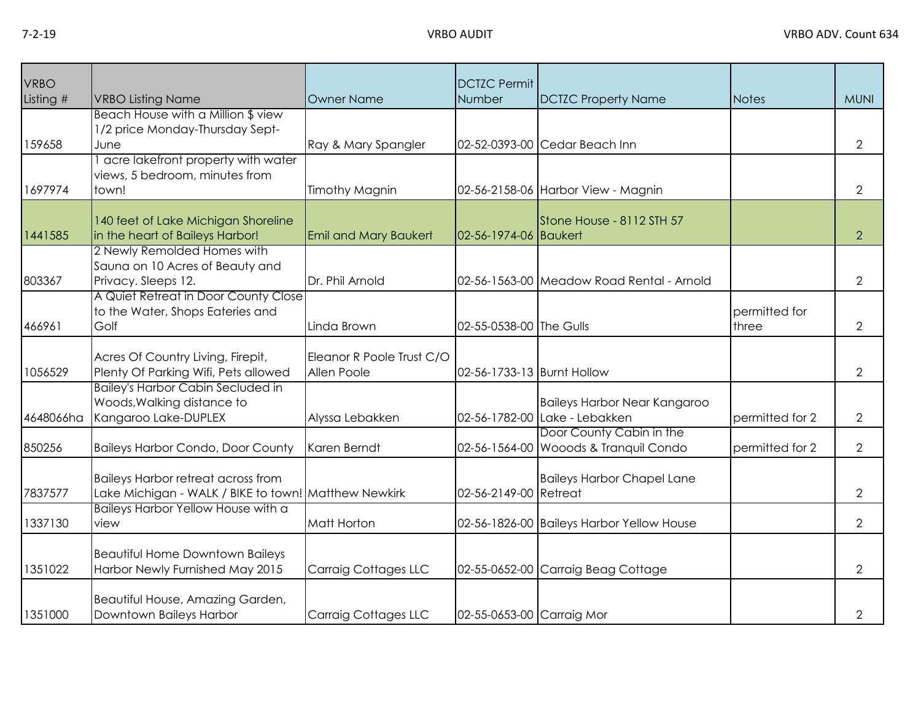7-2-19 VRBO AUDIT VRBO ADV. Count 634

| VRBO Listing # | VRBO Listing Name | Owner Name | DCTZC Permit Number | DCTZC Property Name | Notes | MUNI |
|---|---|---|---|---|---|---|
| 159658 | Beach House with a Million $ view 1/2 price Monday-Thursday Sept-June | Ray & Mary Spangler | 02-52-0393-00 | Cedar Beach Inn | | 2 |
| 1697974 | 1 acre lakefront property with water views, 5 bedroom, minutes from town! | Timothy Magnin | 02-56-2158-06 | Harbor View - Magnin | | 2 |
| 1441585 | 140 feet of Lake Michigan Shoreline in the heart of Baileys Harbor! | Emil and Mary Baukert | 02-56-1974-06 | Stone House - 8112 STH 57 Baukert | | 2 |
| 803367 | 2 Newly Remolded Homes with Sauna on 10 Acres of Beauty and Privacy. Sleeps 12. | Dr. Phil Arnold | 02-56-1563-00 | Meadow Road Rental - Arnold | | 2 |
| 466961 | A Quiet Retreat in Door County Close to the Water, Shops Eateries and Golf | Linda Brown | 02-55-0538-00 | The Gulls | permitted for three | 2 |
| 1056529 | Acres Of Country Living, Firepit, Plenty Of Parking Wifi, Pets allowed | Eleanor R Poole Trust C/O Allen Poole | 02-56-1733-13 | Burnt Hollow | | 2 |
| 4648066ha | Bailey's Harbor Cabin Secluded in Woods,Walking distance to Kangaroo Lake-DUPLEX | Alyssa Lebakken | 02-56-1782-00 | Baileys Harbor Near Kangaroo Lake - Lebakken | permitted for 2 | 2 |
| 850256 | Baileys Harbor Condo, Door County | Karen Berndt | 02-56-1564-00 | Door County Cabin in the Wooods & Tranquil Condo | permitted for 2 | 2 |
| 7837577 | Baileys Harbor retreat across from Lake Michigan - WALK / BIKE to town! | Matthew Newkirk | 02-56-2149-00 | Baileys Harbor Chapel Lane Retreat | | 2 |
| 1337130 | Baileys Harbor Yellow House with a view | Matt Horton | 02-56-1826-00 | Baileys Harbor Yellow House | | 2 |
| 1351022 | Beautiful Home Downtown Baileys Harbor Newly Furnished May 2015 | Carraig Cottages LLC | 02-55-0652-00 | Carraig Beag Cottage | | 2 |
| 1351000 | Beautiful House, Amazing Garden, Downtown Baileys Harbor | Carraig Cottages LLC | 02-55-0653-00 | Carraig Mor | | 2 |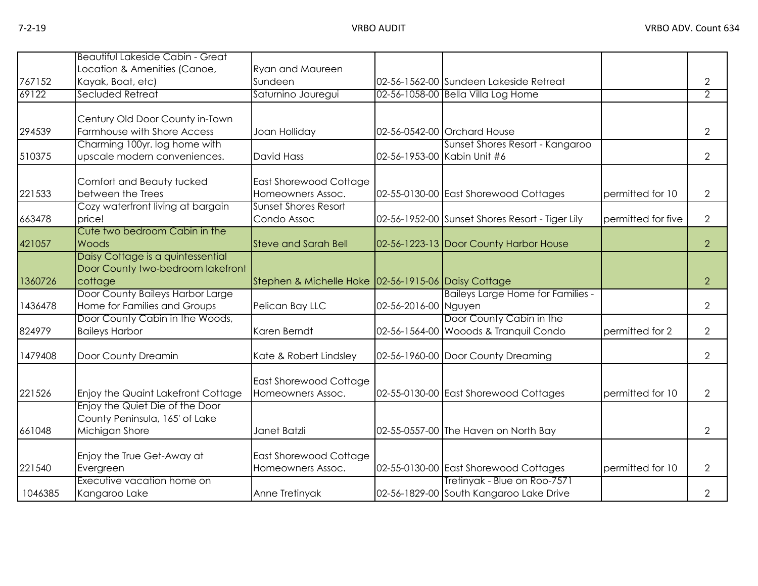| | | | | | | |
|---|---|---|---|---|---|---|
| 767152 | Beautiful Lakeside Cabin - Great Location & Amenities (Canoe, Kayak, Boat, etc) | Ryan and Maureen Sundeen | 02-56-1562-00 | Sundeen Lakeside Retreat | | 2 |
| 69122 | Secluded Retreat | Saturnino Jauregui | 02-56-1058-00 | Bella Villa Log Home | | 2 |
| 294539 | Century Old Door County in-Town Farmhouse with Shore Access | Joan Holliday | 02-56-0542-00 | Orchard House | | 2 |
| 510375 | Charming 100yr. log home with upscale modern conveniences. | David Hass | 02-56-1953-00 | Sunset Shores Resort - Kangaroo Kabin Unit #6 | | 2 |
| 221533 | Comfort and Beauty tucked between the Trees | East Shorewood Cottage Homeowners Assoc. | 02-55-0130-00 | East Shorewood Cottages | permitted for 10 | 2 |
| 663478 | Cozy waterfront living at bargain price! | Sunset Shores Resort Condo Assoc | 02-56-1952-00 | Sunset Shores Resort - Tiger Lily | permitted for five | 2 |
| 421057 | Cute two bedroom Cabin in the Woods | Steve and Sarah Bell | 02-56-1223-13 | Door County Harbor House | | 2 |
| 1360726 | Daisy Cottage is a quintessential Door County two-bedroom lakefront cottage | Stephen & Michelle Hoke | 02-56-1915-06 | Daisy Cottage | | 2 |
| 1436478 | Door County Baileys Harbor Large Home for Families and Groups | Pelican Bay LLC | 02-56-2016-00 | Baileys Large Home for Families - Nguyen | | 2 |
| 824979 | Door County Cabin in the Woods, Baileys Harbor | Karen Berndt | 02-56-1564-00 | Door County Cabin in the Wooods & Tranquil Condo | permitted for 2 | 2 |
| 1479408 | Door County Dreamin | Kate & Robert Lindsley | 02-56-1960-00 | Door County Dreaming | | 2 |
| 221526 | Enjoy the Quaint Lakefront Cottage | East Shorewood Cottage Homeowners Assoc. | 02-55-0130-00 | East Shorewood Cottages | permitted for 10 | 2 |
| 661048 | Enjoy the Quiet Die of the Door County Peninsula, 165' of Lake Michigan Shore | Janet Batzli | 02-55-0557-00 | The Haven on North Bay | | 2 |
| 221540 | Enjoy the True Get-Away at Evergreen | East Shorewood Cottage Homeowners Assoc. | 02-55-0130-00 | East Shorewood Cottages | permitted for 10 | 2 |
| 1046385 | Executive vacation home on Kangaroo Lake | Anne Tretinyak | 02-56-1829-00 | Tretinyak - Blue on Roo-7571 South Kangaroo Lake Drive | | 2 |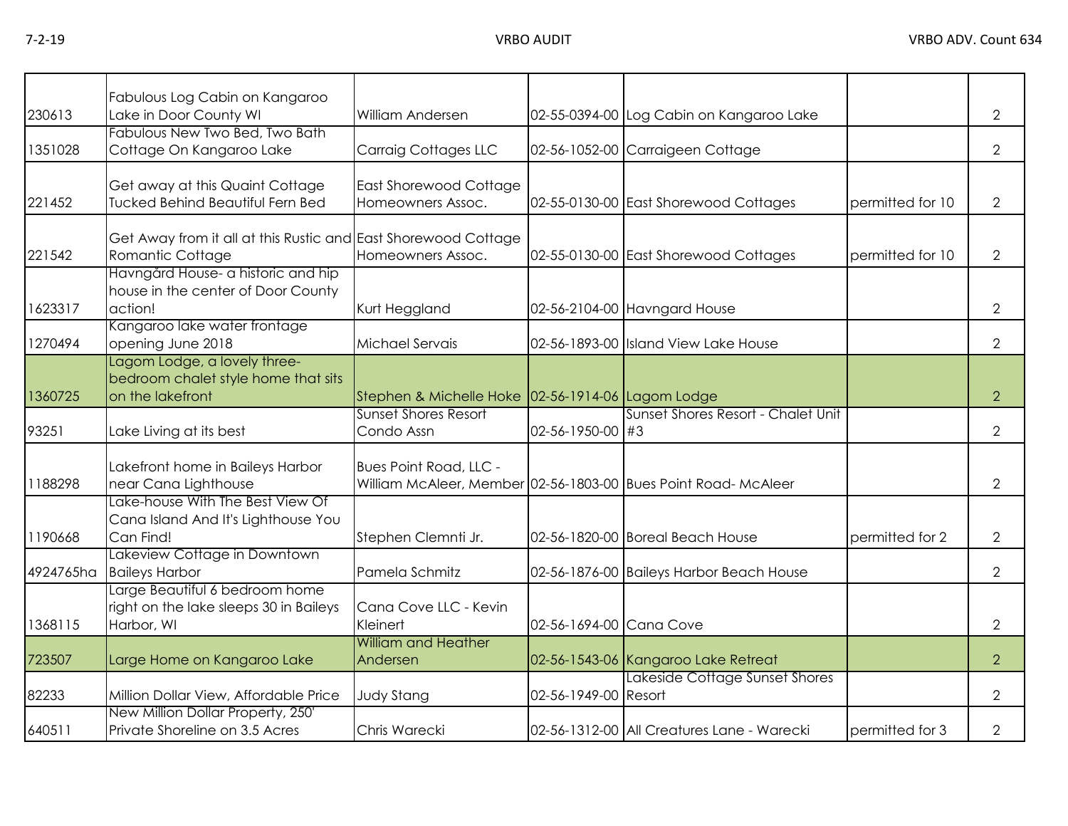| | | | | | | |
|---|---|---|---|---|---|---|
| 230613 | Fabulous Log Cabin on Kangaroo Lake in Door County WI | William Andersen | 02-55-0394-00 | Log Cabin on Kangaroo Lake | | 2 |
| 1351028 | Fabulous New Two Bed, Two Bath Cottage On Kangaroo Lake | Carraig Cottages LLC | 02-56-1052-00 | Carraigeen Cottage | | 2 |
| 221452 | Get away at this Quaint Cottage Tucked Behind Beautiful Fern Bed | East Shorewood Cottage Homeowners Assoc. | 02-55-0130-00 | East Shorewood Cottages | permitted for 10 | 2 |
| 221542 | Get Away from it all at this Rustic and Romantic Cottage | East Shorewood Cottage Homeowners Assoc. | 02-55-0130-00 | East Shorewood Cottages | permitted for 10 | 2 |
| 1623317 | Havngård House- a historic and hip house in the center of Door County action! | Kurt Heggland | 02-56-2104-00 | Havngard House | | 2 |
| 1270494 | Kangaroo lake water frontage opening June 2018 | Michael Servais | 02-56-1893-00 | Island View Lake House | | 2 |
| 1360725 | Lagom Lodge, a lovely three-bedroom chalet style home that sits on the lakefront | Stephen & Michelle Hoke | 02-56-1914-06 | Lagom Lodge | | 2 |
| 93251 | Lake Living at its best | Sunset Shores Resort Condo Assn | 02-56-1950-00 | Sunset Shores Resort - Chalet Unit #3 | | 2 |
| 1188298 | Lakefront home in Baileys Harbor near Cana Lighthouse | Bues Point Road, LLC - William McAleer, Member | 02-56-1803-00 | Bues Point Road- McAleer | | 2 |
| 1190668 | Lake-house With The Best View Of Cana Island And It's Lighthouse You Can Find! | Stephen Clemnti Jr. | 02-56-1820-00 | Boreal Beach House | permitted for 2 | 2 |
| 4924765ha | Lakeview Cottage in Downtown Baileys Harbor | Pamela Schmitz | 02-56-1876-00 | Baileys Harbor Beach House | | 2 |
| 1368115 | Large Beautiful 6 bedroom home right on the lake sleeps 30 in Baileys Harbor, WI | Cana Cove LLC - Kevin Kleinert | 02-56-1694-00 | Cana Cove | | 2 |
| 723507 | Large Home on Kangaroo Lake | William and Heather Andersen | 02-56-1543-06 | Kangaroo Lake Retreat | | 2 |
| 82233 | Million Dollar View, Affordable Price | Judy Stang | 02-56-1949-00 | Lakeside Cottage Sunset Shores Resort | | 2 |
| 640511 | New Million Dollar Property, 250' Private Shoreline on 3.5 Acres | Chris Warecki | 02-56-1312-00 | All Creatures Lane - Warecki | permitted for 3 | 2 |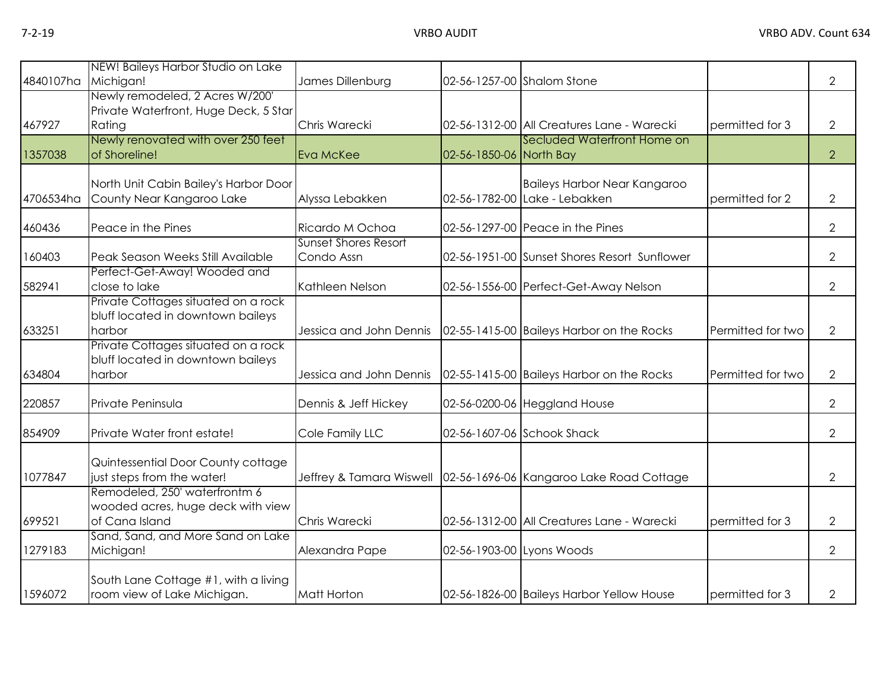| | | | | | | |
|---|---|---|---|---|---|---|
| 4840107ha | NEW! Baileys Harbor Studio on Lake Michigan! | James Dillenburg | 02-56-1257-00 | Shalom Stone | | 2 |
| 467927 | Newly remodeled, 2 Acres W/200' Private Waterfront, Huge Deck, 5 Star Rating | Chris Warecki | 02-56-1312-00 | All Creatures Lane - Warecki | permitted for 3 | 2 |
| 1357038 | Newly renovated with over 250 feet of Shoreline! | Eva McKee | 02-56-1850-06 | Secluded Waterfront Home on North Bay | | 2 |
| 4706534ha | North Unit Cabin Bailey's Harbor Door County Near Kangaroo Lake | Alyssa Lebakken | 02-56-1782-00 | Baileys Harbor Near Kangaroo Lake - Lebakken | permitted for 2 | 2 |
| 460436 | Peace in the Pines | Ricardo M Ochoa | 02-56-1297-00 | Peace in the Pines | | 2 |
| 160403 | Peak Season Weeks Still Available | Sunset Shores Resort Condo Assn | 02-56-1951-00 | Sunset Shores Resort Sunflower | | 2 |
| 582941 | Perfect-Get-Away! Wooded and close to lake | Kathleen Nelson | 02-56-1556-00 | Perfect-Get-Away Nelson | | 2 |
| 633251 | Private Cottages situated on a rock bluff located in downtown baileys harbor | Jessica and John Dennis | 02-55-1415-00 | Baileys Harbor on the Rocks | Permitted for two | 2 |
| 634804 | Private Cottages situated on a rock bluff located in downtown baileys harbor | Jessica and John Dennis | 02-55-1415-00 | Baileys Harbor on the Rocks | Permitted for two | 2 |
| 220857 | Private Peninsula | Dennis & Jeff Hickey | 02-56-0200-06 | Heggland House | | 2 |
| 854909 | Private Water front estate! | Cole Family LLC | 02-56-1607-06 | Schook Shack | | 2 |
| 1077847 | Quintessential Door County cottage just steps from the water! | Jeffrey & Tamara Wiswell | 02-56-1696-06 | Kangaroo Lake Road Cottage | | 2 |
| 699521 | Remodeled, 250' waterfrontm 6 wooded acres, huge deck with view of Cana Island | Chris Warecki | 02-56-1312-00 | All Creatures Lane - Warecki | permitted for 3 | 2 |
| 1279183 | Sand, Sand, and More Sand on Lake Michigan! | Alexandra Pape | 02-56-1903-00 | Lyons Woods | | 2 |
| 1596072 | South Lane Cottage #1, with a living room view of Lake Michigan. | Matt Horton | 02-56-1826-00 | Baileys Harbor Yellow House | permitted for 3 | 2 |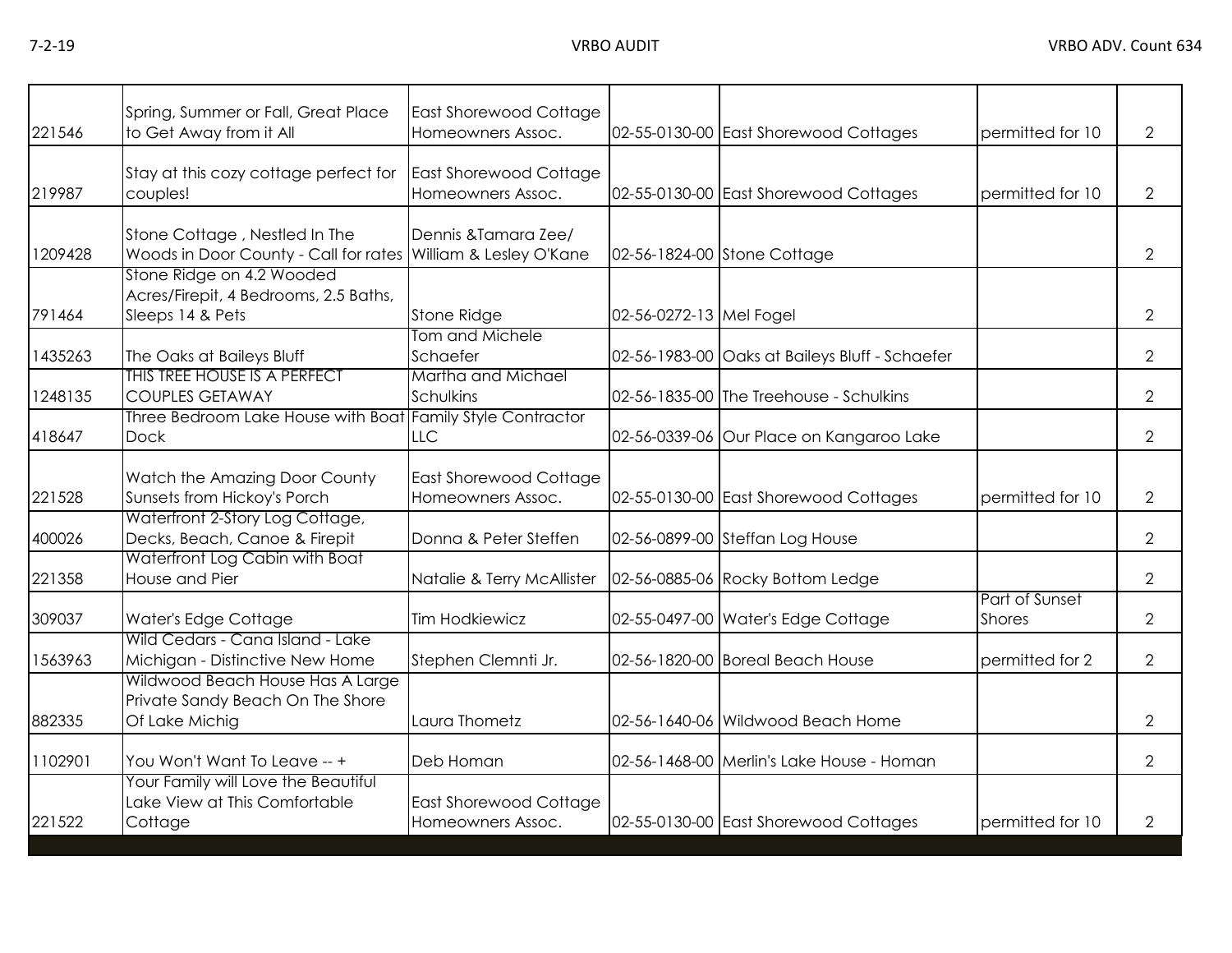| | | | | | | |
|---|---|---|---|---|---|---|
| 221546 | Spring, Summer or Fall, Great Place to Get Away from it All | East Shorewood Cottage Homeowners Assoc. | 02-55-0130-00 | East Shorewood Cottages | permitted for 10 | 2 |
| 219987 | Stay at this cozy cottage perfect for couples! | East Shorewood Cottage Homeowners Assoc. | 02-55-0130-00 | East Shorewood Cottages | permitted for 10 | 2 |
| 1209428 | Stone Cottage , Nestled In The Woods in Door County - Call for rates | Dennis &Tamara Zee/ William & Lesley O'Kane | 02-56-1824-00 | Stone Cottage | | 2 |
| 791464 | Stone Ridge on 4.2 Wooded Acres/Firepit, 4 Bedrooms, 2.5 Baths, Sleeps 14 & Pets | Stone Ridge | 02-56-0272-13 | Mel Fogel | | 2 |
| 1435263 | The Oaks at Baileys Bluff | Tom and Michele Schaefer | 02-56-1983-00 | Oaks at Baileys Bluff - Schaefer | | 2 |
| 1248135 | THIS TREE HOUSE IS A PERFECT COUPLES GETAWAY | Martha and Michael Schulkins | 02-56-1835-00 | The Treehouse - Schulkins | | 2 |
| 418647 | Three Bedroom Lake House with Boat Dock | Family Style Contractor LLC | 02-56-0339-06 | Our Place on Kangaroo Lake | | 2 |
| 221528 | Watch the Amazing Door County Sunsets from Hickoy's Porch | East Shorewood Cottage Homeowners Assoc. | 02-55-0130-00 | East Shorewood Cottages | permitted for 10 | 2 |
| 400026 | Waterfront 2-Story Log Cottage, Decks, Beach, Canoe & Firepit | Donna & Peter Steffen | 02-56-0899-00 | Steffan Log House | | 2 |
| 221358 | Waterfront Log Cabin with Boat House and Pier | Natalie & Terry McAllister | 02-56-0885-06 | Rocky Bottom Ledge | | 2 |
| 309037 | Water's Edge Cottage | Tim Hodkiewicz | 02-55-0497-00 | Water's Edge Cottage | Part of Sunset Shores | 2 |
| 1563963 | Wild Cedars - Cana Island - Lake Michigan - Distinctive New Home | Stephen Clemnti Jr. | 02-56-1820-00 | Boreal Beach House | permitted for 2 | 2 |
| 882335 | Wildwood Beach House Has A Large Private Sandy Beach On The Shore Of Lake Michig | Laura Thometz | 02-56-1640-06 | Wildwood Beach Home | | 2 |
| 1102901 | You Won't Want To Leave -- + | Deb Homan | 02-56-1468-00 | Merlin's Lake House - Homan | | 2 |
| 221522 | Your Family will Love the Beautiful Lake View at This Comfortable Cottage | East Shorewood Cottage Homeowners Assoc. | 02-55-0130-00 | East Shorewood Cottages | permitted for 10 | 2 |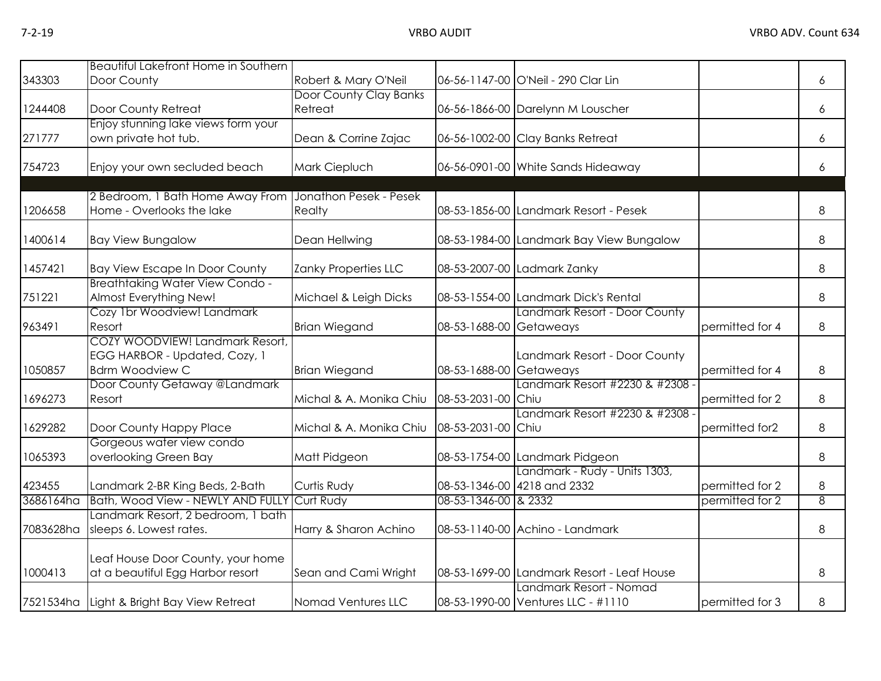| | | | | | | |
|---|---|---|---|---|---|---|
| 343303 | Beautiful Lakefront Home in Southern Door County | Robert & Mary O'Neil | 06-56-1147-00 | O'Neil - 290 Clar Lin | | 6 |
| 1244408 | Door County Retreat | Door County Clay Banks Retreat | 06-56-1866-00 | Darelynn M Louscher | | 6 |
| 271777 | Enjoy stunning lake views form your own private hot tub. | Dean & Corrine Zajac | 06-56-1002-00 | Clay Banks Retreat | | 6 |
| 754723 | Enjoy your own secluded beach | Mark Ciepluch | 06-56-0901-00 | White Sands Hideaway | | 6 |
| | | | | | | |
| 1206658 | 2 Bedroom, 1 Bath Home Away From Home - Overlooks the lake | Jonathon Pesek - Pesek Realty | 08-53-1856-00 | Landmark Resort - Pesek | | 8 |
| 1400614 | Bay View Bungalow | Dean Hellwing | 08-53-1984-00 | Landmark Bay View Bungalow | | 8 |
| 1457421 | Bay View Escape In Door County | Zanky Properties LLC | 08-53-2007-00 | Ladmark Zanky | | 8 |
| 751221 | Breathtaking Water View Condo - Almost Everything New! | Michael & Leigh Dicks | 08-53-1554-00 | Landmark Dick's Rental | | 8 |
| 963491 | Cozy 1br Woodview! Landmark Resort | Brian Wiegand | 08-53-1688-00 | Landmark Resort - Door County Getaweays | permitted for 4 | 8 |
| 1050857 | COZY WOODVIEW! Landmark Resort, EGG HARBOR - Updated, Cozy, 1 Bdrm Woodview C | Brian Wiegand | 08-53-1688-00 | Landmark Resort - Door County Getaweays | permitted for 4 | 8 |
| 1696273 | Door County Getaway @Landmark Resort | Michal & A. Monika Chiu | 08-53-2031-00 | Landmark Resort #2230 & #2308 - Chiu | permitted for 2 | 8 |
| 1629282 | Door County Happy Place | Michal & A. Monika Chiu | 08-53-2031-00 | Landmark Resort #2230 & #2308 - Chiu | permitted for2 | 8 |
| 1065393 | Gorgeous water view condo overlooking Green Bay | Matt Pidgeon | 08-53-1754-00 | Landmark Pidgeon | | 8 |
| 423455 | Landmark 2-BR King Beds, 2-Bath | Curtis Rudy | 08-53-1346-00 | Landmark - Rudy - Units 1303, 4218 and 2332 | permitted for 2 | 8 |
| 3686164ha | Bath, Wood View - NEWLY AND FULLY | Curt Rudy | 08-53-1346-00 | & 2332 | permitted for 2 | 8 |
| 7083628ha | Landmark Resort, 2 bedroom, 1 bath sleeps 6. Lowest rates. | Harry & Sharon Achino | 08-53-1140-00 | Achino - Landmark | | 8 |
| 1000413 | Leaf House Door County, your home at a beautiful Egg Harbor resort | Sean and Cami Wright | 08-53-1699-00 | Landmark Resort - Leaf House | | 8 |
| 7521534ha | Light & Bright Bay View Retreat | Nomad Ventures LLC | 08-53-1990-00 | Landmark Resort - Nomad Ventures LLC - #1110 | permitted for 3 | 8 |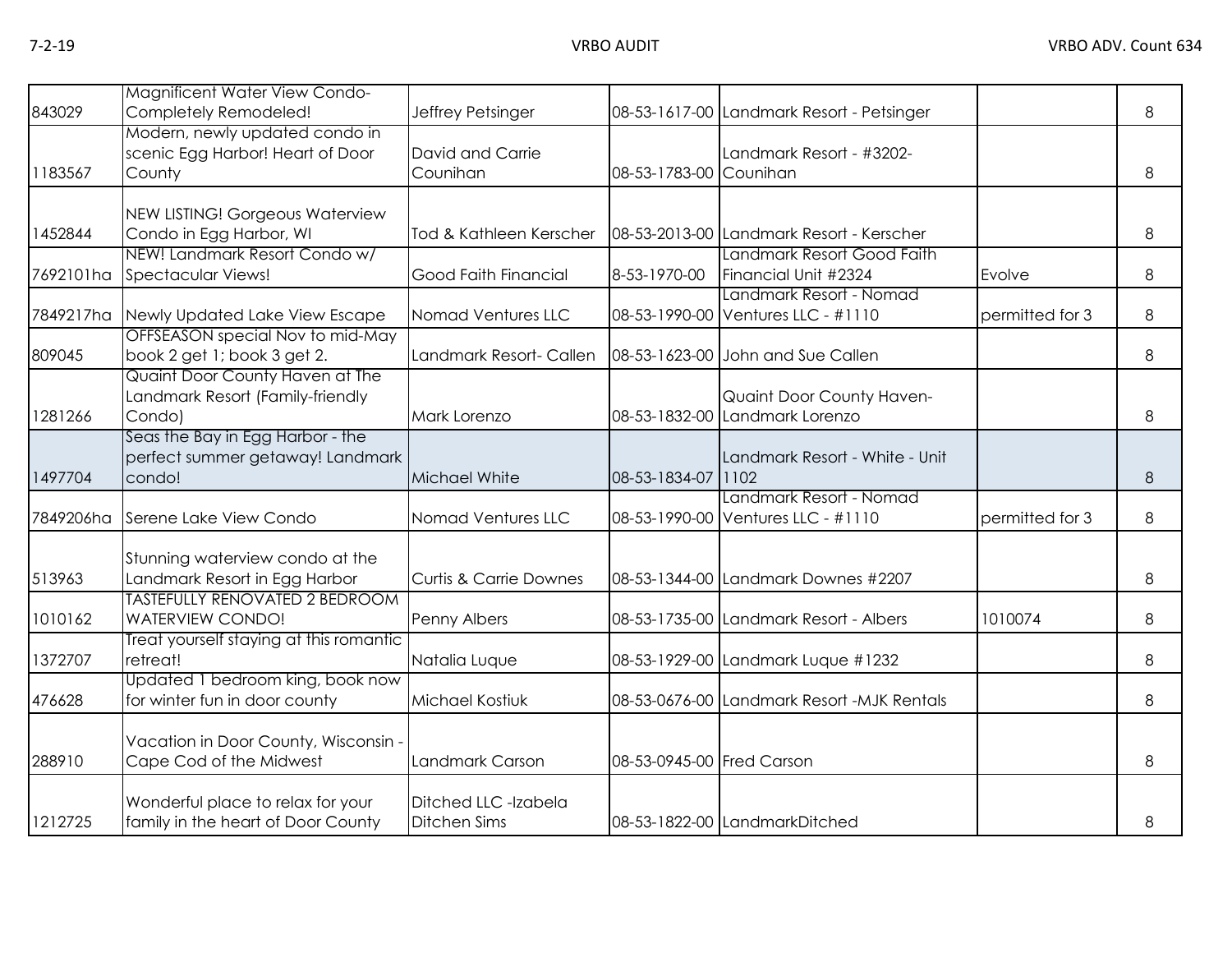| | | | | | | |
|---|---|---|---|---|---|---|
| 843029 | Magnificent Water View Condo- Completely Remodeled! | Jeffrey Petsinger | 08-53-1617-00 | Landmark Resort - Petsinger | | 8 |
| 1183567 | Modern, newly updated condo in scenic Egg Harbor! Heart of Door County | David and Carrie Counihan | 08-53-1783-00 | Landmark Resort - #3202- Counihan | | 8 |
| 1452844 | NEW LISTING! Gorgeous Waterview Condo in Egg Harbor, WI | Tod & Kathleen Kerscher | 08-53-2013-00 | Landmark Resort - Kerscher | | 8 |
| 7692101ha | NEW! Landmark Resort Condo w/ Spectacular Views! | Good Faith Financial | 8-53-1970-00 | Landmark Resort Good Faith Financial Unit #2324 | Evolve | 8 |
| 7849217ha | Newly Updated Lake View Escape | Nomad Ventures LLC | 08-53-1990-00 | Landmark Resort - Nomad Ventures LLC - #1110 | permitted for 3 | 8 |
| 809045 | OFFSEASON special Nov to mid-May book 2 get 1; book 3 get 2. | Landmark Resort- Callen | 08-53-1623-00 | John and Sue Callen | | 8 |
| 1281266 | Quaint Door County Haven at The Landmark Resort (Family-friendly Condo) | Mark Lorenzo | 08-53-1832-00 | Quaint Door County Haven- Landmark Lorenzo | | 8 |
| 1497704 | Seas the Bay in Egg Harbor - the perfect summer getaway! Landmark condo! | Michael White | 08-53-1834-07 | Landmark Resort - White - Unit 1102 | | 8 |
| 7849206ha | Serene Lake View Condo | Nomad Ventures LLC | 08-53-1990-00 | Landmark Resort - Nomad Ventures LLC - #1110 | permitted for 3 | 8 |
| 513963 | Stunning waterview condo at the Landmark Resort in Egg Harbor | Curtis & Carrie Downes | 08-53-1344-00 | Landmark Downes #2207 | | 8 |
| 1010162 | TASTEFULLY RENOVATED 2 BEDROOM WATERVIEW CONDO! | Penny Albers | 08-53-1735-00 | Landmark Resort - Albers | 1010074 | 8 |
| 1372707 | Treat yourself staying at this romantic retreat! | Natalia Luque | 08-53-1929-00 | Landmark Luque #1232 | | 8 |
| 476628 | Updated 1 bedroom king, book now for winter fun in door county | Michael Kostiuk | 08-53-0676-00 | Landmark Resort -MJK Rentals | | 8 |
| 288910 | Vacation in Door County, Wisconsin - Cape Cod of the Midwest | Landmark Carson | 08-53-0945-00 | Fred Carson | | 8 |
| 1212725 | Wonderful place to relax for your family in the heart of Door County | Ditched LLC -Izabela Ditchen Sims | 08-53-1822-00 | LandmarkDitched | | 8 |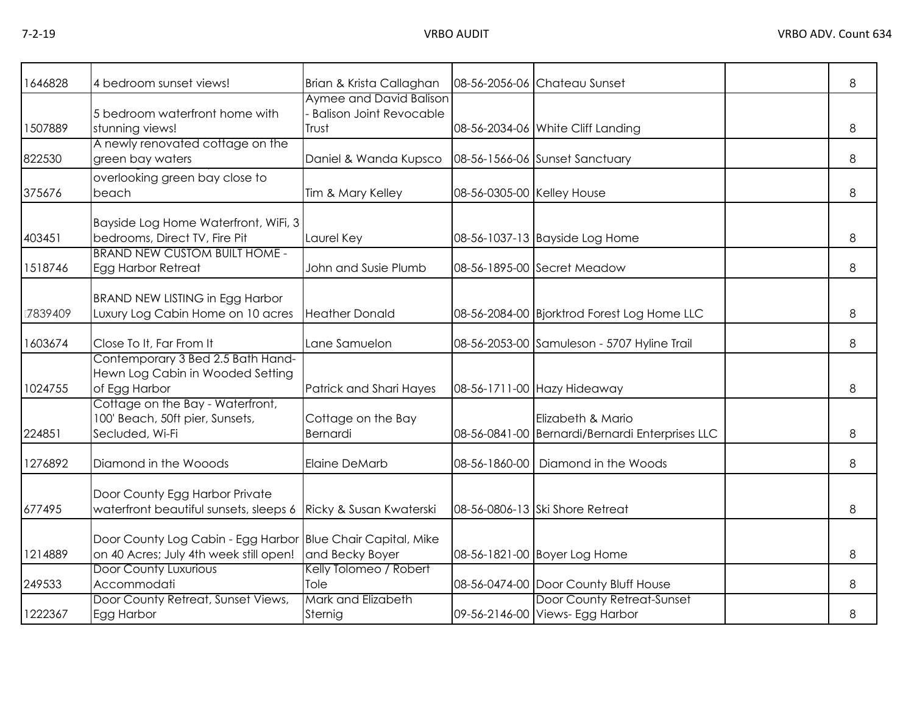| | | | | | | |
|---|---|---|---|---|---|---|
| 1646828 | 4 bedroom sunset views! | Brian & Krista Callaghan | 08-56-2056-06 | Chateau Sunset | | 8 |
| 1507889 | 5 bedroom waterfront home with stunning views! | Aymee and David Balison - Balison Joint Revocable Trust | 08-56-2034-06 | White Cliff Landing | | 8 |
| 822530 | A newly renovated cottage on the green bay waters | Daniel & Wanda Kupsco | 08-56-1566-06 | Sunset Sanctuary | | 8 |
| 375676 | overlooking green bay close to beach | Tim & Mary Kelley | 08-56-0305-00 | Kelley House | | 8 |
| 403451 | Bayside Log Home Waterfront, WiFi, 3 bedrooms, Direct TV, Fire Pit | Laurel Key | 08-56-1037-13 | Bayside Log Home | | 8 |
| 1518746 | BRAND NEW CUSTOM BUILT HOME - Egg Harbor Retreat | John and Susie Plumb | 08-56-1895-00 | Secret Meadow | | 8 |
| 7839409 | BRAND NEW LISTING in Egg Harbor Luxury Log Cabin Home on 10 acres | Heather Donald | 08-56-2084-00 | Bjorktrod Forest Log Home LLC | | 8 |
| 1603674 | Close To It, Far From It | Lane Samuelon | 08-56-2053-00 | Samuleson - 5707 Hyline Trail | | 8 |
| 1024755 | Contemporary 3 Bed 2.5 Bath Hand-Hewn Log Cabin in Wooded Setting of Egg Harbor | Patrick and Shari Hayes | 08-56-1711-00 | Hazy Hideaway | | 8 |
| 224851 | Cottage on the Bay - Waterfront, 100' Beach, 50ft pier, Sunsets, Secluded, Wi-Fi | Cottage on the Bay Bernardi | 08-56-0841-00 | Elizabeth & Mario Bernardi/Bernardi Enterprises LLC | | 8 |
| 1276892 | Diamond in the Wooods | Elaine DeMarb | 08-56-1860-00 | Diamond in the Woods | | 8 |
| 677495 | Door County Egg Harbor Private waterfront beautiful sunsets, sleeps 6 | Ricky & Susan Kwaterski | 08-56-0806-13 | Ski Shore Retreat | | 8 |
| 1214889 | Door County Log Cabin - Egg Harbor on 40 Acres; July 4th week still open! | Blue Chair Capital, Mike and Becky Boyer | 08-56-1821-00 | Boyer Log Home | | 8 |
| 249533 | Door County Luxurious Accommodati | Kelly Tolomeo / Robert Tole | 08-56-0474-00 | Door County Bluff House | | 8 |
| 1222367 | Door County Retreat, Sunset Views, Egg Harbor | Mark and Elizabeth Sternig | 09-56-2146-00 | Door County Retreat-Sunset Views- Egg Harbor | | 8 |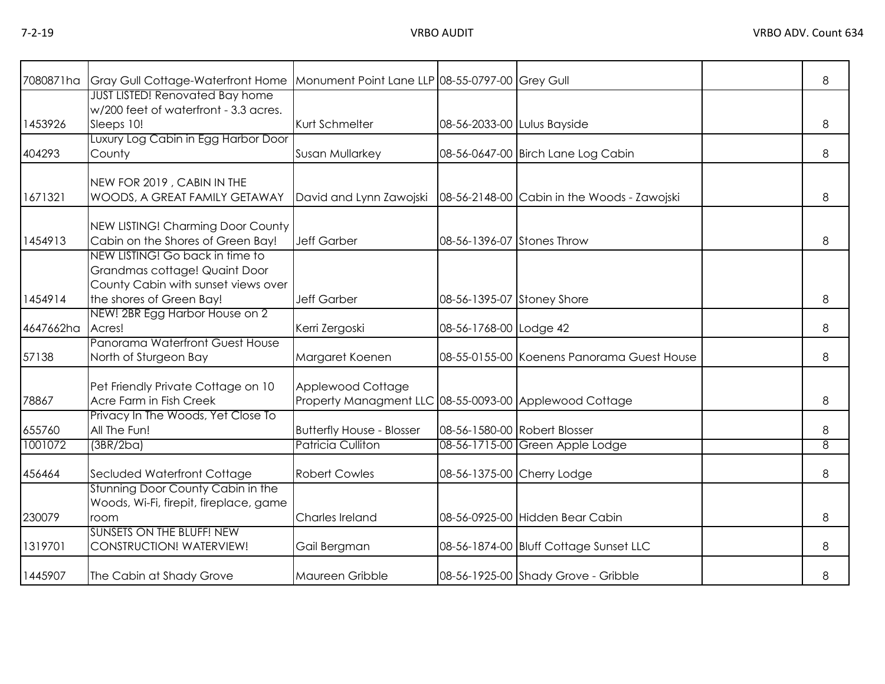| | | | | | | |
|---|---|---|---|---|---|---|
| 7080871ha | Gray Gull Cottage-Waterfront Home | Monument Point Lane LLP | 08-55-0797-00 | Grey Gull | | 8 |
| 1453926 | JUST LISTED! Renovated Bay home w/200 feet of waterfront - 3.3 acres. Sleeps 10! | Kurt Schmelter | 08-56-2033-00 | Lulus Bayside | | 8 |
| 404293 | Luxury Log Cabin in Egg Harbor Door County | Susan Mullarkey | 08-56-0647-00 | Birch Lane Log Cabin | | 8 |
| 1671321 | NEW FOR 2019 , CABIN IN THE WOODS, A GREAT FAMILY GETAWAY | David and Lynn Zawojski | 08-56-2148-00 | Cabin in the Woods - Zawojski | | 8 |
| 1454913 | NEW LISTING! Charming Door County Cabin on the Shores of Green Bay! | Jeff Garber | 08-56-1396-07 | Stones Throw | | 8 |
| 1454914 | NEW LISTING! Go back in time to Grandmas cottage! Quaint Door County Cabin with sunset views over the shores of Green Bay! | Jeff Garber | 08-56-1395-07 | Stoney Shore | | 8 |
| 4647662ha | NEW! 2BR Egg Harbor House on 2 Acres! | Kerri Zergoski | 08-56-1768-00 | Lodge 42 | | 8 |
| 57138 | Panorama Waterfront Guest House North of Sturgeon Bay | Margaret Koenen | 08-55-0155-00 | Koenens Panorama Guest House | | 8 |
| 78867 | Pet Friendly Private Cottage on 10 Acre Farm in Fish Creek | Applewood Cottage Property Managment LLC | 08-55-0093-00 | Applewood Cottage | | 8 |
| 655760 | Privacy In The Woods, Yet Close To All The Fun! | Butterfly House - Blosser | 08-56-1580-00 | Robert Blosser | | 8 |
| 1001072 | (3BR/2ba) | Patricia Culliton | 08-56-1715-00 | Green Apple Lodge | | 8 |
| 456464 | Secluded Waterfront Cottage | Robert Cowles | 08-56-1375-00 | Cherry Lodge | | 8 |
| 230079 | Stunning Door County Cabin in the Woods, Wi-Fi, firepit, fireplace, game room | Charles Ireland | 08-56-0925-00 | Hidden Bear Cabin | | 8 |
| 1319701 | SUNSETS ON THE BLUFF! NEW CONSTRUCTION! WATERVIEW! | Gail Bergman | 08-56-1874-00 | Bluff Cottage Sunset LLC | | 8 |
| 1445907 | The Cabin at Shady Grove | Maureen Gribble | 08-56-1925-00 | Shady Grove - Gribble | | 8 |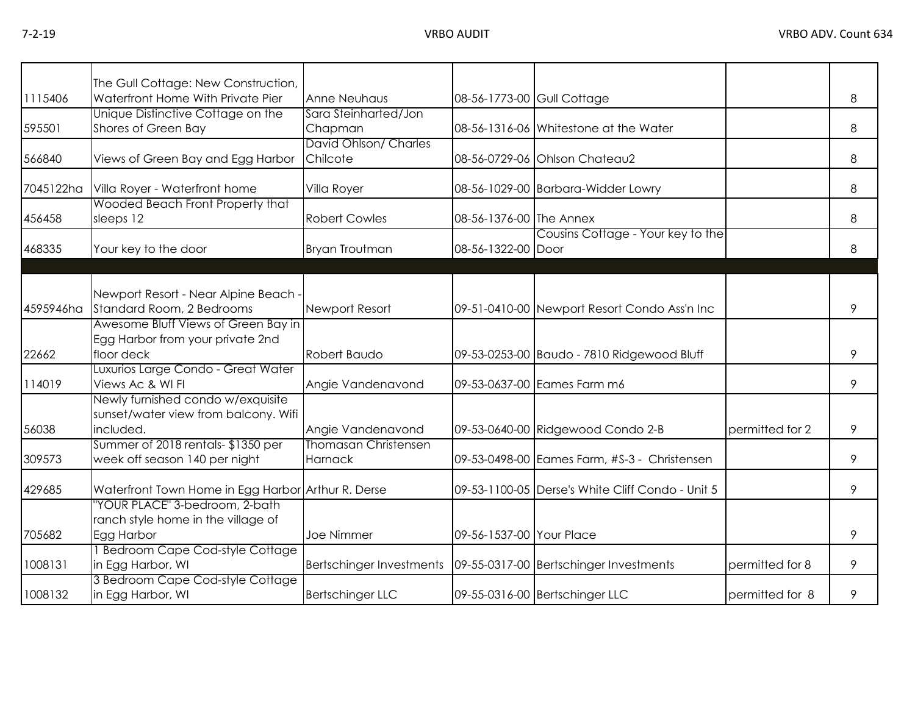| | | | | | | |
|---|---|---|---|---|---|---|
| 1115406 | The Gull Cottage: New Construction, Waterfront Home With Private Pier | Anne Neuhaus | 08-56-1773-00 | Gull Cottage | | 8 |
| 595501 | Unique Distinctive Cottage on the Shores of Green Bay | Sara Steinharted/Jon Chapman | 08-56-1316-06 | Whitestone at the Water | | 8 |
| 566840 | Views of Green Bay and Egg Harbor | David Ohlson/ Charles Chilcote | 08-56-0729-06 | Ohlson Chateau2 | | 8 |
| 7045122ha | Villa Royer - Waterfront home | Villa Royer | 08-56-1029-00 | Barbara-Widder Lowry | | 8 |
| 456458 | Wooded Beach Front Property that sleeps 12 | Robert Cowles | 08-56-1376-00 | The Annex | | 8 |
| 468335 | Your key to the door | Bryan Troutman | 08-56-1322-00 | Cousins Cottage - Your key to the Door | | 8 |
| | | | | | | |
| 4595946ha | Newport Resort - Near Alpine Beach - Standard Room, 2 Bedrooms | Newport Resort | 09-51-0410-00 | Newport Resort Condo Ass'n Inc | | 9 |
| 22662 | Awesome Bluff Views of Green Bay in Egg Harbor from your private 2nd floor deck | Robert Baudo | 09-53-0253-00 | Baudo - 7810 Ridgewood Bluff | | 9 |
| 114019 | Luxurios Large Condo - Great Water Views Ac & WI FI | Angie Vandenavond | 09-53-0637-00 | Eames Farm m6 | | 9 |
| 56038 | Newly furnished condo w/exquisite sunset/water view from balcony. Wifi included. | Angie Vandenavond | 09-53-0640-00 | Ridgewood Condo 2-B | permitted for 2 | 9 |
| 309573 | Summer of 2018 rentals- $1350 per week off season 140 per night | Thomasan Christensen Harnack | 09-53-0498-00 | Eames Farm, #S-3 - Christensen | | 9 |
| 429685 | Waterfront Town Home in Egg Harbor | Arthur R. Derse | 09-53-1100-05 | Derse's White Cliff Condo - Unit 5 | | 9 |
| 705682 | "YOUR PLACE" 3-bedroom, 2-bath ranch style home in the village of Egg Harbor | Joe Nimmer | 09-56-1537-00 | Your Place | | 9 |
| 1008131 | 1 Bedroom Cape Cod-style Cottage in Egg Harbor, WI | Bertschinger Investments | 09-55-0317-00 | Bertschinger Investments | permitted for 8 | 9 |
| 1008132 | 3 Bedroom Cape Cod-style Cottage in Egg Harbor, WI | Bertschinger LLC | 09-55-0316-00 | Bertschinger LLC | permitted for 8 | 9 |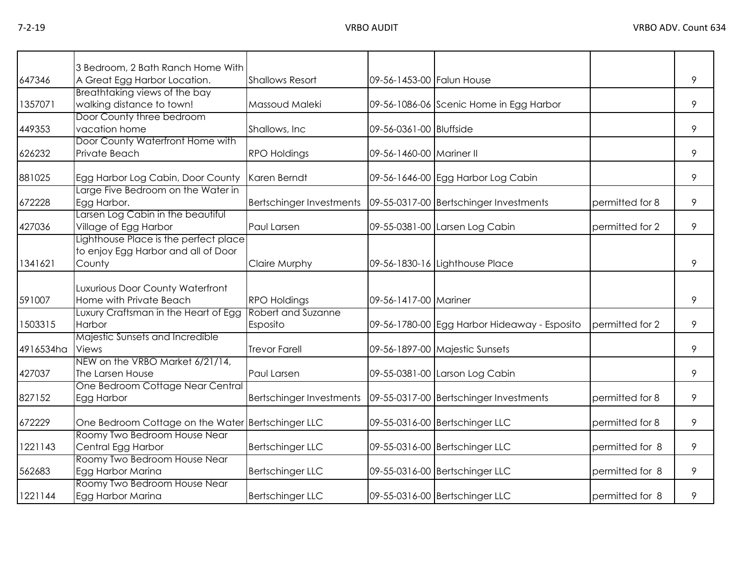| | | | | | | |
|---|---|---|---|---|---|---|
| 647346 | 3 Bedroom, 2 Bath Ranch Home With A Great Egg Harbor Location. | Shallows Resort | 09-56-1453-00 | Falun House | | 9 |
| 1357071 | Breathtaking views of the bay walking distance to town! | Massoud Maleki | 09-56-1086-06 | Scenic Home in Egg Harbor | | 9 |
| 449353 | Door County three bedroom vacation home | Shallows, Inc | 09-56-0361-00 | Bluffside | | 9 |
| 626232 | Door County Waterfront Home with Private Beach | RPO Holdings | 09-56-1460-00 | Mariner II | | 9 |
| 881025 | Egg Harbor Log Cabin, Door County | Karen Berndt | 09-56-1646-00 | Egg Harbor Log Cabin | | 9 |
| 672228 | Large Five Bedroom on the Water in Egg Harbor. | Bertschinger Investments | 09-55-0317-00 | Bertschinger Investments | permitted for 8 | 9 |
| 427036 | Larsen Log Cabin in the beautiful Village of Egg Harbor | Paul Larsen | 09-55-0381-00 | Larsen Log Cabin | permitted for 2 | 9 |
| 1341621 | Lighthouse Place is the perfect place to enjoy Egg Harbor and all of Door County | Claire Murphy | 09-56-1830-16 | Lighthouse Place | | 9 |
| 591007 | Luxurious Door County Waterfront Home with Private Beach | RPO Holdings | 09-56-1417-00 | Mariner | | 9 |
| 1503315 | Luxury Craftsman in the Heart of Egg Harbor | Robert and Suzanne Esposito | 09-56-1780-00 | Egg Harbor Hideaway - Esposito | permitted for 2 | 9 |
| 4916534ha | Majestic Sunsets and Incredible Views | Trevor Farell | 09-56-1897-00 | Majestic Sunsets | | 9 |
| 427037 | NEW on the VRBO Market 6/21/14, The Larsen House | Paul Larsen | 09-55-0381-00 | Larson Log Cabin | | 9 |
| 827152 | One Bedroom Cottage Near Central Egg Harbor | Bertschinger Investments | 09-55-0317-00 | Bertschinger Investments | permitted for 8 | 9 |
| 672229 | One Bedroom Cottage on the Water | Bertschinger LLC | 09-55-0316-00 | Bertschinger LLC | permitted for 8 | 9 |
| 1221143 | Roomy Two Bedroom House Near Central Egg Harbor | Bertschinger LLC | 09-55-0316-00 | Bertschinger LLC | permitted for 8 | 9 |
| 562683 | Roomy Two Bedroom House Near Egg Harbor Marina | Bertschinger LLC | 09-55-0316-00 | Bertschinger LLC | permitted for 8 | 9 |
| 1221144 | Roomy Two Bedroom House Near Egg Harbor Marina | Bertschinger LLC | 09-55-0316-00 | Bertschinger LLC | permitted for 8 | 9 |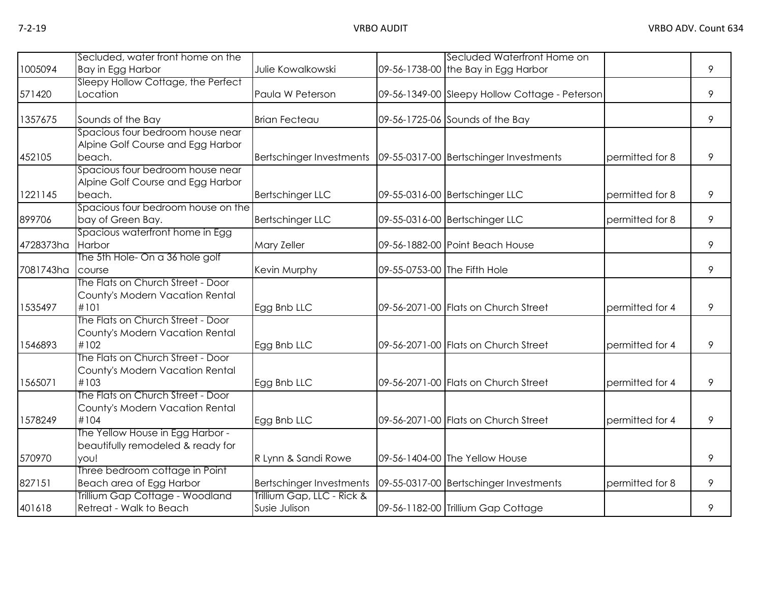| | | | | | | |
|---|---|---|---|---|---|---|
| 1005094 | Secluded, water front home on the Bay in Egg Harbor | Julie Kowalkowski | 09-56-1738-00 | Secluded Waterfront Home on the Bay in Egg Harbor | | 9 |
| 571420 | Sleepy Hollow Cottage, the Perfect Location | Paula W Peterson | 09-56-1349-00 | Sleepy Hollow Cottage - Peterson | | 9 |
| 1357675 | Sounds of the Bay | Brian Fecteau | 09-56-1725-06 | Sounds of the Bay | | 9 |
| 452105 | Spacious four bedroom house near Alpine Golf Course and Egg Harbor beach. | Bertschinger Investments | 09-55-0317-00 | Bertschinger Investments | permitted for 8 | 9 |
| 1221145 | Spacious four bedroom house near Alpine Golf Course and Egg Harbor beach. | Bertschinger LLC | 09-55-0316-00 | Bertschinger LLC | permitted for 8 | 9 |
| 899706 | Spacious four bedroom house on the bay of Green Bay. | Bertschinger LLC | 09-55-0316-00 | Bertschinger LLC | permitted for 8 | 9 |
| 4728373ha | Spacious waterfront home in Egg Harbor | Mary Zeller | 09-56-1882-00 | Point Beach House | | 9 |
| 7081743ha | The 5th Hole- On a 36 hole golf course | Kevin Murphy | 09-55-0753-00 | The Fifth Hole | | 9 |
| 1535497 | The Flats on Church Street - Door County's Modern Vacation Rental #101 | Egg Bnb LLC | 09-56-2071-00 | Flats on Church Street | permitted for 4 | 9 |
| 1546893 | The Flats on Church Street - Door County's Modern Vacation Rental #102 | Egg Bnb LLC | 09-56-2071-00 | Flats on Church Street | permitted for 4 | 9 |
| 1565071 | The Flats on Church Street - Door County's Modern Vacation Rental #103 | Egg Bnb LLC | 09-56-2071-00 | Flats on Church Street | permitted for 4 | 9 |
| 1578249 | The Flats on Church Street - Door County's Modern Vacation Rental #104 | Egg Bnb LLC | 09-56-2071-00 | Flats on Church Street | permitted for 4 | 9 |
| 570970 | The Yellow House in Egg Harbor - beautifully remodeled & ready for you! | R Lynn & Sandi Rowe | 09-56-1404-00 | The Yellow House | | 9 |
| 827151 | Three bedroom cottage in Point Beach area of Egg Harbor | Bertschinger Investments | 09-55-0317-00 | Bertschinger Investments | permitted for 8 | 9 |
| 401618 | Trillium Gap Cottage - Woodland Retreat - Walk to Beach | Trillium Gap, LLC - Rick & Susie Julison | 09-56-1182-00 | Trillium Gap Cottage | | 9 |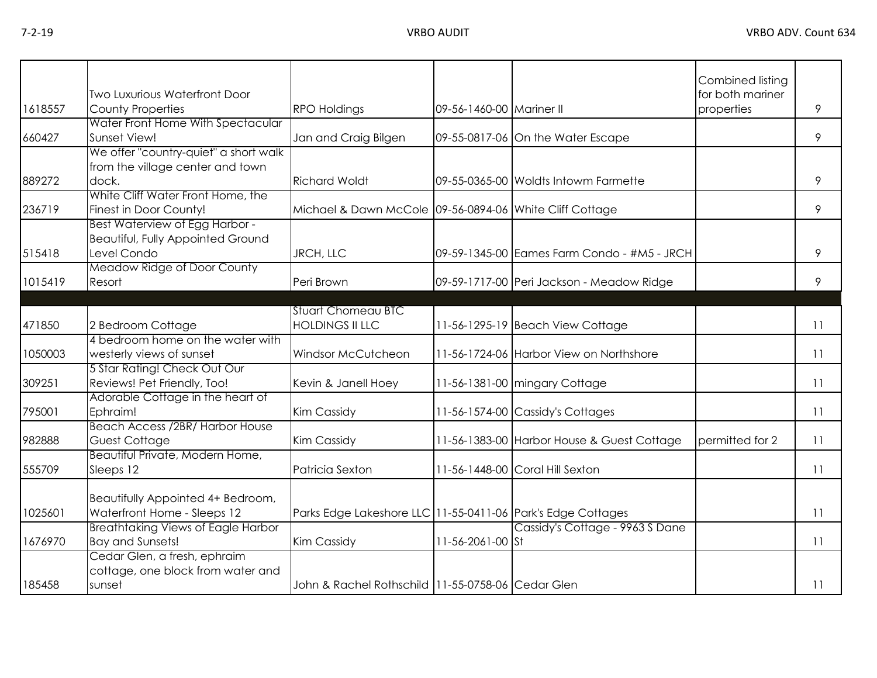| | | | | | | |
|---|---|---|---|---|---|---|
| 1618557 | Two Luxurious Waterfront Door County Properties | RPO Holdings | 09-56-1460-00 | Mariner II | Combined listing for both mariner properties | 9 |
| 660427 | Water Front Home With Spectacular Sunset View! | Jan and Craig Bilgen | 09-55-0817-06 | On the Water Escape | | 9 |
| 889272 | We offer "country-quiet" a short walk from the village center and town dock. | Richard Woldt | 09-55-0365-00 | Woldts Intowm Farmette | | 9 |
| 236719 | White Cliff Water Front Home, the Finest in Door County! | Michael & Dawn McCole | 09-56-0894-06 | White Cliff Cottage | | 9 |
| 515418 | Best Waterview of Egg Harbor - Beautiful, Fully Appointed Ground Level Condo | JRCH, LLC | 09-59-1345-00 | Eames Farm Condo - #M5 - JRCH | | 9 |
| 1015419 | Meadow Ridge of Door County Resort | Peri Brown | 09-59-1717-00 | Peri Jackson - Meadow Ridge | | 9 |
| | | | | | | |
| 471850 | 2 Bedroom Cottage | Stuart Chomeau BTC HOLDINGS II LLC | 11-56-1295-19 | Beach View Cottage | | 11 |
| 1050003 | 4 bedroom home on the water with westerly views of sunset | Windsor McCutcheon | 11-56-1724-06 | Harbor View on Northshore | | 11 |
| 309251 | 5 Star Rating! Check Out Our Reviews! Pet Friendly, Too! | Kevin & Janell Hoey | 11-56-1381-00 | mingary Cottage | | 11 |
| 795001 | Adorable Cottage in the heart of Ephraim! | Kim Cassidy | 11-56-1574-00 | Cassidy's Cottages | | 11 |
| 982888 | Beach Access /2BR/ Harbor House Guest Cottage | Kim Cassidy | 11-56-1383-00 | Harbor House & Guest Cottage | permitted for 2 | 11 |
| 555709 | Beautiful Private, Modern Home, Sleeps 12 | Patricia Sexton | 11-56-1448-00 | Coral Hill Sexton | | 11 |
| 1025601 | Beautifully Appointed 4+ Bedroom, Waterfront Home - Sleeps 12 | Parks Edge Lakeshore LLC | 11-55-0411-06 | Park's Edge Cottages | | 11 |
| 1676970 | Breathtaking Views of Eagle Harbor Bay and Sunsets! | Kim Cassidy | 11-56-2061-00 | Cassidy's Cottage - 9963 S Dane St | | 11 |
| 185458 | Cedar Glen, a fresh, ephraim cottage, one block from water and sunset | John & Rachel Rothschild | 11-55-0758-06 | Cedar Glen | | 11 |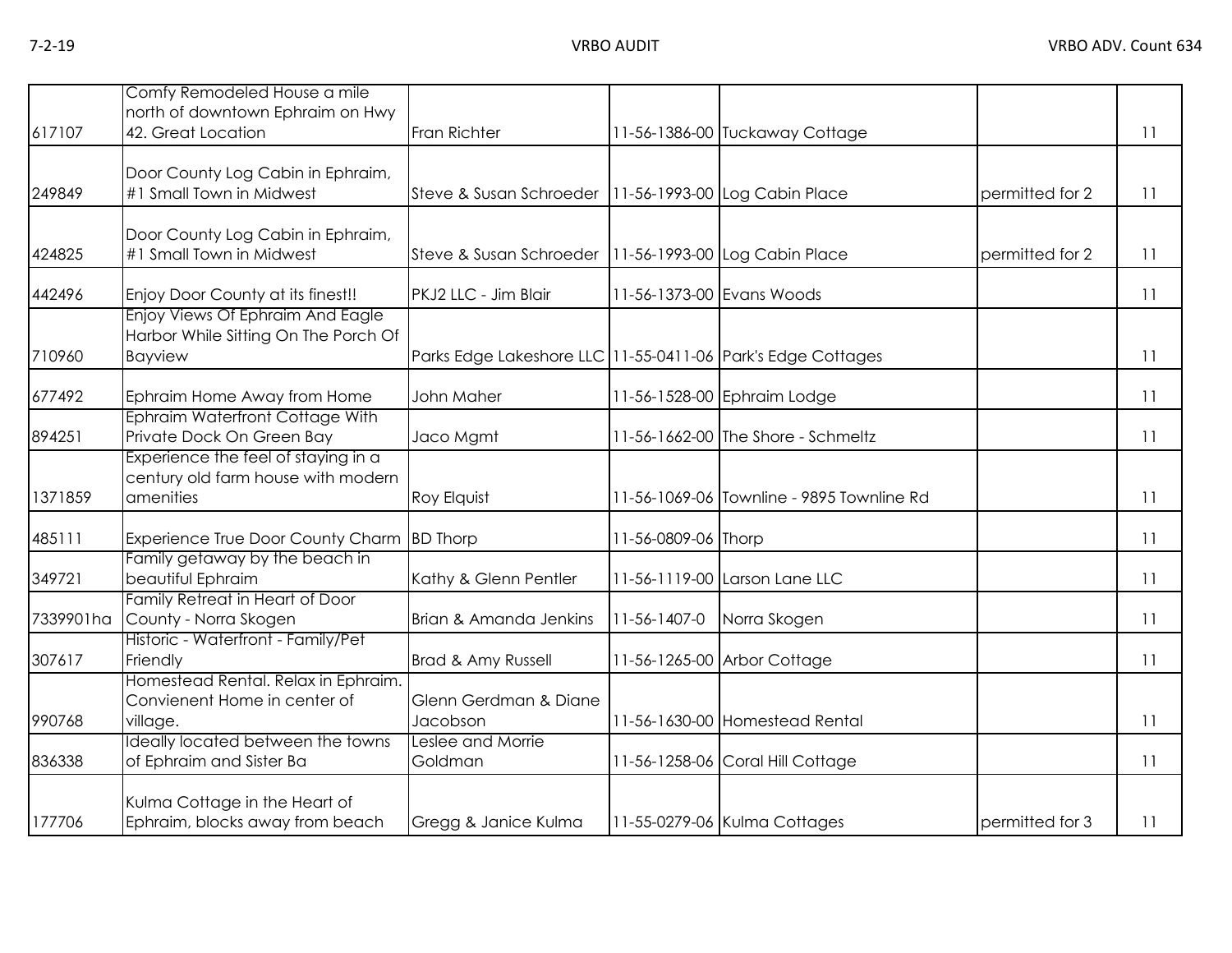| | | | | | | |
|---|---|---|---|---|---|---|
| 617107 | Comfy Remodeled House a mile north of downtown Ephraim on Hwy 42. Great Location | Fran Richter | 11-56-1386-00 | Tuckaway Cottage | | 11 |
| 249849 | Door County Log Cabin in Ephraim, #1 Small Town in Midwest | Steve & Susan Schroeder | 11-56-1993-00 | Log Cabin Place | permitted for 2 | 11 |
| 424825 | Door County Log Cabin in Ephraim, #1 Small Town in Midwest | Steve & Susan Schroeder | 11-56-1993-00 | Log Cabin Place | permitted for 2 | 11 |
| 442496 | Enjoy Door County at its finest!! | PKJ2 LLC - Jim Blair | 11-56-1373-00 | Evans Woods | | 11 |
| 710960 | Enjoy Views Of Ephraim And Eagle Harbor While Sitting On The Porch Of Bayview | Parks Edge Lakeshore LLC | 11-55-0411-06 | Park's Edge Cottages | | 11 |
| 677492 | Ephraim Home Away from Home | John Maher | 11-56-1528-00 | Ephraim Lodge | | 11 |
| 894251 | Ephraim Waterfront Cottage With Private Dock On Green Bay | Jaco Mgmt | 11-56-1662-00 | The Shore - Schmeltz | | 11 |
| 1371859 | Experience the feel of staying in a century old farm house with modern amenities | Roy Elquist | 11-56-1069-06 | Townline - 9895 Townline Rd | | 11 |
| 485111 | Experience True Door County Charm | BD Thorp | 11-56-0809-06 | Thorp | | 11 |
| 349721 | Family getaway by the beach in beautiful Ephraim | Kathy & Glenn Pentler | 11-56-1119-00 | Larson Lane LLC | | 11 |
| 7339901ha | Family Retreat in Heart of Door County - Norra Skogen | Brian & Amanda Jenkins | 11-56-1407-0 | Norra Skogen | | 11 |
| 307617 | Historic - Waterfront - Family/Pet Friendly | Brad & Amy Russell | 11-56-1265-00 | Arbor Cottage | | 11 |
| 990768 | Homestead Rental. Relax in Ephraim. Convienent Home in center of village. | Glenn Gerdman & Diane Jacobson | 11-56-1630-00 | Homestead Rental | | 11 |
| 836338 | Ideally located between the towns of Ephraim and Sister Ba | Leslee and Morrie Goldman | 11-56-1258-06 | Coral Hill Cottage | | 11 |
| 177706 | Kulma Cottage in the Heart of Ephraim, blocks away from beach | Gregg & Janice Kulma | 11-55-0279-06 | Kulma Cottages | permitted for 3 | 11 |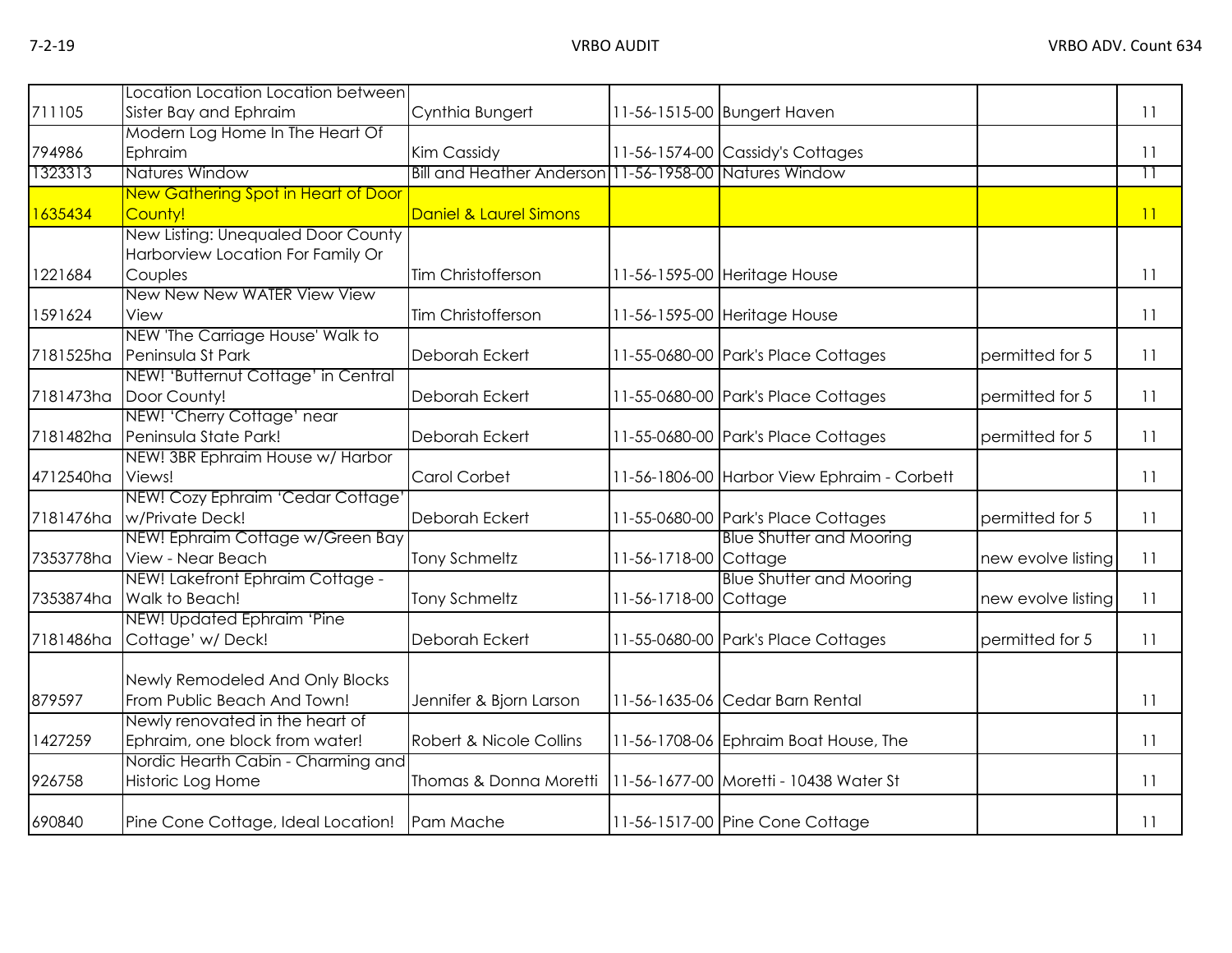| | | | | | | |
|---|---|---|---|---|---|---|
| 711105 | Location Location Location between Sister Bay and Ephraim | Cynthia Bungert | 11-56-1515-00 | Bungert Haven | | 11 |
| 794986 | Modern Log Home In The Heart Of Ephraim | Kim Cassidy | 11-56-1574-00 | Cassidy's Cottages | | 11 |
| 1323313 | Natures Window | Bill and Heather Anderson | 11-56-1958-00 | Natures Window | | 11 |
| 1635434 | New Gathering Spot in Heart of Door County! | Daniel & Laurel Simons | | | | 11 |
| 1221684 | New Listing: Unequaled Door County Harborview Location For Family Or Couples | Tim Christofferson | 11-56-1595-00 | Heritage House | | 11 |
| 1591624 | New New New WATER View View View | Tim Christofferson | 11-56-1595-00 | Heritage House | | 11 |
| 7181525ha | NEW 'The Carriage House' Walk to Peninsula St Park | Deborah Eckert | 11-55-0680-00 | Park's Place Cottages | permitted for 5 | 11 |
| 7181473ha | NEW! 'Butternut Cottage' in Central Door County! | Deborah Eckert | 11-55-0680-00 | Park's Place Cottages | permitted for 5 | 11 |
| 7181482ha | NEW! 'Cherry Cottage' near Peninsula State Park! | Deborah Eckert | 11-55-0680-00 | Park's Place Cottages | permitted for 5 | 11 |
| 4712540ha | NEW! 3BR Ephraim House w/ Harbor Views! | Carol Corbet | 11-56-1806-00 | Harbor View Ephraim - Corbett | | 11 |
| 7181476ha | NEW! Cozy Ephraim 'Cedar Cottage' w/Private Deck! | Deborah Eckert | 11-55-0680-00 | Park's Place Cottages | permitted for 5 | 11 |
| 7353778ha | NEW! Ephraim Cottage w/Green Bay View - Near Beach | Tony Schmeltz | 11-56-1718-00 | Blue Shutter and Mooring Cottage | new evolve listing | 11 |
| 7353874ha | NEW! Lakefront Ephraim Cottage - Walk to Beach! | Tony Schmeltz | 11-56-1718-00 | Blue Shutter and Mooring Cottage | new evolve listing | 11 |
| 7181486ha | NEW! Updated Ephraim 'Pine Cottage' w/ Deck! | Deborah Eckert | 11-55-0680-00 | Park's Place Cottages | permitted for 5 | 11 |
| 879597 | Newly Remodeled And Only Blocks From Public Beach And Town! | Jennifer & Bjorn Larson | 11-56-1635-06 | Cedar Barn Rental | | 11 |
| 1427259 | Newly renovated in the heart of Ephraim, one block from water! | Robert & Nicole Collins | 11-56-1708-06 | Ephraim Boat House, The | | 11 |
| 926758 | Nordic Hearth Cabin - Charming and Historic Log Home | Thomas & Donna Moretti | 11-56-1677-00 | Moretti - 10438 Water St | | 11 |
| 690840 | Pine Cone Cottage, Ideal Location! | Pam Mache | 11-56-1517-00 | Pine Cone Cottage | | 11 |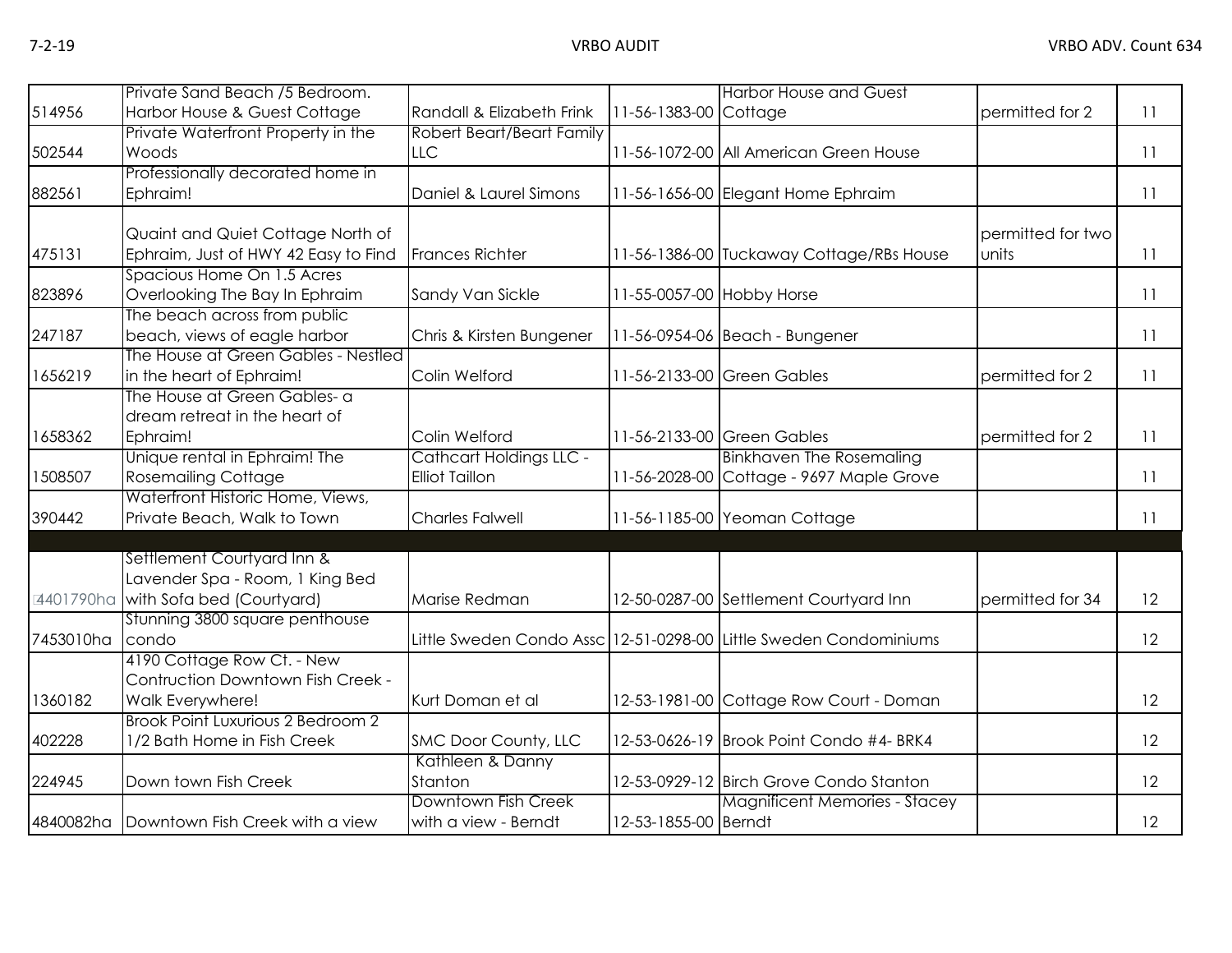| | | | | | | |
|---|---|---|---|---|---|---|
| 514956 | Private Sand Beach /5 Bedroom. Harbor House & Guest Cottage | Randall & Elizabeth Frink | 11-56-1383-00 | Harbor House and Guest Cottage | permitted for 2 | 11 |
| 502544 | Private Waterfront Property in the Woods | Robert Beart/Beart Family LLC | 11-56-1072-00 | All American Green House | | 11 |
| 882561 | Professionally decorated home in Ephraim! | Daniel & Laurel Simons | 11-56-1656-00 | Elegant Home Ephraim | | 11 |
| 475131 | Quaint and Quiet Cottage North of Ephraim, Just of HWY 42 Easy to Find | Frances Richter | 11-56-1386-00 | Tuckaway Cottage/RBs House | permitted for two units | 11 |
| 823896 | Spacious Home On 1.5 Acres Overlooking The Bay In Ephraim | Sandy Van Sickle | 11-55-0057-00 | Hobby Horse | | 11 |
| 247187 | The beach across from public beach, views of eagle harbor | Chris & Kirsten Bungener | 11-56-0954-06 | Beach - Bungener | | 11 |
| 1656219 | The House at Green Gables - Nestled in the heart of Ephraim! | Colin Welford | 11-56-2133-00 | Green Gables | permitted for 2 | 11 |
| 1658362 | The House at Green Gables- a dream retreat in the heart of Ephraim! | Colin Welford | 11-56-2133-00 | Green Gables | permitted for 2 | 11 |
| 1508507 | Unique rental in Ephraim! The Rosemailing Cottage | Cathcart Holdings LLC - Elliot Taillon | 11-56-2028-00 | Binkhaven The Rosemaling Cottage - 9697 Maple Grove | | 11 |
| 390442 | Waterfront Historic Home, Views, Private Beach, Walk to Town | Charles Falwell | 11-56-1185-00 | Yeoman Cottage | | 11 |
| | | | | | | |
| 4401790ha | Settlement Courtyard Inn & Lavender Spa - Room, 1 King Bed with Sofa bed (Courtyard) | Marise Redman | 12-50-0287-00 | Settlement Courtyard Inn | permitted for 34 | 12 |
| 7453010ha | Stunning 3800 square penthouse condo | Little Sweden Condo Assc | 12-51-0298-00 | Little Sweden Condominiums | | 12 |
| 1360182 | 4190 Cottage Row Ct. - New Contruction Downtown Fish Creek - Walk Everywhere! | Kurt Doman et al | 12-53-1981-00 | Cottage Row Court - Doman | | 12 |
| 402228 | Brook Point Luxurious 2 Bedroom 2 1/2 Bath Home in Fish Creek | SMC Door County, LLC | 12-53-0626-19 | Brook Point Condo #4- BRK4 | | 12 |
| 224945 | Down town Fish Creek | Kathleen & Danny Stanton | 12-53-0929-12 | Birch Grove Condo Stanton | | 12 |
| 4840082ha | Downtown Fish Creek with a view | Downtown Fish Creek with a view - Berndt | 12-53-1855-00 | Magnificent Memories - Stacey Berndt | | 12 |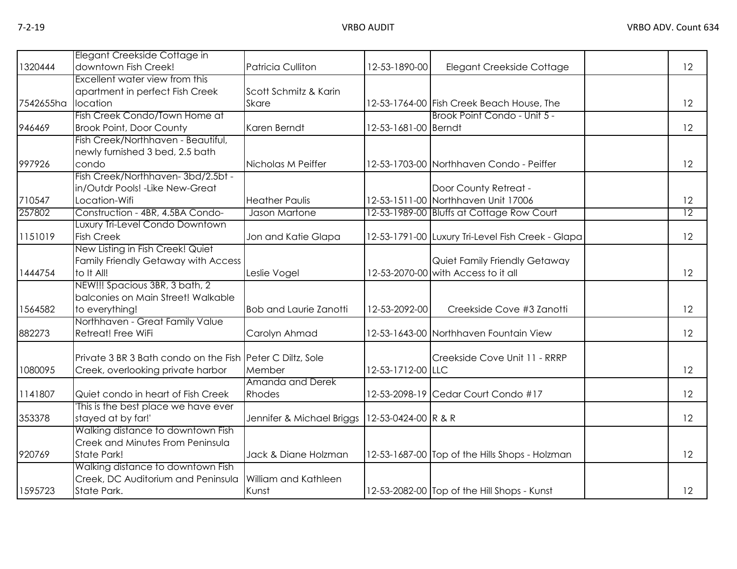| | | | | | | |
|---|---|---|---|---|---|---|
| 1320444 | Elegant Creekside Cottage in downtown Fish Creek! | Patricia Culliton | 12-53-1890-00 | Elegant Creekside Cottage | | 12 |
| 7542655ha | Excellent water view from this apartment in perfect Fish Creek location | Scott Schmitz & Karin Skare | 12-53-1764-00 | Fish Creek Beach House, The | | 12 |
| 946469 | Fish Creek Condo/Town Home at Brook Point, Door County | Karen Berndt | 12-53-1681-00 | Brook Point Condo - Unit 5 - Berndt | | 12 |
| 997926 | Fish Creek/Northhaven - Beautiful, newly furnished 3 bed, 2.5 bath condo | Nicholas M Peiffer | 12-53-1703-00 | Northhaven Condo - Peiffer | | 12 |
| 710547 | Fish Creek/Northhaven- 3bd/2.5bt - in/Outdr Pools! -Like New-Great Location-Wifi | Heather Paulis | 12-53-1511-00 | Door County Retreat - Northhaven Unit 17006 | | 12 |
| 257802 | Construction - 4BR, 4.5BA Condo- | Jason Martone | 12-53-1989-00 | Bluffs at Cottage Row Court | | 12 |
| 1151019 | Luxury Tri-Level Condo Downtown Fish Creek | Jon and Katie Glapa | 12-53-1791-00 | Luxury Tri-Level Fish Creek - Glapa | | 12 |
| 1444754 | New Listing in Fish Creek! Quiet Family Friendly Getaway with Access to It All! | Leslie Vogel | 12-53-2070-00 | Quiet Family Friendly Getaway with Access to it all | | 12 |
| 1564582 | NEW!!! Spacious 3BR, 3 bath, 2 balconies on Main Street! Walkable to everything! | Bob and Laurie Zanotti | 12-53-2092-00 | Creekside Cove #3 Zanotti | | 12 |
| 882273 | Northhaven - Great Family Value Retreat! Free WiFi | Carolyn Ahmad | 12-53-1643-00 | Northhaven Fountain View | | 12 |
| 1080095 | Private 3 BR 3 Bath condo on the Fish Creek, overlooking private harbor | Peter C Diltz, Sole Member | 12-53-1712-00 | Creekside Cove Unit 11 - RRRP LLC | | 12 |
| 1141807 | Quiet condo in heart of Fish Creek | Amanda and Derek Rhodes | 12-53-2098-19 | Cedar Court Condo #17 | | 12 |
| 353378 | 'This is the best place we have ever stayed at by far!' | Jennifer & Michael Briggs | 12-53-0424-00 | R & R | | 12 |
| 920769 | Walking distance to downtown Fish Creek and Minutes From Peninsula State Park! | Jack & Diane Holzman | 12-53-1687-00 | Top of the Hills Shops - Holzman | | 12 |
| 1595723 | Walking distance to downtown Fish Creek, DC Auditorium and Peninsula State Park. | William and Kathleen Kunst | 12-53-2082-00 | Top of the Hill Shops - Kunst | | 12 |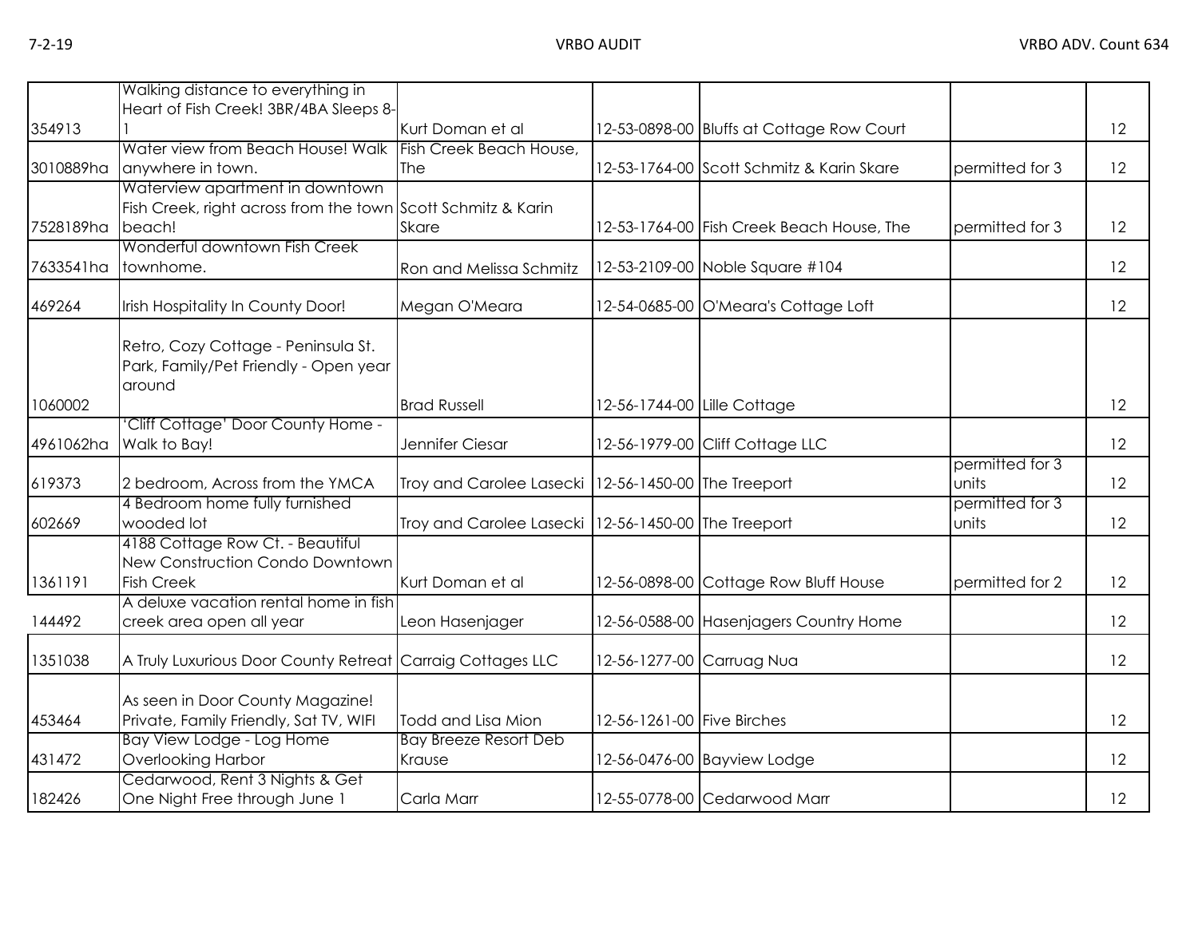| | | | | | | |
|---|---|---|---|---|---|---|
| 354913 | Walking distance to everything in Heart of Fish Creek! 3BR/4BA Sleeps 8-1 | Kurt Doman et al | 12-53-0898-00 | Bluffs at Cottage Row Court | | 12 |
| 3010889ha | Water view from Beach House! Walk anywhere in town. | Fish Creek Beach House, The | 12-53-1764-00 | Scott Schmitz & Karin Skare | permitted for 3 | 12 |
| 7528189ha | Waterview apartment in downtown Fish Creek, right across from the town beach! | Scott Schmitz & Karin Skare | 12-53-1764-00 | Fish Creek Beach House, The | permitted for 3 | 12 |
| 7633541ha | Wonderful downtown Fish Creek townhome. | Ron and Melissa Schmitz | 12-53-2109-00 | Noble Square #104 | | 12 |
| 469264 | Irish Hospitality In County Door! | Megan O'Meara | 12-54-0685-00 | O'Meara's Cottage Loft | | 12 |
| 1060002 | Retro, Cozy Cottage - Peninsula St. Park, Family/Pet Friendly - Open year around | Brad Russell | 12-56-1744-00 | Lille Cottage | | 12 |
| 4961062ha | 'Cliff Cottage' Door County Home - Walk to Bay! | Jennifer Ciesar | 12-56-1979-00 | Cliff Cottage LLC | | 12 |
| 619373 | 2 bedroom, Across from the YMCA | Troy and Carolee Lasecki | 12-56-1450-00 | The Treeport | permitted for 3 units | 12 |
| 602669 | 4 Bedroom home fully furnished wooded lot | Troy and Carolee Lasecki | 12-56-1450-00 | The Treeport | permitted for 3 units | 12 |
| 1361191 | 4188 Cottage Row Ct. - Beautiful New Construction Condo Downtown Fish Creek | Kurt Doman et al | 12-56-0898-00 | Cottage Row Bluff House | permitted for 2 | 12 |
| 144492 | A deluxe vacation rental home in fish creek area open all year | Leon Hasenjager | 12-56-0588-00 | Hasenjagers Country Home | | 12 |
| 1351038 | A Truly Luxurious Door County Retreat | Carraig Cottages LLC | 12-56-1277-00 | Carruag Nua | | 12 |
| 453464 | As seen in Door County Magazine! Private, Family Friendly, Sat TV, WIFI | Todd and Lisa Mion | 12-56-1261-00 | Five Birches | | 12 |
| 431472 | Bay View Lodge - Log Home Overlooking Harbor | Bay Breeze Resort Deb Krause | 12-56-0476-00 | Bayview Lodge | | 12 |
| 182426 | Cedarwood, Rent 3 Nights & Get One Night Free through June 1 | Carla Marr | 12-55-0778-00 | Cedarwood Marr | | 12 |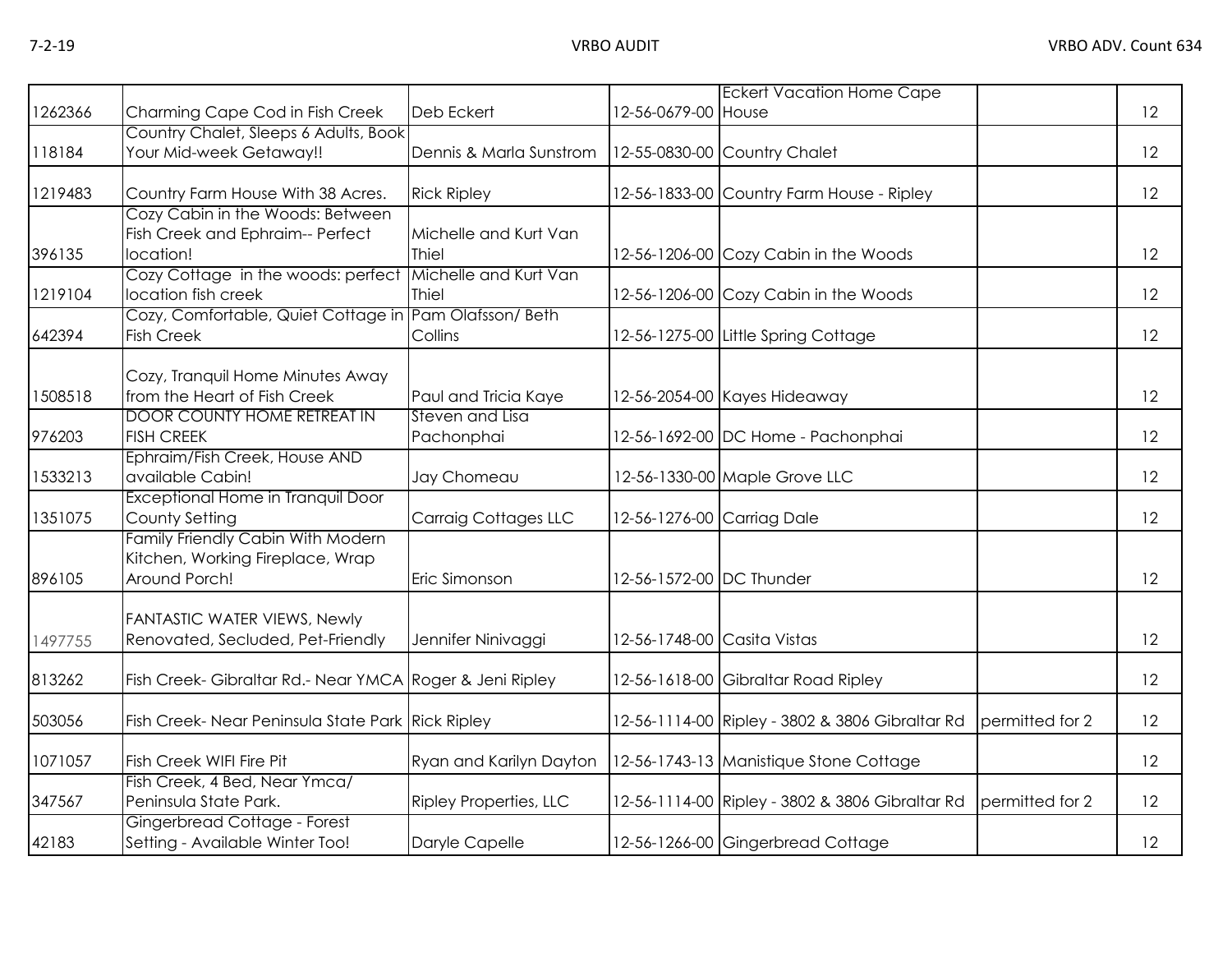| | | | | | | |
|---|---|---|---|---|---|---|
| 1262366 | Charming Cape Cod in Fish Creek | Deb Eckert | 12-56-0679-00 | Eckert Vacation Home Cape House | | 12 |
| 118184 | Country Chalet, Sleeps 6 Adults, Book Your Mid-week Getaway!! | Dennis & Marla Sunstrom | 12-55-0830-00 | Country Chalet | | 12 |
| 1219483 | Country Farm House With 38 Acres. | Rick Ripley | 12-56-1833-00 | Country Farm House - Ripley | | 12 |
| 396135 | Cozy Cabin in the Woods: Between Fish Creek and Ephraim-- Perfect location! | Michelle and Kurt Van Thiel | 12-56-1206-00 | Cozy Cabin in the Woods | | 12 |
| 1219104 | Cozy Cottage in the woods: perfect location fish creek | Michelle and Kurt Van Thiel | 12-56-1206-00 | Cozy Cabin in the Woods | | 12 |
| 642394 | Cozy, Comfortable, Quiet Cottage in Fish Creek | Pam Olafsson/ Beth Collins | 12-56-1275-00 | Little Spring Cottage | | 12 |
| 1508518 | Cozy, Tranquil Home Minutes Away from the Heart of Fish Creek | Paul and Tricia Kaye | 12-56-2054-00 | Kayes Hideaway | | 12 |
| 976203 | DOOR COUNTY HOME RETREAT IN FISH CREEK | Steven and Lisa Pachonphai | 12-56-1692-00 | DC Home - Pachonphai | | 12 |
| 1533213 | Ephraim/Fish Creek, House AND available Cabin! | Jay Chomeau | 12-56-1330-00 | Maple Grove LLC | | 12 |
| 1351075 | Exceptional Home in Tranquil Door County Setting | Carraig Cottages LLC | 12-56-1276-00 | Carriag Dale | | 12 |
| 896105 | Family Friendly Cabin With Modern Kitchen, Working Fireplace, Wrap Around Porch! | Eric Simonson | 12-56-1572-00 | DC Thunder | | 12 |
| 1497755 | FANTASTIC WATER VIEWS, Newly Renovated, Secluded, Pet-Friendly | Jennifer Ninivaggi | 12-56-1748-00 | Casita Vistas | | 12 |
| 813262 | Fish Creek- Gibraltar Rd.- Near YMCA | Roger & Jeni Ripley | 12-56-1618-00 | Gibraltar Road Ripley | | 12 |
| 503056 | Fish Creek- Near Peninsula State Park | Rick Ripley | 12-56-1114-00 | Ripley - 3802 & 3806 Gibraltar Rd | permitted for 2 | 12 |
| 1071057 | Fish Creek WIFI Fire Pit | Ryan and Karilyn Dayton | 12-56-1743-13 | Manistique Stone Cottage | | 12 |
| 347567 | Fish Creek, 4 Bed, Near Ymca/ Peninsula State Park. | Ripley Properties, LLC | 12-56-1114-00 | Ripley - 3802 & 3806 Gibraltar Rd | permitted for 2 | 12 |
| 42183 | Gingerbread Cottage - Forest Setting - Available Winter Too! | Daryle Capelle | 12-56-1266-00 | Gingerbread Cottage | | 12 |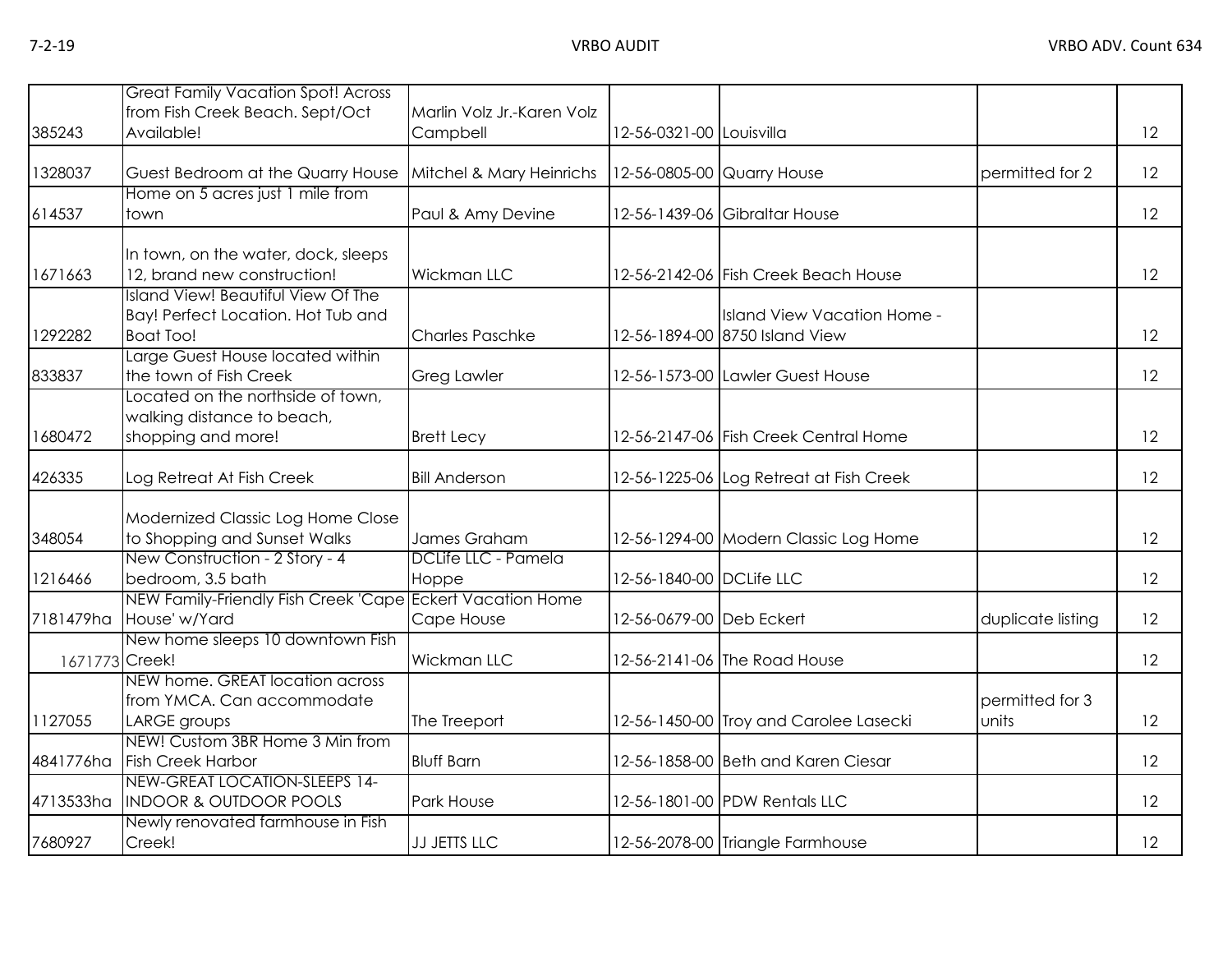| | | | | | | |
|---|---|---|---|---|---|---|
| 385243 | Great Family Vacation Spot! Across from Fish Creek Beach. Sept/Oct Available! | Marlin Volz Jr.-Karen Volz Campbell | 12-56-0321-00 | Louisvilla | | 12 |
| 1328037 | Guest Bedroom at the Quarry House | Mitchel & Mary Heinrichs | 12-56-0805-00 | Quarry House | permitted for 2 | 12 |
| 614537 | Home on 5 acres just 1 mile from town | Paul & Amy Devine | 12-56-1439-06 | Gibraltar House | | 12 |
| 1671663 | In town, on the water, dock, sleeps 12, brand new construction! | Wickman LLC | 12-56-2142-06 | Fish Creek Beach House | | 12 |
| 1292282 | Island View! Beautiful View Of The Bay! Perfect Location. Hot Tub and Boat Too! | Charles Paschke | 12-56-1894-00 | Island View Vacation Home - 8750 Island View | | 12 |
| 833837 | Large Guest House located within the town of Fish Creek | Greg Lawler | 12-56-1573-00 | Lawler Guest House | | 12 |
| 1680472 | Located on the northside of town, walking distance to beach, shopping and more! | Brett Lecy | 12-56-2147-06 | Fish Creek Central Home | | 12 |
| 426335 | Log Retreat At Fish Creek | Bill Anderson | 12-56-1225-06 | Log Retreat at Fish Creek | | 12 |
| 348054 | Modernized Classic Log Home Close to Shopping and Sunset Walks | James Graham | 12-56-1294-00 | Modern Classic Log Home | | 12 |
| 1216466 | New Construction - 2 Story - 4 bedroom, 3.5 bath | DCLife LLC - Pamela Hoppe | 12-56-1840-00 | DCLife LLC | | 12 |
| 7181479ha | NEW Family-Friendly Fish Creek 'Cape House' w/Yard | Eckert Vacation Home Cape House | 12-56-0679-00 | Deb Eckert | duplicate listing | 12 |
| 1671773 | New home sleeps 10 downtown Fish Creek! | Wickman LLC | 12-56-2141-06 | The Road House | | 12 |
| 1127055 | NEW home. GREAT location across from YMCA. Can accommodate LARGE groups | The Treeport | 12-56-1450-00 | Troy and Carolee Lasecki | permitted for 3 units | 12 |
| 4841776ha | NEW! Custom 3BR Home 3 Min from Fish Creek Harbor | Bluff Barn | 12-56-1858-00 | Beth and Karen Ciesar | | 12 |
| 4713533ha | NEW-GREAT LOCATION-SLEEPS 14-INDOOR & OUTDOOR POOLS | Park House | 12-56-1801-00 | PDW Rentals LLC | | 12 |
| 7680927 | Newly renovated farmhouse in Fish Creek! | JJ JETTS LLC | 12-56-2078-00 | Triangle Farmhouse | | 12 |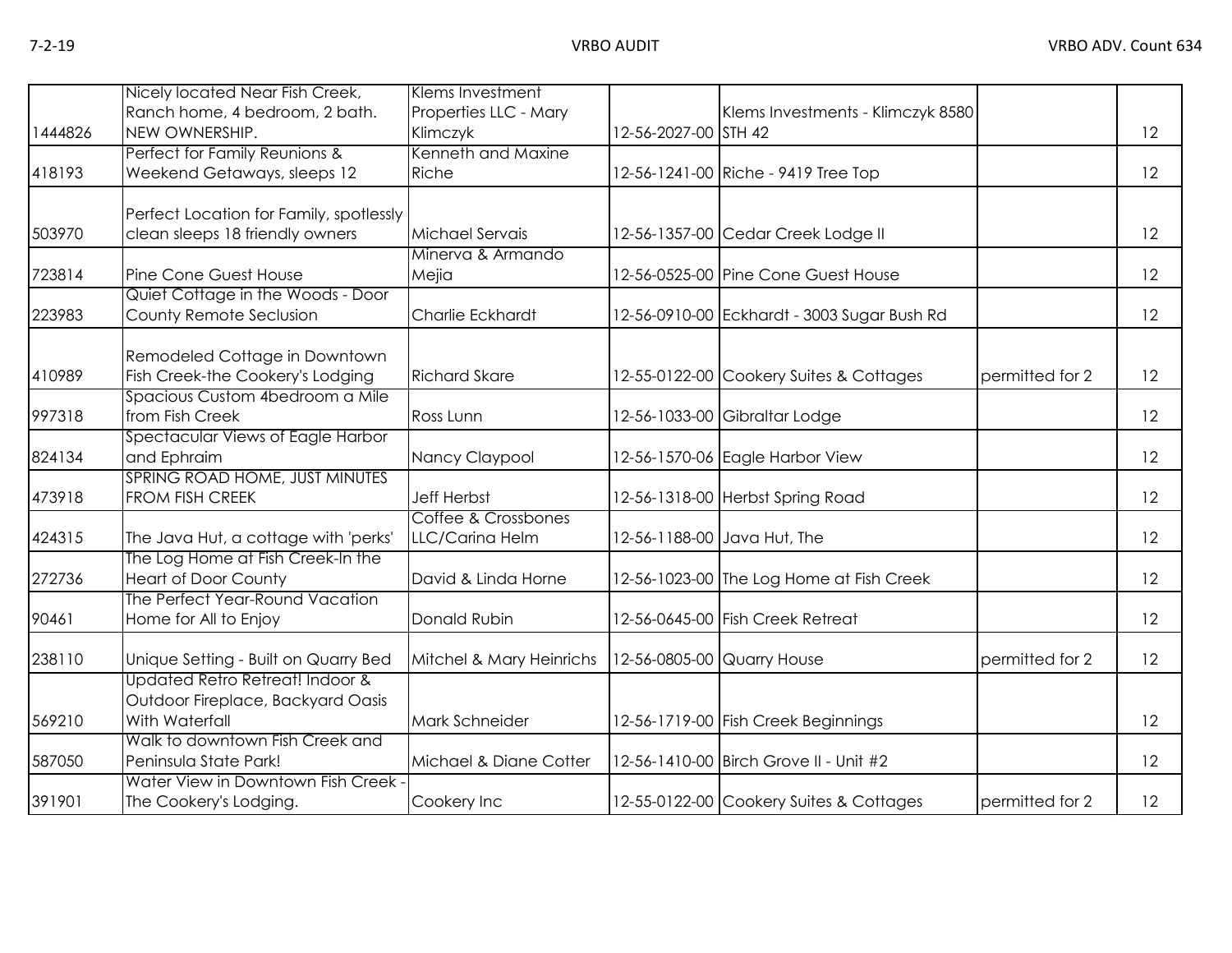| | | | | | | |
|---|---|---|---|---|---|---|
| 1444826 | Nicely located Near Fish Creek, Ranch home, 4 bedroom, 2 bath. NEW OWNERSHIP. | Klems Investment Properties LLC - Mary Klimczyk | 12-56-2027-00 | Klems Investments - Klimczyk 8580 STH 42 | | 12 |
| 418193 | Perfect for Family Reunions & Weekend Getaways, sleeps 12 | Kenneth and Maxine Riche | 12-56-1241-00 | Riche - 9419 Tree Top | | 12 |
| 503970 | Perfect Location for Family, spotlessly clean sleeps 18 friendly owners | Michael Servais | 12-56-1357-00 | Cedar Creek Lodge II | | 12 |
| 723814 | Pine Cone Guest House | Minerva & Armando Mejia | 12-56-0525-00 | Pine Cone Guest House | | 12 |
| 223983 | Quiet Cottage in the Woods - Door County Remote Seclusion | Charlie Eckhardt | 12-56-0910-00 | Eckhardt - 3003 Sugar Bush Rd | | 12 |
| 410989 | Remodeled Cottage in Downtown Fish Creek-the Cookery's Lodging | Richard Skare | 12-55-0122-00 | Cookery Suites & Cottages | permitted for 2 | 12 |
| 997318 | Spacious Custom 4bedroom a Mile from Fish Creek | Ross Lunn | 12-56-1033-00 | Gibraltar Lodge | | 12 |
| 824134 | Spectacular Views of Eagle Harbor and Ephraim | Nancy Claypool | 12-56-1570-06 | Eagle Harbor View | | 12 |
| 473918 | SPRING ROAD HOME, JUST MINUTES FROM FISH CREEK | Jeff Herbst | 12-56-1318-00 | Herbst Spring Road | | 12 |
| 424315 | The Java Hut, a cottage with 'perks' | Coffee & Crossbones LLC/Carina Helm | 12-56-1188-00 | Java Hut, The | | 12 |
| 272736 | The Log Home at Fish Creek-In the Heart of Door County | David & Linda Horne | 12-56-1023-00 | The Log Home at Fish Creek | | 12 |
| 90461 | The Perfect Year-Round Vacation Home for All to Enjoy | Donald Rubin | 12-56-0645-00 | Fish Creek Retreat | | 12 |
| 238110 | Unique Setting - Built on Quarry Bed | Mitchel & Mary Heinrichs | 12-56-0805-00 | Quarry House | permitted for 2 | 12 |
| 569210 | Updated Retro Retreat! Indoor & Outdoor Fireplace, Backyard Oasis With Waterfall | Mark Schneider | 12-56-1719-00 | Fish Creek Beginnings | | 12 |
| 587050 | Walk to downtown Fish Creek and Peninsula State Park! | Michael & Diane Cotter | 12-56-1410-00 | Birch Grove II - Unit #2 | | 12 |
| 391901 | Water View in Downtown Fish Creek - The Cookery's Lodging. | Cookery Inc | 12-55-0122-00 | Cookery Suites & Cottages | permitted for 2 | 12 |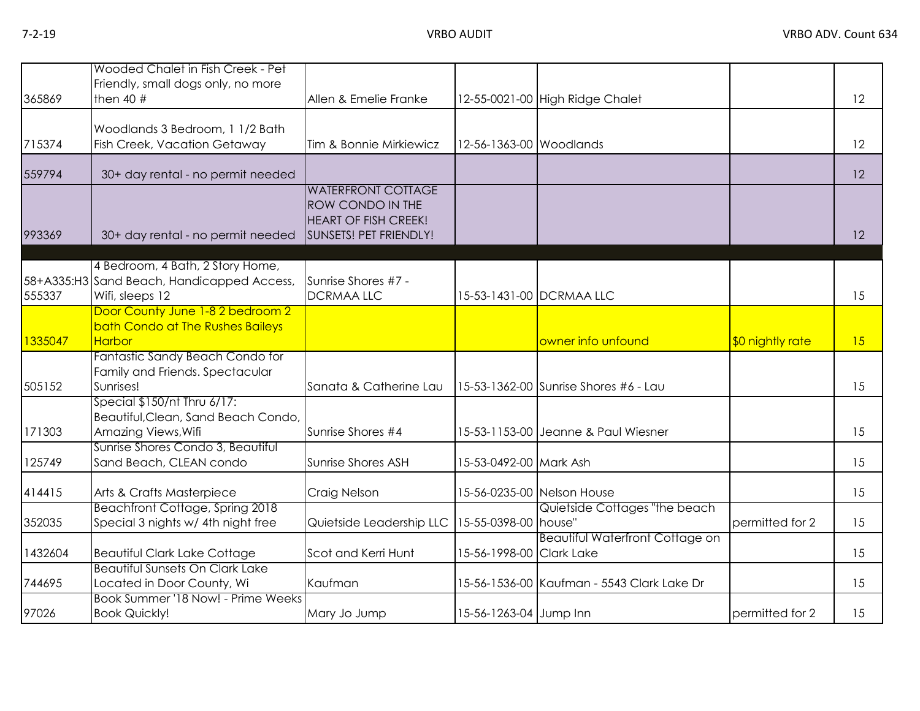| | | | | | | |
|---|---|---|---|---|---|---|
| 365869 | Wooded Chalet in Fish Creek - Pet Friendly, small dogs only, no more then 40 # | Allen & Emelie Franke | 12-55-0021-00 | High Ridge Chalet | | 12 |
| 715374 | Woodlands 3 Bedroom, 1 1/2 Bath Fish Creek, Vacation Getaway | Tim & Bonnie Mirkiewicz | 12-56-1363-00 | Woodlands | | 12 |
| 559794 | 30+ day rental - no permit needed | | | | | 12 |
| 993369 | 30+ day rental - no permit needed | WATERFRONT COTTAGE ROW CONDO IN THE HEART OF FISH CREEK! SUNSETS! PET FRIENDLY! | | | | 12 |
| | | | | | | |
| 58+A335:H3 555337 | 4 Bedroom, 4 Bath, 2 Story Home, Sand Beach, Handicapped Access, Wifi, sleeps 12 | Sunrise Shores #7 - DCRMAA LLC | 15-53-1431-00 | DCRMAA LLC | | 15 |
| 1335047 | Door County June 1-8 2 bedroom 2 bath Condo at The Rushes Baileys Harbor | | | owner info unfound | $0 nightly rate | 15 |
| 505152 | Fantastic Sandy Beach Condo for Family and Friends. Spectacular Sunrises! | Sanata & Catherine Lau | 15-53-1362-00 | Sunrise Shores #6 - Lau | | 15 |
| 171303 | Special $150/nt Thru 6/17: Beautiful,Clean, Sand Beach Condo, Amazing Views,Wifi | Sunrise Shores #4 | 15-53-1153-00 | Jeanne & Paul Wiesner | | 15 |
| 125749 | Sunrise Shores Condo 3, Beautiful Sand Beach, CLEAN condo | Sunrise Shores ASH | 15-53-0492-00 | Mark Ash | | 15 |
| 414415 | Arts & Crafts Masterpiece | Craig Nelson | 15-56-0235-00 | Nelson House | | 15 |
| 352035 | Beachfront Cottage, Spring 2018 Special 3 nights w/ 4th night free | Quietside Leadership LLC | 15-55-0398-00 | Quietside Cottages "the beach house" | permitted for 2 | 15 |
| 1432604 | Beautiful Clark Lake Cottage | Scot and Kerri Hunt | 15-56-1998-00 | Beautiful Waterfront Cottage on Clark Lake | | 15 |
| 744695 | Beautiful Sunsets On Clark Lake Located in Door County, Wi | Kaufman | 15-56-1536-00 | Kaufman - 5543 Clark Lake Dr | | 15 |
| 97026 | Book Summer '18 Now! - Prime Weeks Book Quickly! | Mary Jo Jump | 15-56-1263-04 | Jump Inn | permitted for 2 | 15 |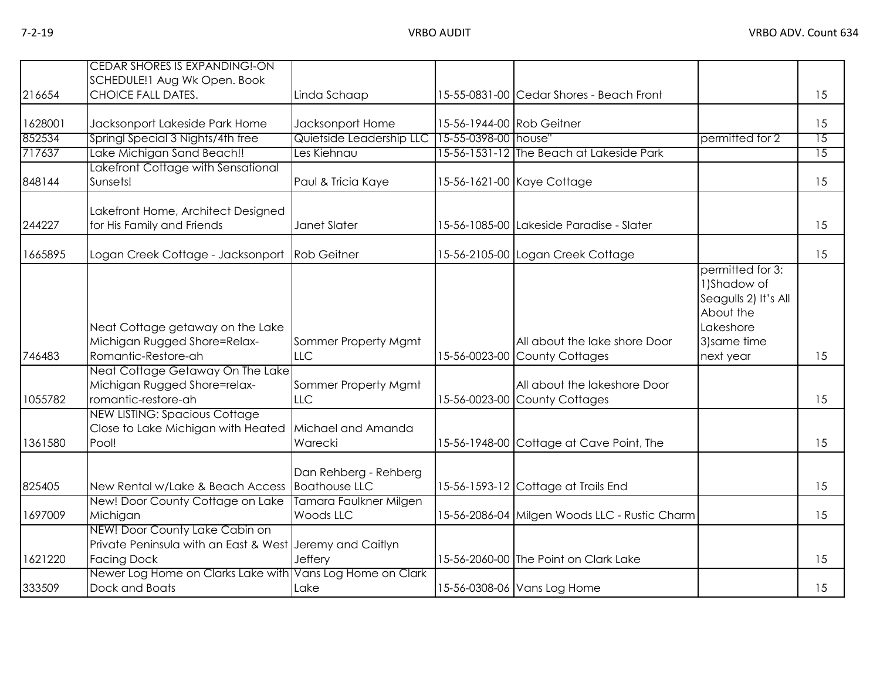| | | | | | | |
|---|---|---|---|---|---|---|
| 216654 | CEDAR SHORES IS EXPANDING!-ON SCHEDULE!1 Aug Wk Open. Book CHOICE FALL DATES. | Linda Schaap | 15-55-0831-00 | Cedar Shores - Beach Front | | 15 |
| 1628001 | Jacksonport Lakeside Park Home | Jacksonport Home | 15-56-1944-00 | Rob Geitner | | 15 |
| 852534 | Springl Special 3 Nights/4th free | Quietside Leadership LLC | 15-55-0398-00 | house" | permitted for 2 | 15 |
| 717637 | Lake Michigan Sand Beach!! | Les Kiehnau | 15-56-1531-12 | The Beach at Lakeside Park | | 15 |
| 848144 | Lakefront Cottage with Sensational Sunsets! | Paul & Tricia Kaye | 15-56-1621-00 | Kaye Cottage | | 15 |
| 244227 | Lakefront Home, Architect Designed for His Family and Friends | Janet Slater | 15-56-1085-00 | Lakeside Paradise - Slater | | 15 |
| 1665895 | Logan Creek Cottage - Jacksonport | Rob Geitner | 15-56-2105-00 | Logan Creek Cottage | | 15 |
| 746483 | Neat Cottage getaway on the Lake Michigan Rugged Shore=Relax-Romantic-Restore-ah | Sommer Property Mgmt LLC | 15-56-0023-00 | All about the lake shore Door County Cottages | permitted for 3: 1)Shadow of Seagulls 2) It's All About the Lakeshore 3)same time next year | 15 |
| 1055782 | Neat Cottage Getaway On The Lake Michigan Rugged Shore=relax-romantic-restore-ah | Sommer Property Mgmt LLC | 15-56-0023-00 | All about the lakeshore Door County Cottages | | 15 |
| 1361580 | NEW LISTING: Spacious Cottage Close to Lake Michigan with Heated Pool! | Michael and Amanda Warecki | 15-56-1948-00 | Cottage at Cave Point, The | | 15 |
| 825405 | New Rental w/Lake & Beach Access | Dan Rehberg - Rehberg Boathouse LLC | 15-56-1593-12 | Cottage at Trails End | | 15 |
| 1697009 | New! Door County Cottage on Lake Michigan | Tamara Faulkner Milgen Woods LLC | 15-56-2086-04 | Milgen Woods LLC - Rustic Charm | | 15 |
| 1621220 | NEW! Door County Lake Cabin on Private Peninsula with an East & West Facing Dock | Jeremy and Caitlyn Jeffery | 15-56-2060-00 | The Point on Clark Lake | | 15 |
| 333509 | Newer Log Home on Clarks Lake with Dock and Boats | Vans Log Home on Clark Lake | 15-56-0308-06 | Vans Log Home | | 15 |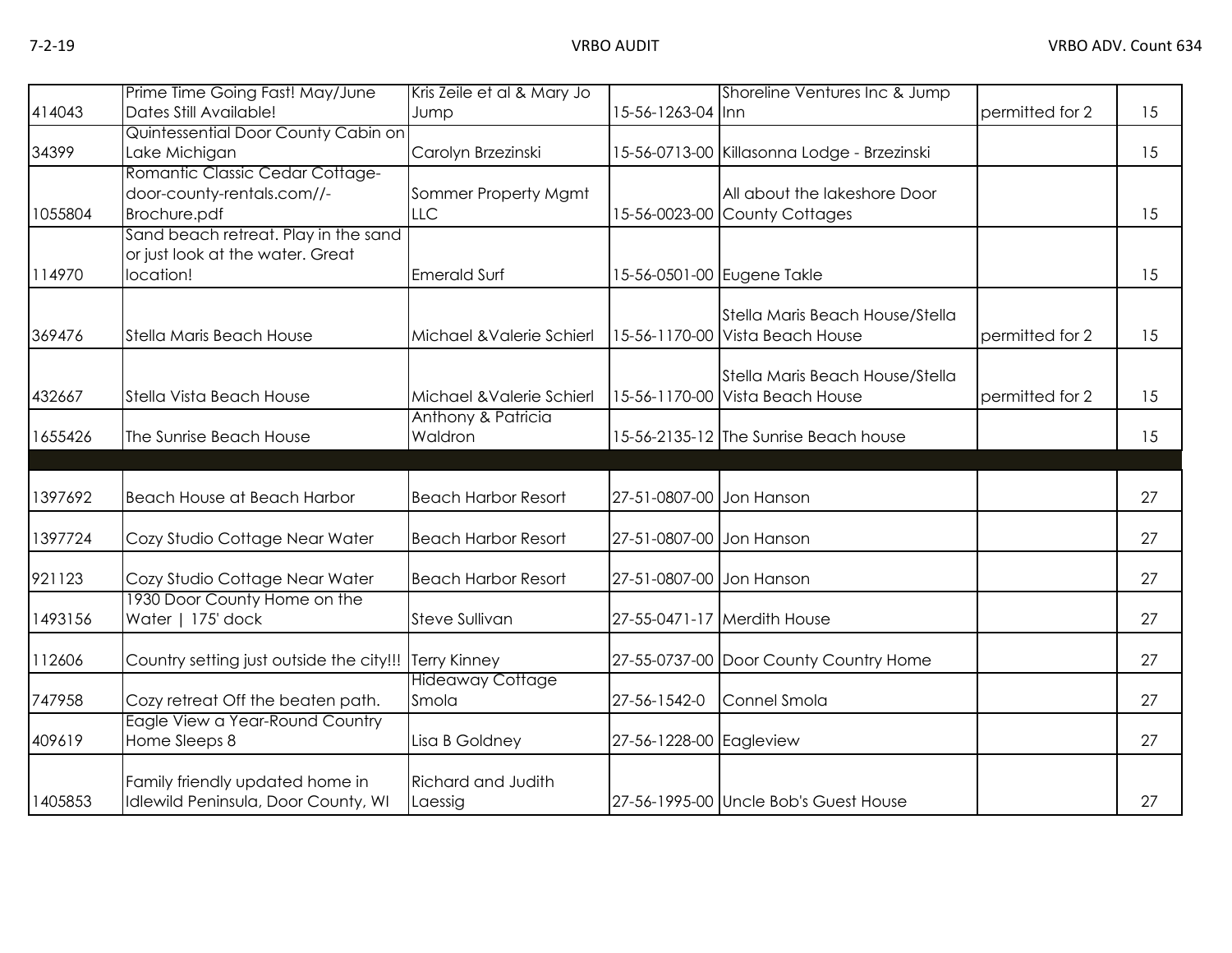| | | | | | | |
|---|---|---|---|---|---|---|
| 414043 | Prime Time Going Fast! May/June Dates Still Available! | Kris Zeile et al & Mary Jo Jump | 15-56-1263-04 | Shoreline Ventures Inc & Jump Inn | permitted for 2 | 15 |
| 34399 | Quintessential Door County Cabin on Lake Michigan | Carolyn Brzezinski | 15-56-0713-00 | Killasonna Lodge - Brzezinski | | 15 |
| 1055804 | Romantic Classic Cedar Cottage- door-county-rentals.com//-Brochure.pdf | Sommer Property Mgmt LLC | 15-56-0023-00 | All about the lakeshore Door County Cottages | | 15 |
| 114970 | Sand beach retreat. Play in the sand or just look at the water. Great location! | Emerald Surf | 15-56-0501-00 | Eugene Takle | | 15 |
| 369476 | Stella Maris Beach House | Michael &Valerie Schierl | 15-56-1170-00 | Stella Maris Beach House/Stella Vista Beach House | permitted for 2 | 15 |
| 432667 | Stella Vista Beach House | Michael &Valerie Schierl | 15-56-1170-00 | Stella Maris Beach House/Stella Vista Beach House | permitted for 2 | 15 |
| 1655426 | The Sunrise Beach House | Anthony & Patricia Waldron | 15-56-2135-12 | The Sunrise Beach house | | 15 |
| | | | | | | |
| 1397692 | Beach House at Beach Harbor | Beach Harbor Resort | 27-51-0807-00 | Jon Hanson | | 27 |
| 1397724 | Cozy Studio Cottage Near Water | Beach Harbor Resort | 27-51-0807-00 | Jon Hanson | | 27 |
| 921123 | Cozy Studio Cottage Near Water | Beach Harbor Resort | 27-51-0807-00 | Jon Hanson | | 27 |
| 1493156 | 1930 Door County Home on the Water \| 175' dock | Steve Sullivan | 27-55-0471-17 | Merdith House | | 27 |
| 112606 | Country setting just outside the city!!! | Terry Kinney | 27-55-0737-00 | Door County Country Home | | 27 |
| 747958 | Cozy retreat Off the beaten path. | Hideaway Cottage Smola | 27-56-1542-0 | Connel Smola | | 27 |
| 409619 | Eagle View a Year-Round Country Home Sleeps 8 | Lisa B Goldney | 27-56-1228-00 | Eagleview | | 27 |
| 1405853 | Family friendly updated home in Idlewild Peninsula, Door County, WI | Richard and Judith Laessig | 27-56-1995-00 | Uncle Bob's Guest House | | 27 |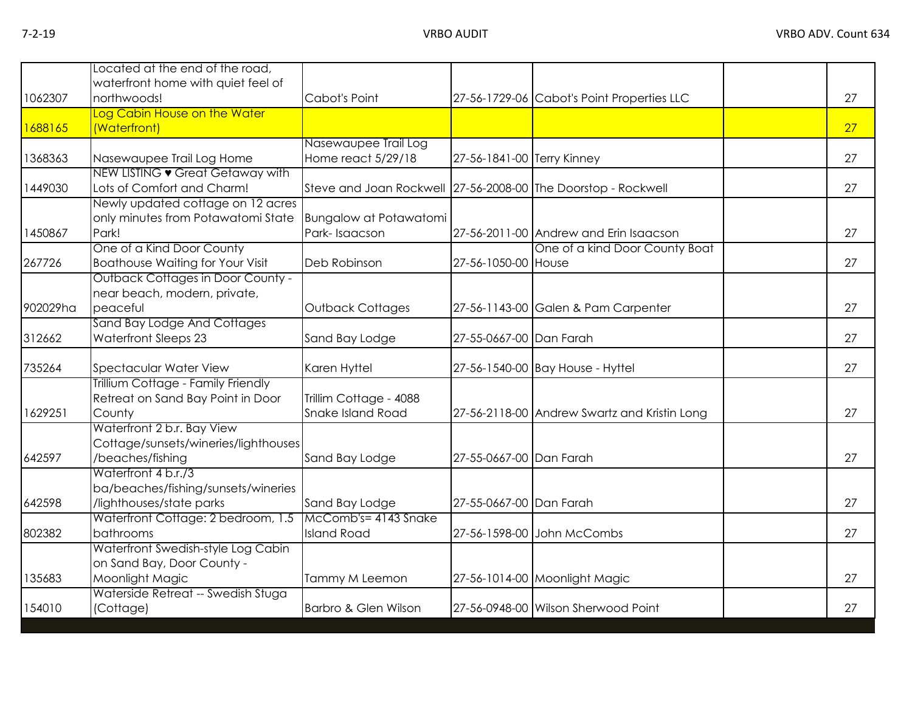| | | | | | | |
|---|---|---|---|---|---|---|
| 1062307 | Located at the end of the road, waterfront home with quiet feel of northwoods! | Cabot's Point | 27-56-1729-06 | Cabot's Point Properties LLC | | 27 |
| 1688165 | Log Cabin House on the Water (Waterfront) | | | | | 27 |
| 1368363 | Nasewaupee Trail Log Home | Nasewaupee Trail Log Home react 5/29/18 | 27-56-1841-00 | Terry Kinney | | 27 |
| 1449030 | NEW LISTING ♥ Great Getaway with Lots of Comfort and Charm! | Steve and Joan Rockwell | 27-56-2008-00 | The Doorstop - Rockwell | | 27 |
| 1450867 | Newly updated cottage on 12 acres only minutes from Potawatomi State Park! | Bungalow at Potawatomi Park- Isaacson | 27-56-2011-00 | Andrew and Erin Isaacson | | 27 |
| 267726 | One of a Kind Door County Boathouse Waiting for Your Visit | Deb Robinson | 27-56-1050-00 | One of a kind Door County Boat House | | 27 |
| 902029ha | Outback Cottages in Door County - near beach, modern, private, peaceful | Outback Cottages | 27-56-1143-00 | Galen & Pam Carpenter | | 27 |
| 312662 | Sand Bay Lodge And Cottages Waterfront Sleeps 23 | Sand Bay Lodge | 27-55-0667-00 | Dan Farah | | 27 |
| 735264 | Spectacular Water View | Karen Hyttel | 27-56-1540-00 | Bay House - Hyttel | | 27 |
| 1629251 | Trillium Cottage - Family Friendly Retreat on Sand Bay Point in Door County | Trillim Cottage - 4088 Snake Island Road | 27-56-2118-00 | Andrew Swartz and Kristin Long | | 27 |
| 642597 | Waterfront 2 b.r. Bay View Cottage/sunsets/wineries/lighthouses/beaches/fishing | Sand Bay Lodge | 27-55-0667-00 | Dan Farah | | 27 |
| 642598 | Waterfront 4 b.r./3 ba/beaches/fishing/sunsets/wineries/lighthouses/state parks | Sand Bay Lodge | 27-55-0667-00 | Dan Farah | | 27 |
| 802382 | Waterfront Cottage: 2 bedroom, 1.5 bathrooms | McComb's= 4143 Snake Island Road | 27-56-1598-00 | John McCombs | | 27 |
| 135683 | Waterfront Swedish-style Log Cabin on Sand Bay, Door County - Moonlight Magic | Tammy M Leemon | 27-56-1014-00 | Moonlight Magic | | 27 |
| 154010 | Waterside Retreat -- Swedish Stuga (Cottage) | Barbro & Glen Wilson | 27-56-0948-00 | Wilson Sherwood Point | | 27 |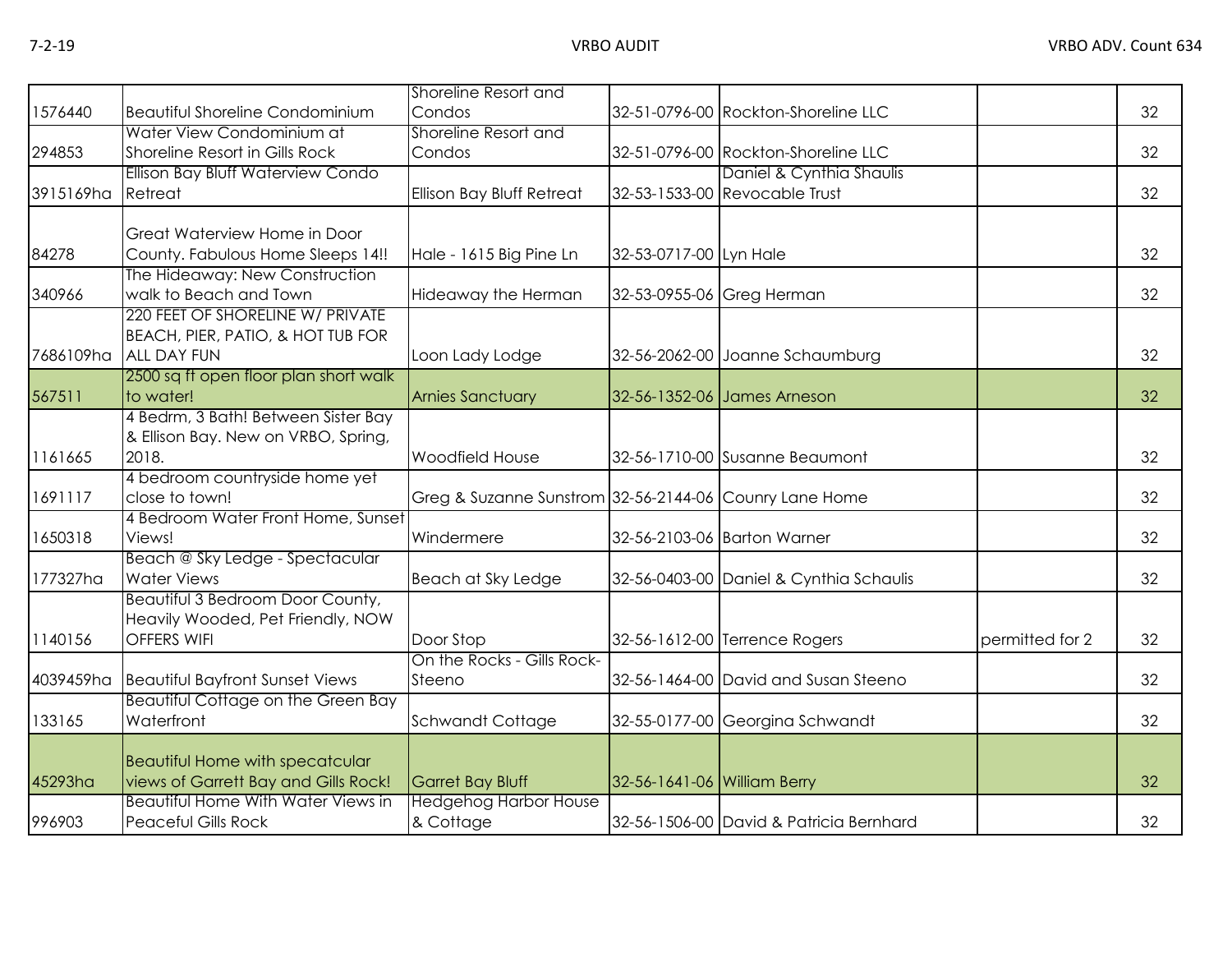| | | | | | | |
|---|---|---|---|---|---|---|
| 1576440 | Beautiful Shoreline Condominium | Shoreline Resort and Condos | 32-51-0796-00 | Rockton-Shoreline LLC | | 32 |
| 294853 | Water View Condominium at Shoreline Resort in Gills Rock | Shoreline Resort and Condos | 32-51-0796-00 | Rockton-Shoreline LLC | | 32 |
| 3915169ha | Ellison Bay Bluff Waterview Condo Retreat | Ellison Bay Bluff Retreat | 32-53-1533-00 | Daniel & Cynthia Shaulis Revocable Trust | | 32 |
| 84278 | Great Waterview Home in Door County. Fabulous Home Sleeps 14!! | Hale - 1615 Big Pine Ln | 32-53-0717-00 | Lyn Hale | | 32 |
| 340966 | The Hideaway: New Construction walk to Beach and Town | Hideaway the Herman | 32-53-0955-06 | Greg Herman | | 32 |
| 7686109ha | 220 FEET OF SHORELINE W/ PRIVATE BEACH, PIER, PATIO, & HOT TUB FOR ALL DAY FUN | Loon Lady Lodge | 32-56-2062-00 | Joanne Schaumburg | | 32 |
| 567511 | 2500 sq ft open floor plan short walk to water! | Arnies Sanctuary | 32-56-1352-06 | James Arneson | | 32 |
| 1161665 | 4 Bedrm, 3 Bath! Between Sister Bay & Ellison Bay. New on VRBO, Spring, 2018. | Woodfield House | 32-56-1710-00 | Susanne Beaumont | | 32 |
| 1691117 | 4 bedroom countryside home yet close to town! | Greg & Suzanne Sunstrom | 32-56-2144-06 | Couny Lane Home | | 32 |
| 1650318 | 4 Bedroom Water Front Home, Sunset Views! | Windermere | 32-56-2103-06 | Barton Warner | | 32 |
| 177327ha | Beach @ Sky Ledge - Spectacular Water Views | Beach at Sky Ledge | 32-56-0403-00 | Daniel & Cynthia Schaulis | | 32 |
| 1140156 | Beautiful 3 Bedroom Door County, Heavily Wooded, Pet Friendly, NOW OFFERS WIFI | Door Stop | 32-56-1612-00 | Terrence Rogers | permitted for 2 | 32 |
| 4039459ha | Beautiful Bayfront Sunset Views | On the Rocks - Gills Rock-Steeno | 32-56-1464-00 | David and Susan Steeno | | 32 |
| 133165 | Beautiful Cottage on the Green Bay Waterfront | Schwandt Cottage | 32-55-0177-00 | Georgina Schwandt | | 32 |
| 45293ha | Beautiful Home with specatcular views of Garrett Bay and Gills Rock! | Garret Bay Bluff | 32-56-1641-06 | William Berry | | 32 |
| 996903 | Beautiful Home With Water Views in Peaceful Gills Rock | Hedgehog Harbor House & Cottage | 32-56-1506-00 | David & Patricia Bernhard | | 32 |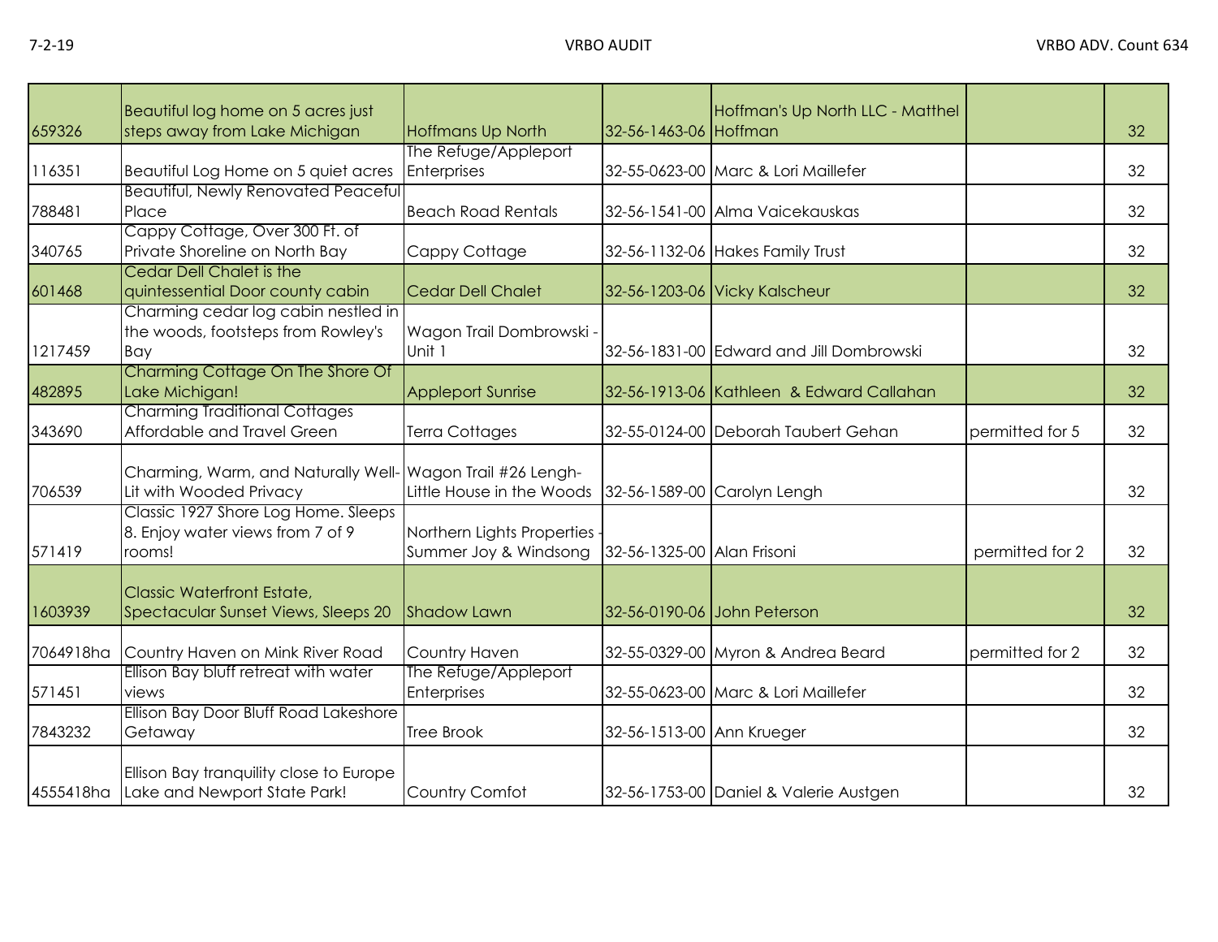| 659326 | Beautiful log home on 5 acres just steps away from Lake Michigan | Hoffmans Up North | 32-56-1463-06 | Hoffman's Up North LLC - Matthel Hoffman | | 32 |
|---|---|---|---|---|---|---|
| 116351 | Beautiful Log Home on 5 quiet acres | The Refuge/Appleport Enterprises | 32-55-0623-00 | Marc & Lori Maillefer | | 32 |
| 788481 | Beautiful, Newly Renovated Peaceful Place | Beach Road Rentals | 32-56-1541-00 | Alma Vaicekauskas | | 32 |
| 340765 | Cappy Cottage, Over 300 Ft. of Private Shoreline on North Bay | Cappy Cottage | 32-56-1132-06 | Hakes Family Trust | | 32 |
| 601468 | Cedar Dell Chalet is the quintessential Door county cabin | Cedar Dell Chalet | 32-56-1203-06 | Vicky Kalscheur | | 32 |
| 1217459 | Charming cedar log cabin nestled in the woods, footsteps from Rowley's Bay | Wagon Trail Dombrowski - Unit 1 | 32-56-1831-00 | Edward and Jill Dombrowski | | 32 |
| 482895 | Charming Cottage On The Shore Of Lake Michigan! | Appleport Sunrise | 32-56-1913-06 | Kathleen & Edward Callahan | | 32 |
| 343690 | Charming Traditional Cottages Affordable and Travel Green | Terra Cottages | 32-55-0124-00 | Deborah Taubert Gehan | permitted for 5 | 32 |
| 706539 | Charming, Warm, and Naturally Well-Lit with Wooded Privacy | Wagon Trail #26 Lengh-Little House in the Woods | 32-56-1589-00 | Carolyn Lengh | | 32 |
| 571419 | Classic 1927 Shore Log Home. Sleeps 8. Enjoy water views from 7 of 9 rooms! | Northern Lights Properties - Summer Joy & Windsong | 32-56-1325-00 | Alan Frisoni | permitted for 2 | 32 |
| 1603939 | Classic Waterfront Estate, Spectacular Sunset Views, Sleeps 20 | Shadow Lawn | 32-56-0190-06 | John Peterson | | 32 |
| 7064918ha | Country Haven on Mink River Road | Country Haven | 32-55-0329-00 | Myron & Andrea Beard | permitted for 2 | 32 |
| 571451 | Ellison Bay bluff retreat with water views | The Refuge/Appleport Enterprises | 32-55-0623-00 | Marc & Lori Maillefer | | 32 |
| 7843232 | Ellison Bay Door Bluff Road Lakeshore Getaway | Tree Brook | 32-56-1513-00 | Ann Krueger | | 32 |
| 4555418ha | Ellison Bay tranquility close to Europe Lake and Newport State Park! | Country Comfot | 32-56-1753-00 | Daniel & Valerie Austgen | | 32 |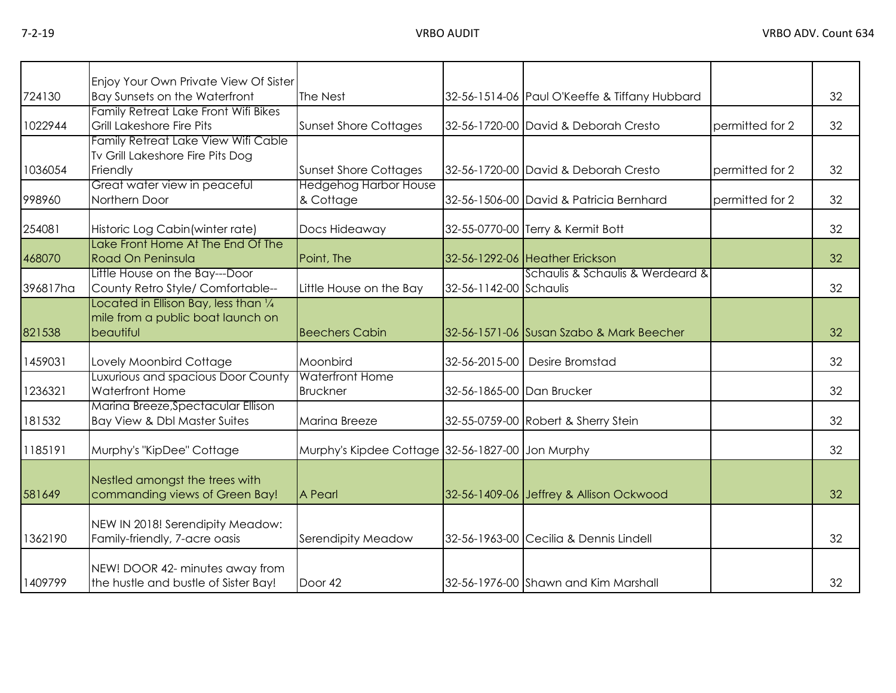| | | | | | | |
|---|---|---|---|---|---|---|
| 724130 | Enjoy Your Own Private View Of Sister Bay Sunsets on the Waterfront | The Nest | 32-56-1514-06 | Paul O'Keeffe & Tiffany Hubbard | | 32 |
| 1022944 | Family Retreat Lake Front Wifi Bikes Grill Lakeshore Fire Pits | Sunset Shore Cottages | 32-56-1720-00 | David & Deborah Cresto | permitted for 2 | 32 |
| 1036054 | Family Retreat Lake View Wifi Cable Tv Grill Lakeshore Fire Pits Dog Friendly | Sunset Shore Cottages | 32-56-1720-00 | David & Deborah Cresto | permitted for 2 | 32 |
| 998960 | Great water view in peaceful Northern Door | Hedgehog Harbor House & Cottage | 32-56-1506-00 | David & Patricia Bernhard | permitted for 2 | 32 |
| 254081 | Historic Log Cabin(winter rate) | Docs Hideaway | 32-55-0770-00 | Terry & Kermit Bott | | 32 |
| 468070 | Lake Front Home At The End Of The Road On Peninsula | Point, The | 32-56-1292-06 | Heather Erickson | | 32 |
| 396817ha | Little House on the Bay---Door County Retro Style/ Comfortable-- | Little House on the Bay | 32-56-1142-00 | Schaulis & Schaulis & Werdeard & Schaulis | | 32 |
| 821538 | Located in Ellison Bay, less than ¼ mile from a public boat launch on beautiful | Beechers Cabin | 32-56-1571-06 | Susan Szabo & Mark Beecher | | 32 |
| 1459031 | Lovely Moonbird Cottage | Moonbird | 32-56-2015-00 | Desire Bromstad | | 32 |
| 1236321 | Luxurious and spacious Door County Waterfront Home | Waterfront Home Bruckner | 32-56-1865-00 | Dan Brucker | | 32 |
| 181532 | Marina Breeze,Spectacular Ellison Bay View & Dbl Master Suites | Marina Breeze | 32-55-0759-00 | Robert & Sherry Stein | | 32 |
| 1185191 | Murphy's "KipDee" Cottage | Murphy's Kipdee Cottage | 32-56-1827-00 | Jon Murphy | | 32 |
| 581649 | Nestled amongst the trees with commanding views of Green Bay! | A Pearl | 32-56-1409-06 | Jeffrey & Allison Ockwood | | 32 |
| 1362190 | NEW IN 2018! Serendipity Meadow: Family-friendly, 7-acre oasis | Serendipity Meadow | 32-56-1963-00 | Cecilia & Dennis Lindell | | 32 |
| 1409799 | NEW! DOOR 42- minutes away from the hustle and bustle of Sister Bay! | Door 42 | 32-56-1976-00 | Shawn and Kim Marshall | | 32 |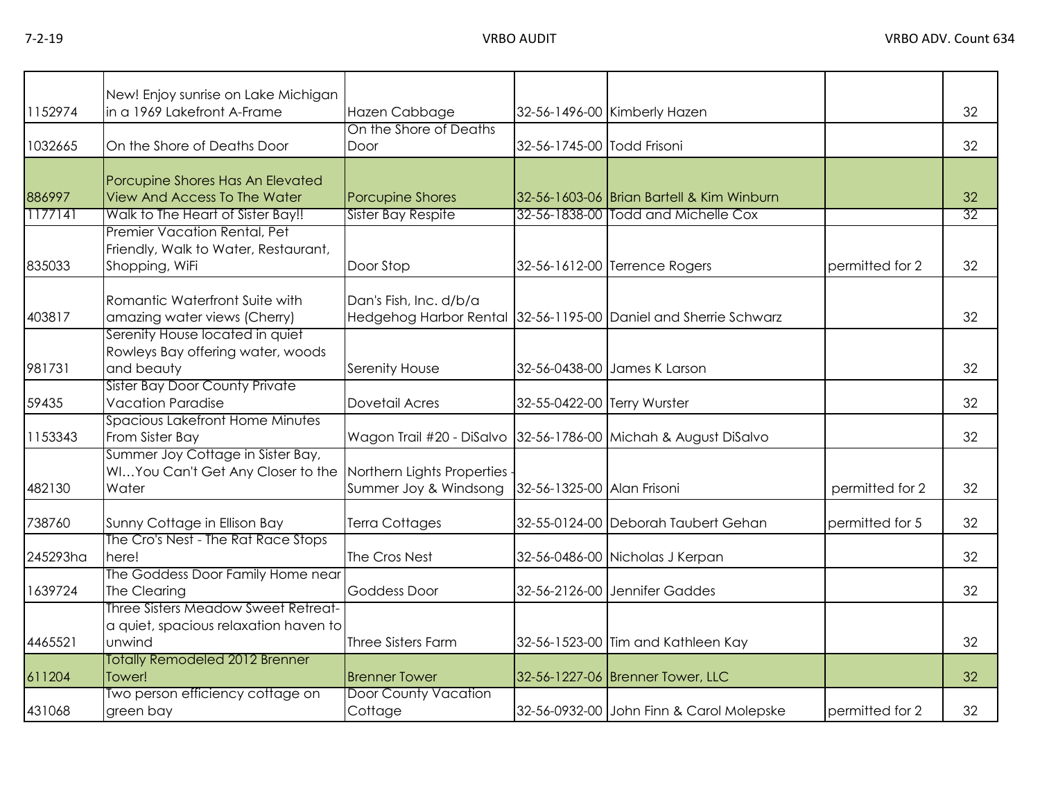| | | | | | | |
|---|---|---|---|---|---|---|
| 1152974 | New! Enjoy sunrise on Lake Michigan in a 1969 Lakefront A-Frame | Hazen Cabbage | 32-56-1496-00 | Kimberly Hazen | | 32 |
| 1032665 | On the Shore of Deaths Door | On the Shore of Deaths Door | 32-56-1745-00 | Todd Frisoni | | 32 |
| 886997 | Porcupine Shores Has An Elevated View And Access To The Water | Porcupine Shores | 32-56-1603-06 | Brian Bartell & Kim Winburn | | 32 |
| 1177141 | Walk to The Heart of Sister Bay!! | Sister Bay Respite | 32-56-1838-00 | Todd and Michelle Cox | | 32 |
| 835033 | Premier Vacation Rental, Pet Friendly, Walk to Water, Restaurant, Shopping, WiFi | Door Stop | 32-56-1612-00 | Terrence Rogers | permitted for 2 | 32 |
| 403817 | Romantic Waterfront Suite with amazing water views (Cherry) | Dan's Fish, Inc. d/b/a Hedgehog Harbor Rental | 32-56-1195-00 | Daniel and Sherrie Schwarz | | 32 |
| 981731 | Serenity House located in quiet Rowleys Bay offering water, woods and beauty | Serenity House | 32-56-0438-00 | James K Larson | | 32 |
| 59435 | Sister Bay Door County Private Vacation Paradise | Dovetail Acres | 32-55-0422-00 | Terry Wurster | | 32 |
| 1153343 | Spacious Lakefront Home Minutes From Sister Bay | Wagon Trail #20 - DiSalvo | 32-56-1786-00 | Michah & August DiSalvo | | 32 |
| 482130 | Summer Joy Cottage in Sister Bay, WI…You Can't Get Any Closer to the Water | Northern Lights Properties - Summer Joy & Windsong | 32-56-1325-00 | Alan Frisoni | permitted for 2 | 32 |
| 738760 | Sunny Cottage in Ellison Bay | Terra Cottages | 32-55-0124-00 | Deborah Taubert Gehan | permitted for 5 | 32 |
| 245293ha | The Cro's Nest - The Rat Race Stops here! | The Cros Nest | 32-56-0486-00 | Nicholas J Kerpan | | 32 |
| 1639724 | The Goddess Door Family Home near The Clearing | Goddess Door | 32-56-2126-00 | Jennifer Gaddes | | 32 |
| 4465521 | Three Sisters Meadow Sweet Retreat- a quiet, spacious relaxation haven to unwind | Three Sisters Farm | 32-56-1523-00 | Tim and Kathleen Kay | | 32 |
| 611204 | Totally Remodeled 2012 Brenner Tower! | Brenner Tower | 32-56-1227-06 | Brenner Tower, LLC | | 32 |
| 431068 | Two person efficiency cottage on green bay | Door County Vacation Cottage | 32-56-0932-00 | John Finn & Carol Molepske | permitted for 2 | 32 |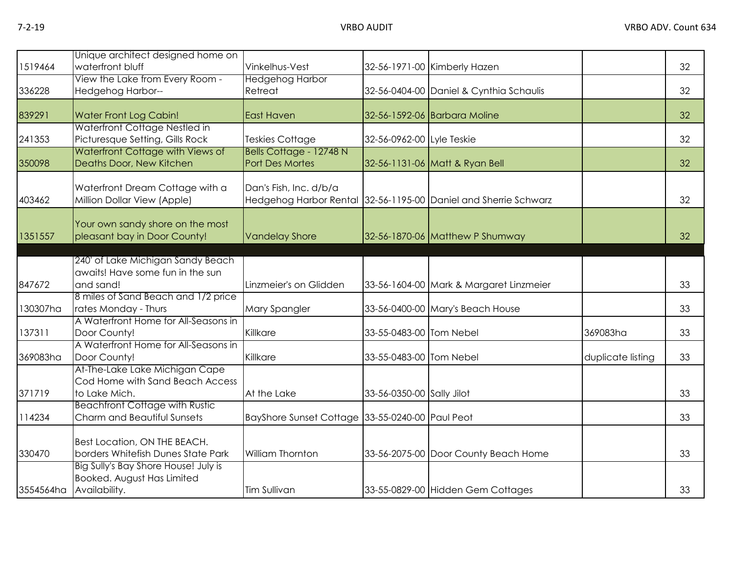| | | | | | | |
|---|---|---|---|---|---|---|
| 1519464 | Unique architect designed home on waterfront bluff | Vinkelhus-Vest | 32-56-1971-00 | Kimberly Hazen | | 32 |
| 336228 | View the Lake from Every Room - Hedgehog Harbor-- | Hedgehog Harbor Retreat | 32-56-0404-00 | Daniel & Cynthia Schaulis | | 32 |
| 839291 | Water Front Log Cabin! | East Haven | 32-56-1592-06 | Barbara Moline | | 32 |
| 241353 | Waterfront Cottage Nestled in Picturesque Setting, Gills Rock | Teskies Cottage | 32-56-0962-00 | Lyle Teskie | | 32 |
| 350098 | Waterfront Cottage with Views of Deaths Door, New Kitchen | Bells Cottage - 12748 N Port Des Mortes | 32-56-1131-06 | Matt & Ryan Bell | | 32 |
| 403462 | Waterfront Dream Cottage with a Million Dollar View (Apple) | Dan's Fish, Inc. d/b/a Hedgehog Harbor Rental | 32-56-1195-00 | Daniel and Sherrie Schwarz | | 32 |
| 1351557 | Your own sandy shore on the most pleasant bay in Door County! | Vandelay Shore | 32-56-1870-06 | Matthew P Shumway | | 32 |
| | | | | | | |
| 847672 | 240' of Lake Michigan Sandy Beach awaits! Have some fun in the sun and sand! | Linzmeier's on Glidden | 33-56-1604-00 | Mark & Margaret Linzmeier | | 33 |
| 130307ha | 8 miles of Sand Beach and 1/2 price rates Monday - Thurs | Mary Spangler | 33-56-0400-00 | Mary's Beach House | | 33 |
| 137311 | A Waterfront Home for All-Seasons in Door County! | Killkare | 33-55-0483-00 | Tom Nebel | 369083ha | 33 |
| 369083ha | A Waterfront Home for All-Seasons in Door County! | Killkare | 33-55-0483-00 | Tom Nebel | duplicate listing | 33 |
| 371719 | At-The-Lake Lake Michigan Cape Cod Home with Sand Beach Access to Lake Mich. | At the Lake | 33-56-0350-00 | Sally Jilot | | 33 |
| 114234 | Beachfront Cottage with Rustic Charm and Beautiful Sunsets | BayShore Sunset Cottage | 33-55-0240-00 | Paul Peot | | 33 |
| 330470 | Best Location, ON THE BEACH. borders Whitefish Dunes State Park | William Thornton | 33-56-2075-00 | Door County Beach Home | | 33 |
| 3554564ha | Big Sully's Bay Shore House! July is Booked. August Has Limited Availability. | Tim Sullivan | 33-55-0829-00 | Hidden Gem Cottages | | 33 |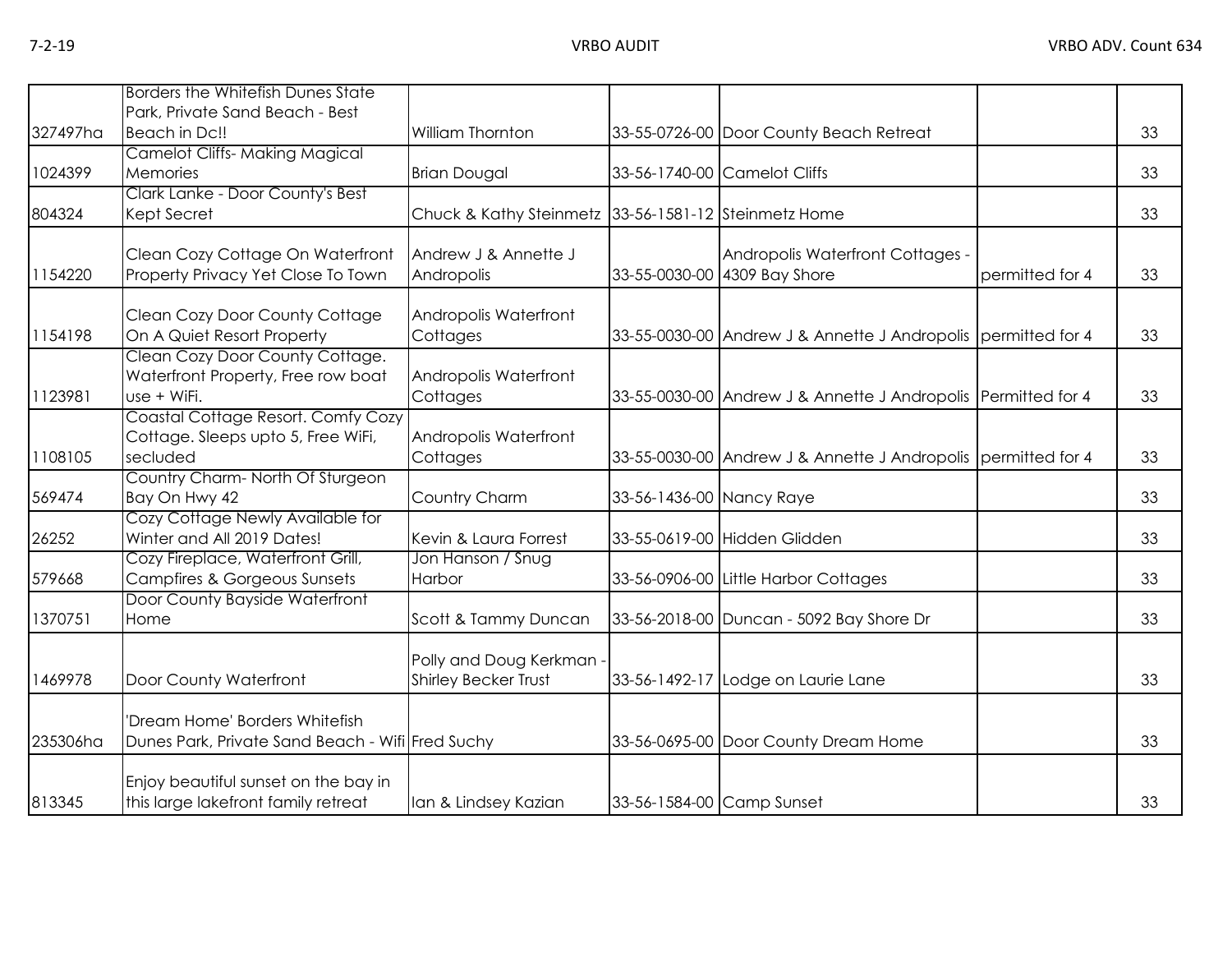| | | | | | | |
|---|---|---|---|---|---|---|
| 327497ha | Borders the Whitefish Dunes State Park, Private Sand Beach - Best Beach in Dc!! | William Thornton | 33-55-0726-00 | Door County Beach Retreat | | 33 |
| 1024399 | Camelot Cliffs- Making Magical Memories | Brian Dougal | 33-56-1740-00 | Camelot Cliffs | | 33 |
| 804324 | Clark Lanke - Door County's Best Kept Secret | Chuck & Kathy Steinmetz | 33-56-1581-12 | Steinmetz Home | | 33 |
| 1154220 | Clean Cozy Cottage On Waterfront Property Privacy Yet Close To Town | Andrew J & Annette J Andropolis | 33-55-0030-00 | Andropolis Waterfront Cottages - 4309 Bay Shore | permitted for 4 | 33 |
| 1154198 | Clean Cozy Door County Cottage On A Quiet Resort Property | Andropolis Waterfront Cottages | 33-55-0030-00 | Andrew J & Annette J Andropolis | permitted for 4 | 33 |
| 1123981 | Clean Cozy Door County Cottage. Waterfront Property, Free row boat use + WiFi. | Andropolis Waterfront Cottages | 33-55-0030-00 | Andrew J & Annette J Andropolis | Permitted for 4 | 33 |
| 1108105 | Coastal Cottage Resort. Comfy Cozy Cottage. Sleeps upto 5, Free WiFi, secluded | Andropolis Waterfront Cottages | 33-55-0030-00 | Andrew J & Annette J Andropolis | permitted for 4 | 33 |
| 569474 | Country Charm- North Of Sturgeon Bay On Hwy 42 | Country Charm | 33-56-1436-00 | Nancy Raye | | 33 |
| 26252 | Cozy Cottage Newly Available for Winter and All 2019 Dates! | Kevin & Laura Forrest | 33-55-0619-00 | Hidden Glidden | | 33 |
| 579668 | Cozy Fireplace, Waterfront Grill, Campfires & Gorgeous Sunsets | Jon Hanson / Snug Harbor | 33-56-0906-00 | Little Harbor Cottages | | 33 |
| 1370751 | Door County Bayside Waterfront Home | Scott & Tammy Duncan | 33-56-2018-00 | Duncan - 5092 Bay Shore Dr | | 33 |
| 1469978 | Door County Waterfront | Polly and Doug Kerkman - Shirley Becker Trust | 33-56-1492-17 | Lodge on Laurie Lane | | 33 |
| 235306ha | 'Dream Home' Borders Whitefish Dunes Park, Private Sand Beach - Wifi | Fred Suchy | 33-56-0695-00 | Door County Dream Home | | 33 |
| 813345 | Enjoy beautiful sunset on the bay in this large lakefront family retreat | Ian & Lindsey Kazian | 33-56-1584-00 | Camp Sunset | | 33 |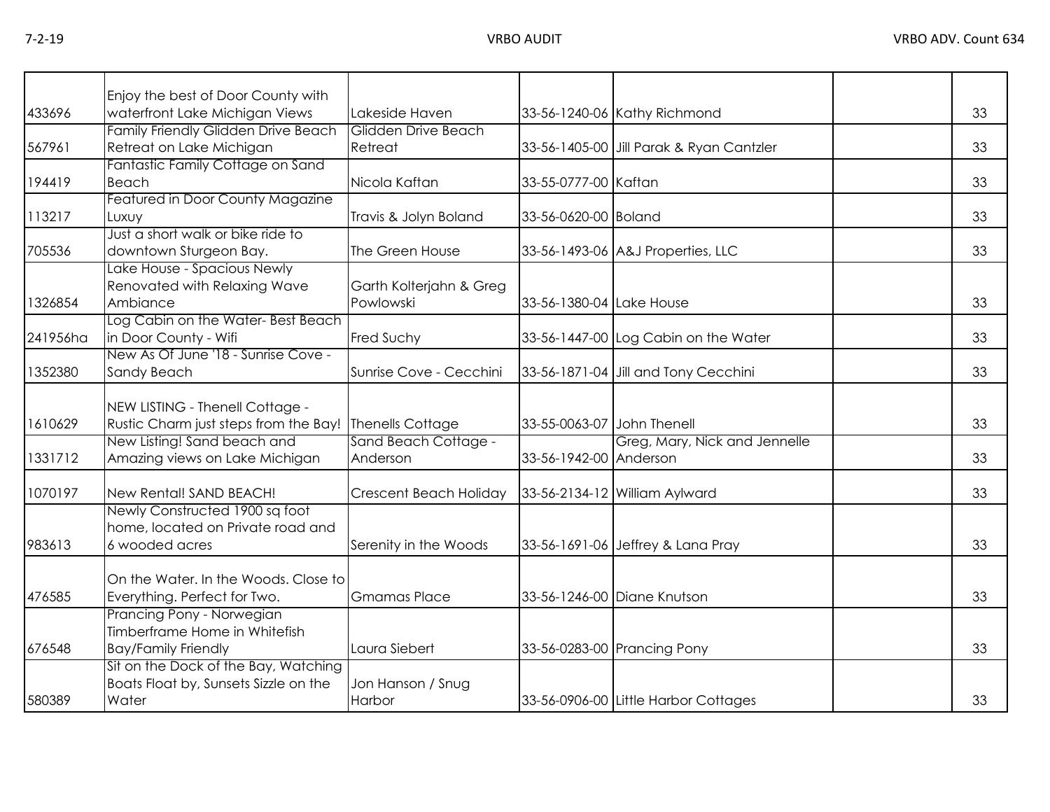| | | | | | | |
|---|---|---|---|---|---|---|
| 433696 | Enjoy the best of Door County with waterfront Lake Michigan Views | Lakeside Haven | 33-56-1240-06 | Kathy Richmond | | 33 |
| 567961 | Family Friendly Glidden Drive Beach Retreat on Lake Michigan | Glidden Drive Beach Retreat | 33-56-1405-00 | Jill Parak & Ryan Cantzler | | 33 |
| 194419 | Fantastic Family Cottage on Sand Beach | Nicola Kaftan | 33-55-0777-00 | Kaftan | | 33 |
| 113217 | Featured in Door County Magazine Luxuy | Travis & Jolyn Boland | 33-56-0620-00 | Boland | | 33 |
| 705536 | Just a short walk or bike ride to downtown Sturgeon Bay. | The Green House | 33-56-1493-06 | A&J Properties, LLC | | 33 |
| 1326854 | Lake House - Spacious Newly Renovated with Relaxing Wave Ambiance | Garth Kolterjahn & Greg Powlowski | 33-56-1380-04 | Lake House | | 33 |
| 241956ha | Log Cabin on the Water- Best Beach in Door County - Wifi | Fred Suchy | 33-56-1447-00 | Log Cabin on the Water | | 33 |
| 1352380 | New As Of June '18 - Sunrise Cove - Sandy Beach | Sunrise Cove - Cecchini | 33-56-1871-04 | Jill and Tony Cecchini | | 33 |
| 1610629 | NEW LISTING - Thenell Cottage - Rustic Charm just steps from the Bay! | Thenells Cottage | 33-55-0063-07 | John Thenell | | 33 |
| 1331712 | New Listing! Sand beach and Amazing views on Lake Michigan | Sand Beach Cottage - Anderson | 33-56-1942-00 | Greg, Mary, Nick and Jennelle Anderson | | 33 |
| 1070197 | New Rental! SAND BEACH! | Crescent Beach Holiday | 33-56-2134-12 | William Aylward | | 33 |
| 983613 | Newly Constructed 1900 sq foot home, located on Private road and 6 wooded acres | Serenity in the Woods | 33-56-1691-06 | Jeffrey & Lana Pray | | 33 |
| 476585 | On the Water. In the Woods. Close to Everything. Perfect for Two. | Gmamas Place | 33-56-1246-00 | Diane Knutson | | 33 |
| 676548 | Prancing Pony - Norwegian Timberframe Home in Whitefish Bay/Family Friendly | Laura Siebert | 33-56-0283-00 | Prancing Pony | | 33 |
| 580389 | Sit on the Dock of the Bay, Watching Boats Float by, Sunsets Sizzle on the Water | Jon Hanson / Snug Harbor | 33-56-0906-00 | Little Harbor Cottages | | 33 |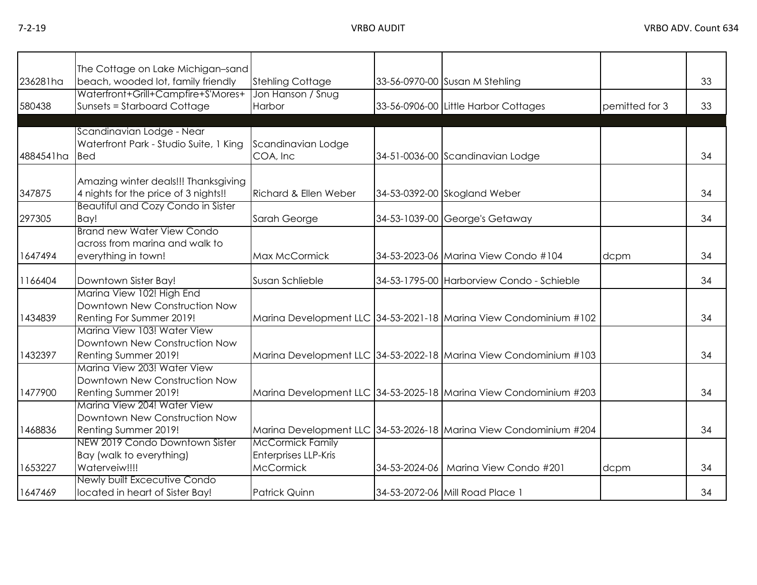| | | | | | | |
|---|---|---|---|---|---|---|
| 236281ha | The Cottage on Lake Michigan–sand beach, wooded lot, family friendly | Stehling Cottage | 33-56-0970-00 | Susan M Stehling | | 33 |
| 580438 | Waterfront+Grill+Campfire+S'Mores+ Sunsets = Starboard Cottage | Jon Hanson / Snug Harbor | 33-56-0906-00 | Little Harbor Cottages | pemitted for 3 | 33 |
| | | | | | | |
| 4884541ha | Scandinavian Lodge - Near Waterfront Park - Studio Suite, 1 King Bed | Scandinavian Lodge COA, Inc | 34-51-0036-00 | Scandinavian Lodge | | 34 |
| 347875 | Amazing winter deals!!! Thanksgiving 4 nights for the price of 3 nights!! | Richard & Ellen Weber | 34-53-0392-00 | Skogland Weber | | 34 |
| 297305 | Beautiful and Cozy Condo in Sister Bay! | Sarah George | 34-53-1039-00 | George's Getaway | | 34 |
| 1647494 | Brand new Water View Condo across from marina and walk to everything in town! | Max McCormick | 34-53-2023-06 | Marina View Condo #104 | dcpm | 34 |
| 1166404 | Downtown Sister Bay! | Susan Schlieble | 34-53-1795-00 | Harborview Condo - Schieble | | 34 |
| 1434839 | Marina View 102! High End Downtown New Construction Now Renting For Summer 2019! | Marina Development LLC | 34-53-2021-18 | Marina View Condominium #102 | | 34 |
| 1432397 | Marina View 103! Water View Downtown New Construction Now Renting Summer 2019! | Marina Development LLC | 34-53-2022-18 | Marina View Condominium #103 | | 34 |
| 1477900 | Marina View 203! Water View Downtown New Construction Now Renting Summer 2019! | Marina Development LLC | 34-53-2025-18 | Marina View Condominium #203 | | 34 |
| 1468836 | Marina View 204! Water View Downtown New Construction Now Renting Summer 2019! | Marina Development LLC | 34-53-2026-18 | Marina View Condominium #204 | | 34 |
| 1653227 | NEW 2019 Condo Downtown Sister Bay (walk to everything) Waterveiw!!!! | McCormick Family Enterprises LLP-Kris McCormick | 34-53-2024-06 | Marina View Condo #201 | dcpm | 34 |
| 1647469 | Newly built Excecutive Condo located in heart of Sister Bay! | Patrick Quinn | 34-53-2072-06 | Mill Road Place 1 | | 34 |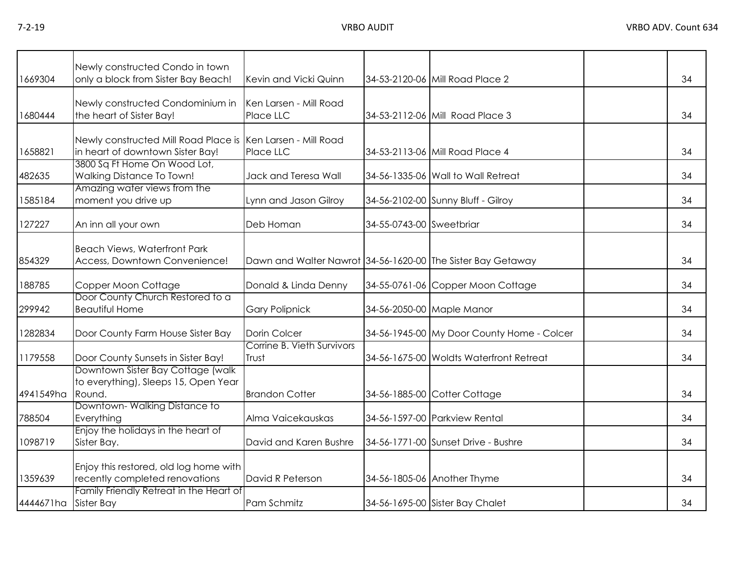| | | | | | | |
|---|---|---|---|---|---|---|
| 1669304 | Newly constructed Condo in town only a block from Sister Bay Beach! | Kevin and Vicki Quinn | 34-53-2120-06 | Mill Road Place 2 | | 34 |
| 1680444 | Newly constructed Condominium in the heart of Sister Bay! | Ken Larsen - Mill Road Place LLC | 34-53-2112-06 | Mill Road Place 3 | | 34 |
| 1658821 | Newly constructed Mill Road Place is in heart of downtown Sister Bay! | Ken Larsen - Mill Road Place LLC | 34-53-2113-06 | Mill Road Place 4 | | 34 |
| 482635 | 3800 Sq Ft Home On Wood Lot, Walking Distance To Town! | Jack and Teresa Wall | 34-56-1335-06 | Wall to Wall Retreat | | 34 |
| 1585184 | Amazing water views from the moment you drive up | Lynn and Jason Gilroy | 34-56-2102-00 | Sunny Bluff - Gilroy | | 34 |
| 127227 | An inn all your own | Deb Homan | 34-55-0743-00 | Sweetbriar | | 34 |
| 854329 | Beach Views, Waterfront Park Access, Downtown Convenience! | Dawn and Walter Nawrot | 34-56-1620-00 | The Sister Bay Getaway | | 34 |
| 188785 | Copper Moon Cottage | Donald & Linda Denny | 34-55-0761-06 | Copper Moon Cottage | | 34 |
| 299942 | Door County Church Restored to a Beautiful Home | Gary Polipnick | 34-56-2050-00 | Maple Manor | | 34 |
| 1282834 | Door County Farm House Sister Bay | Dorin Colcer | 34-56-1945-00 | My Door County Home - Colcer | | 34 |
| 1179558 | Door County Sunsets in Sister Bay! | Corrine B. Vieth Survivors Trust | 34-56-1675-00 | Woldts Waterfront Retreat | | 34 |
| 4941549ha | Downtown Sister Bay Cottage (walk to everything), Sleeps 15, Open Year Round. | Brandon Cotter | 34-56-1885-00 | Cotter Cottage | | 34 |
| 788504 | Downtown- Walking Distance to Everything | Alma Vaicekauskas | 34-56-1597-00 | Parkview Rental | | 34 |
| 1098719 | Enjoy the holidays in the heart of Sister Bay. | David and Karen Bushre | 34-56-1771-00 | Sunset Drive - Bushre | | 34 |
| 1359639 | Enjoy this restored, old log home with recently completed renovations | David R Peterson | 34-56-1805-06 | Another Thyme | | 34 |
| 4444671ha | Family Friendly Retreat in the Heart of Sister Bay | Pam Schmitz | 34-56-1695-00 | Sister Bay Chalet | | 34 |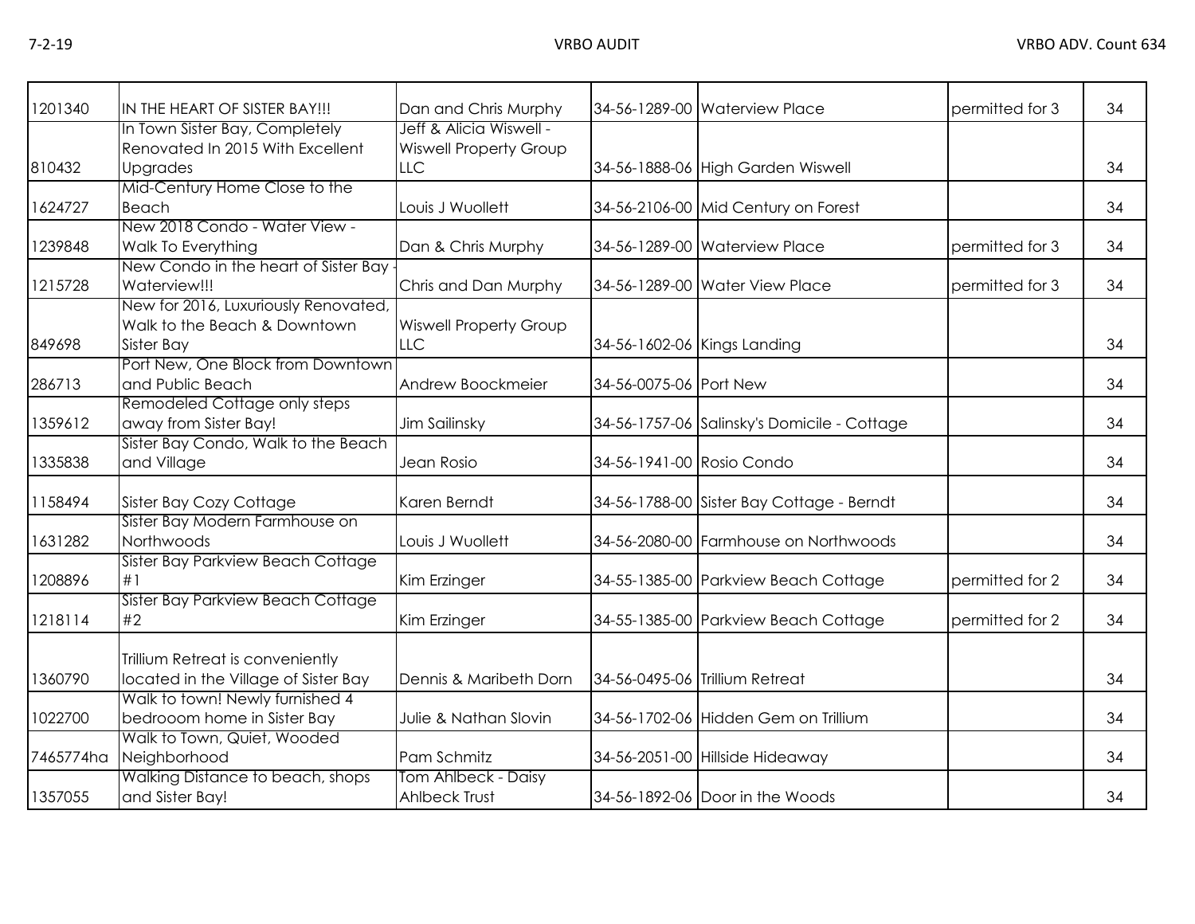| | | | | | | |
|---|---|---|---|---|---|---|
| 1201340 | IN THE HEART OF SISTER BAY!!! | Dan and Chris Murphy | 34-56-1289-00 | Waterview Place | permitted for 3 | 34 |
| 810432 | In Town Sister Bay, Completely Renovated In 2015 With Excellent Upgrades | Jeff & Alicia Wiswell - Wiswell Property Group LLC | 34-56-1888-06 | High Garden Wiswell | | 34 |
| 1624727 | Mid-Century Home Close to the Beach | Louis J Wuollett | 34-56-2106-00 | Mid Century on Forest | | 34 |
| 1239848 | New 2018 Condo - Water View - Walk To Everything | Dan & Chris Murphy | 34-56-1289-00 | Waterview Place | permitted for 3 | 34 |
| 1215728 | New Condo in the heart of Sister Bay - Waterview!!! | Chris and Dan Murphy | 34-56-1289-00 | Water View Place | permitted for 3 | 34 |
| 849698 | New for 2016, Luxuriously Renovated, Walk to the Beach & Downtown Sister Bay | Wiswell Property Group LLC | 34-56-1602-06 | Kings Landing | | 34 |
| 286713 | Port New, One Block from Downtown and Public Beach | Andrew Boockmeier | 34-56-0075-06 | Port New | | 34 |
| 1359612 | Remodeled Cottage only steps away from Sister Bay! | Jim Sailinsky | 34-56-1757-06 | Salinsky's Domicile - Cottage | | 34 |
| 1335838 | Sister Bay Condo, Walk to the Beach and Village | Jean Rosio | 34-56-1941-00 | Rosio Condo | | 34 |
| 1158494 | Sister Bay Cozy Cottage | Karen Berndt | 34-56-1788-00 | Sister Bay Cottage - Berndt | | 34 |
| 1631282 | Sister Bay Modern Farmhouse on Northwoods | Louis J Wuollett | 34-56-2080-00 | Farmhouse on Northwoods | | 34 |
| 1208896 | Sister Bay Parkview Beach Cottage #1 | Kim Erzinger | 34-55-1385-00 | Parkview Beach Cottage | permitted for 2 | 34 |
| 1218114 | Sister Bay Parkview Beach Cottage #2 | Kim Erzinger | 34-55-1385-00 | Parkview Beach Cottage | permitted for 2 | 34 |
| 1360790 | Trillium Retreat is conveniently located in the Village of Sister Bay | Dennis & Maribeth Dorn | 34-56-0495-06 | Trillium Retreat | | 34 |
| 1022700 | Walk to town! Newly furnished 4 bedrooom home in Sister Bay | Julie & Nathan Slovin | 34-56-1702-06 | Hidden Gem on Trillium | | 34 |
| 7465774ha | Walk to Town, Quiet, Wooded Neighborhood | Pam Schmitz | 34-56-2051-00 | Hillside Hideaway | | 34 |
| 1357055 | Walking Distance to beach, shops and Sister Bay! | Tom Ahlbeck - Daisy Ahlbeck Trust | 34-56-1892-06 | Door in the Woods | | 34 |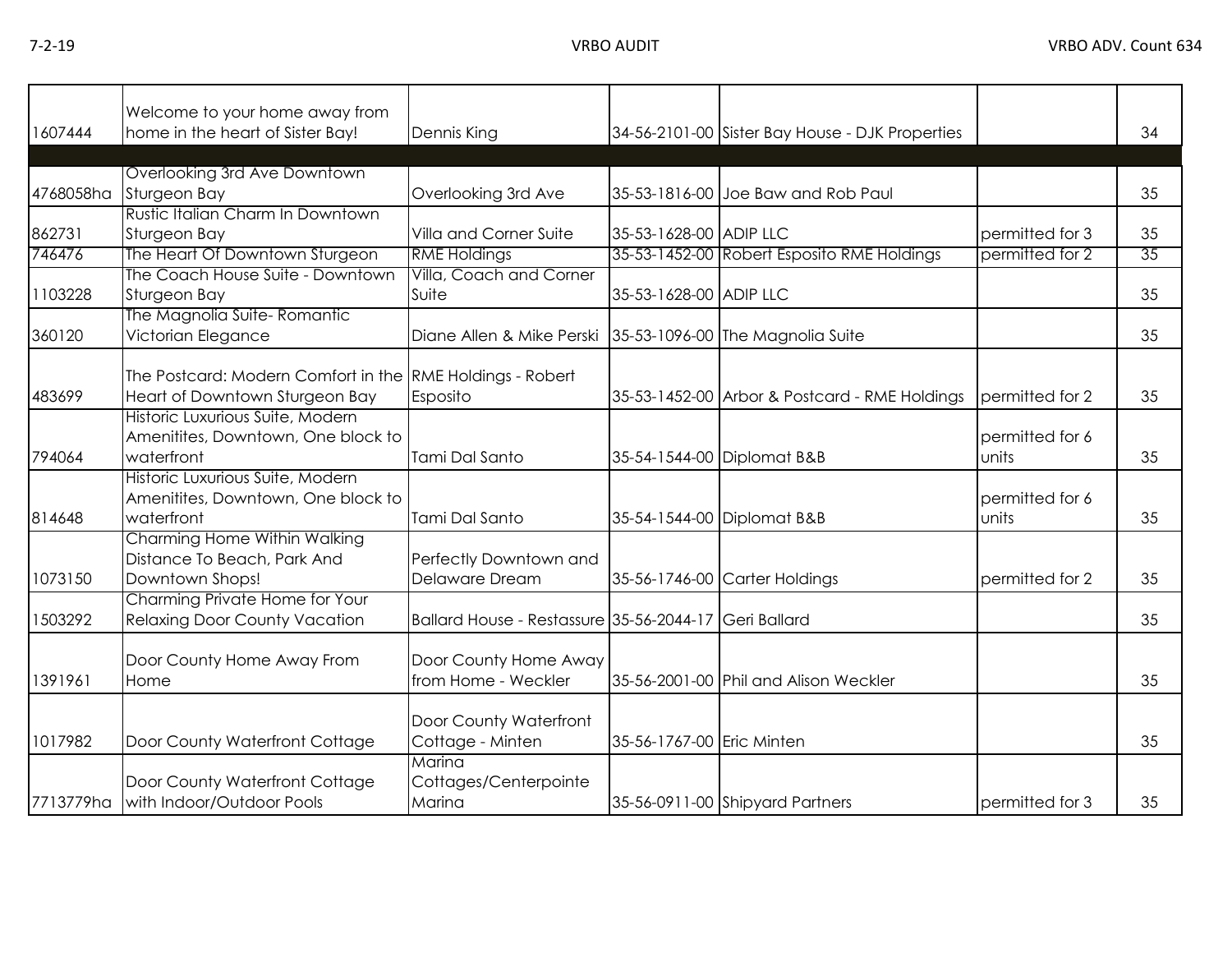| | | | | | | |
|---|---|---|---|---|---|---|
| 1607444 | Welcome to your home away from home in the heart of Sister Bay! | Dennis King | 34-56-2101-00 | Sister Bay House - DJK Properties | | 34 |
| | | | | | | |
| 4768058ha | Overlooking 3rd Ave Downtown Sturgeon Bay | Overlooking 3rd Ave | 35-53-1816-00 | Joe Baw and Rob Paul | | 35 |
| 862731 | Rustic Italian Charm In Downtown Sturgeon Bay | Villa and Corner Suite | 35-53-1628-00 | ADIP LLC | permitted for 3 | 35 |
| 746476 | The Heart Of Downtown Sturgeon | RME Holdings | 35-53-1452-00 | Robert Esposito RME Holdings | permitted for 2 | 35 |
| 1103228 | The Coach House Suite - Downtown Sturgeon Bay | Villa, Coach and Corner Suite | 35-53-1628-00 | ADIP LLC | | 35 |
| 360120 | The Magnolia Suite- Romantic Victorian Elegance | Diane Allen & Mike Perski | 35-53-1096-00 | The Magnolia Suite | | 35 |
| 483699 | The Postcard: Modern Comfort in the Heart of Downtown Sturgeon Bay | RME Holdings - Robert Esposito | 35-53-1452-00 | Arbor & Postcard - RME Holdings | permitted for 2 | 35 |
| 794064 | Historic Luxurious Suite, Modern Amenitites, Downtown, One block to waterfront | Tami Dal Santo | 35-54-1544-00 | Diplomat B&B | permitted for 6 units | 35 |
| 814648 | Historic Luxurious Suite, Modern Amenitites, Downtown, One block to waterfront | Tami Dal Santo | 35-54-1544-00 | Diplomat B&B | permitted for 6 units | 35 |
| 1073150 | Charming Home Within Walking Distance To Beach, Park And Downtown Shops! | Perfectly Downtown and Delaware Dream | 35-56-1746-00 | Carter Holdings | permitted for 2 | 35 |
| 1503292 | Charming Private Home for Your Relaxing Door County Vacation | Ballard House - Restassure | 35-56-2044-17 | Geri Ballard | | 35 |
| 1391961 | Door County Home Away From Home | Door County Home Away from Home - Weckler | 35-56-2001-00 | Phil and Alison Weckler | | 35 |
| 1017982 | Door County Waterfront Cottage | Door County Waterfront Cottage - Minten | 35-56-1767-00 | Eric Minten | | 35 |
| 7713779ha | Door County Waterfront Cottage with Indoor/Outdoor Pools | Marina Cottages/Centerpointe Marina | 35-56-0911-00 | Shipyard Partners | permitted for 3 | 35 |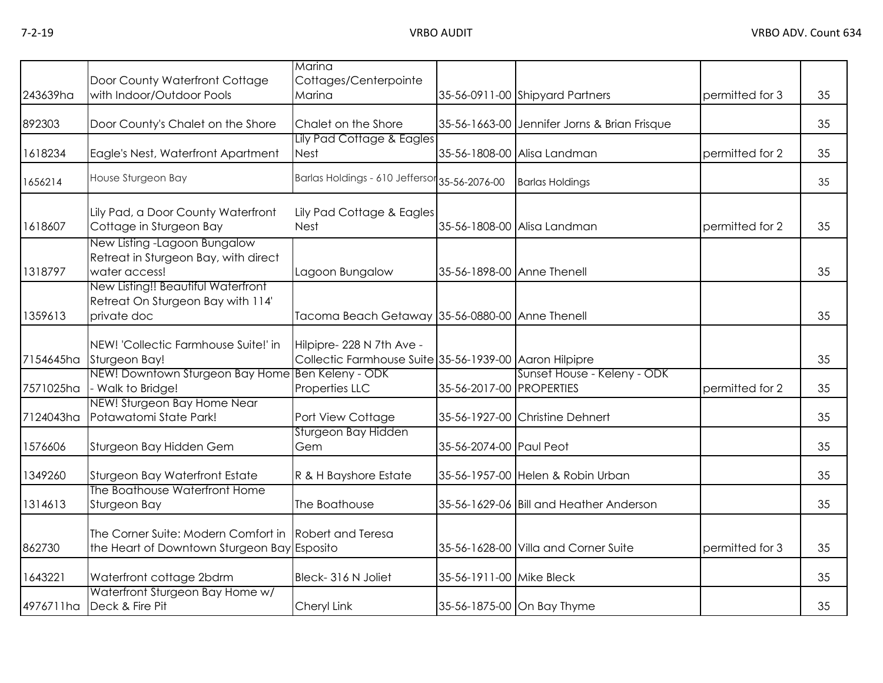| | | | | | | |
|---|---|---|---|---|---|---|
| 243639ha | Door County Waterfront Cottage with Indoor/Outdoor Pools | Marina Cottages/Centerpointe Marina | 35-56-0911-00 | Shipyard Partners | permitted for 3 | 35 |
| 892303 | Door County's Chalet on the Shore | Chalet on the Shore | 35-56-1663-00 | Jennifer Jorns & Brian Frisque | | 35 |
| 1618234 | Eagle's Nest, Waterfront Apartment | Lily Pad Cottage & Eagles Nest | 35-56-1808-00 | Alisa Landman | permitted for 2 | 35 |
| 1656214 | House Sturgeon Bay | Barlas Holdings - 610 Jefferson | 35-56-2076-00 | Barlas Holdings | | 35 |
| 1618607 | Lily Pad, a Door County Waterfront Cottage in Sturgeon Bay | Lily Pad Cottage & Eagles Nest | 35-56-1808-00 | Alisa Landman | permitted for 2 | 35 |
| 1318797 | New Listing -Lagoon Bungalow Retreat in Sturgeon Bay, with direct water access! | Lagoon Bungalow | 35-56-1898-00 | Anne Thenell | | 35 |
| 1359613 | New Listing!! Beautiful Waterfront Retreat On Sturgeon Bay with 114' private doc | Tacoma Beach Getaway | 35-56-0880-00 | Anne Thenell | | 35 |
| 7154645ha | NEW! 'Collectic Farmhouse Suite!' in Sturgeon Bay! | Hilpipre- 228 N 7th Ave - Collectic Farmhouse Suite | 35-56-1939-00 | Aaron Hilpipre | | 35 |
| 7571025ha | NEW! Downtown Sturgeon Bay Home - Walk to Bridge! | Ben Keleny - ODK Properties LLC | 35-56-2017-00 | Sunset House - Keleny - ODK PROPERTIES | permitted for 2 | 35 |
| 7124043ha | NEW! Sturgeon Bay Home Near Potawatomi State Park! | Port View Cottage | 35-56-1927-00 | Christine Dehnert | | 35 |
| 1576606 | Sturgeon Bay Hidden Gem | Sturgeon Bay Hidden Gem | 35-56-2074-00 | Paul Peot | | 35 |
| 1349260 | Sturgeon Bay Waterfront Estate | R & H Bayshore Estate | 35-56-1957-00 | Helen & Robin Urban | | 35 |
| 1314613 | The Boathouse Waterfront Home Sturgeon Bay | The Boathouse | 35-56-1629-06 | Bill and Heather Anderson | | 35 |
| 862730 | The Corner Suite: Modern Comfort in the Heart of Downtown Sturgeon Bay | Robert and Teresa Esposito | 35-56-1628-00 | Villa and Corner Suite | permitted for 3 | 35 |
| 1643221 | Waterfront cottage 2bdrm | Bleck- 316 N Joliet | 35-56-1911-00 | Mike Bleck | | 35 |
| 4976711ha | Waterfront Sturgeon Bay Home w/ Deck & Fire Pit | Cheryl Link | 35-56-1875-00 | On Bay Thyme | | 35 |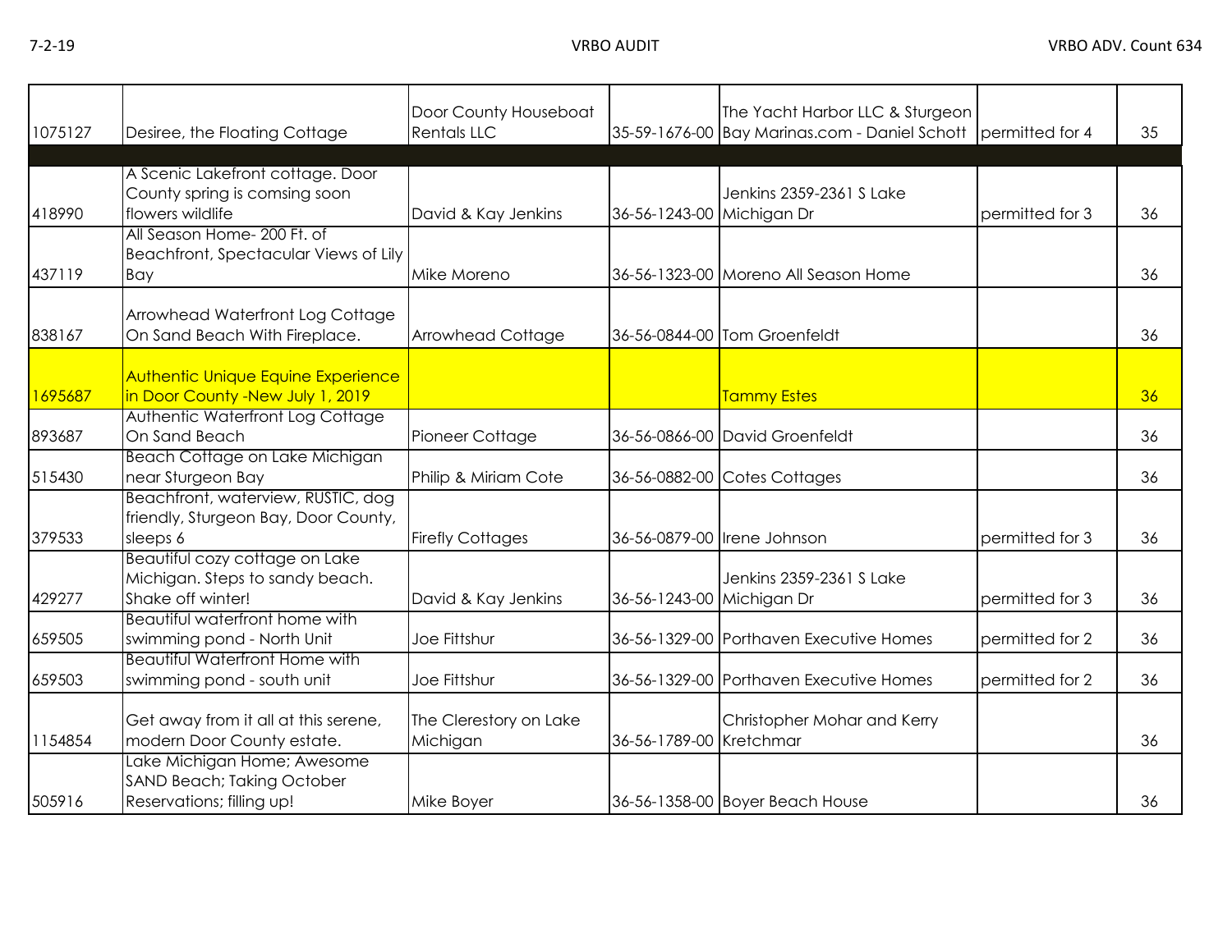| | | | | | | |
|---|---|---|---|---|---|---|
| 1075127 | Desiree, the Floating Cottage | Door County Houseboat Rentals LLC | 35-59-1676-00 | The Yacht Harbor LLC & Sturgeon Bay Marinas.com - Daniel Schott | permitted for 4 | 35 |
| | | | | | | |
| 418990 | A Scenic Lakefront cottage. Door County spring is comsing soon flowers wildlife | David & Kay Jenkins | 36-56-1243-00 | Jenkins 2359-2361 S Lake Michigan Dr | permitted for 3 | 36 |
| 437119 | All Season Home- 200 Ft. of Beachfront, Spectacular Views of Lily Bay | Mike Moreno | 36-56-1323-00 | Moreno All Season Home | | 36 |
| 838167 | Arrowhead Waterfront Log Cottage On Sand Beach With Fireplace. | Arrowhead Cottage | 36-56-0844-00 | Tom Groenfeldt | | 36 |
| 1695687 | Authentic Unique Equine Experience in Door County -New July 1, 2019 | | | Tammy Estes | | 36 |
| 893687 | Authentic Waterfront Log Cottage On Sand Beach | Pioneer Cottage | 36-56-0866-00 | David Groenfeldt | | 36 |
| 515430 | Beach Cottage on Lake Michigan near Sturgeon Bay | Philip & Miriam Cote | 36-56-0882-00 | Cotes Cottages | | 36 |
| 379533 | Beachfront, waterview, RUSTIC, dog friendly, Sturgeon Bay, Door County, sleeps 6 | Firefly Cottages | 36-56-0879-00 | Irene Johnson | permitted for 3 | 36 |
| 429277 | Beautiful cozy cottage on Lake Michigan. Steps to sandy beach. Shake off winter! | David & Kay Jenkins | 36-56-1243-00 | Jenkins 2359-2361 S Lake Michigan Dr | permitted for 3 | 36 |
| 659505 | Beautiful waterfront home with swimming pond - North Unit | Joe Fittshur | 36-56-1329-00 | Porthaven Executive Homes | permitted for 2 | 36 |
| 659503 | Beautiful Waterfront Home with swimming pond - south unit | Joe Fittshur | 36-56-1329-00 | Porthaven Executive Homes | permitted for 2 | 36 |
| 1154854 | Get away from it all at this serene, modern Door County estate. | The Clerestory on Lake Michigan | 36-56-1789-00 | Christopher Mohar and Kerry Kretchmar | | 36 |
| 505916 | Lake Michigan Home; Awesome SAND Beach; Taking October Reservations; filling up! | Mike Boyer | 36-56-1358-00 | Boyer Beach House | | 36 |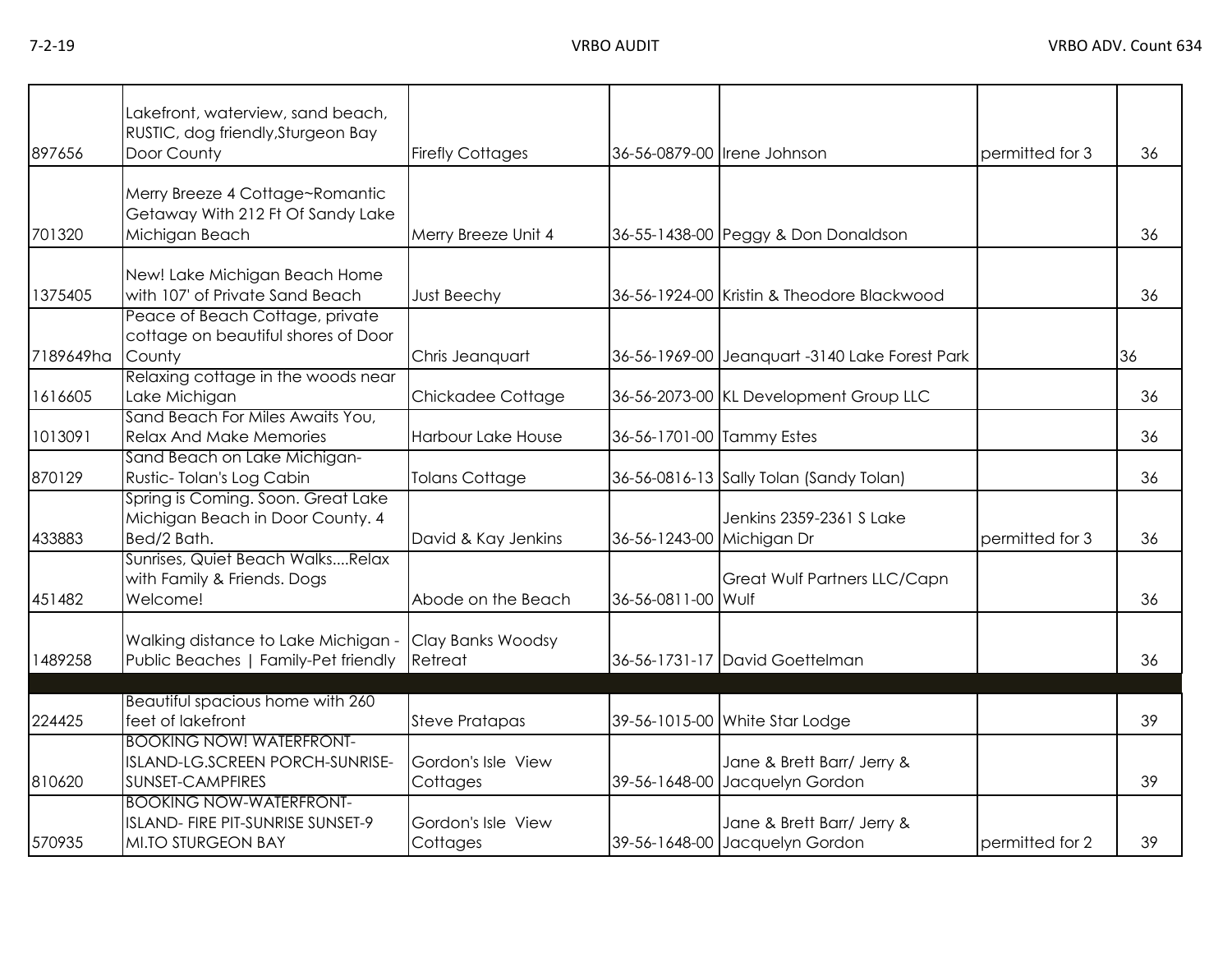| | | | | | | |
|---|---|---|---|---|---|---|
| 897656 | Lakefront, waterview, sand beach, RUSTIC, dog friendly,Sturgeon Bay Door County | Firefly Cottages | 36-56-0879-00 | Irene Johnson | permitted for 3 | 36 |
| 701320 | Merry Breeze 4 Cottage~Romantic Getaway With 212 Ft Of Sandy Lake Michigan Beach | Merry Breeze Unit 4 | 36-55-1438-00 | Peggy & Don Donaldson | | 36 |
| 1375405 | New! Lake Michigan Beach Home with 107' of Private Sand Beach | Just Beechy | 36-56-1924-00 | Kristin & Theodore Blackwood | | 36 |
| 7189649ha | Peace of Beach Cottage, private cottage on beautiful shores of Door County | Chris Jeanquart | 36-56-1969-00 | Jeanquart -3140 Lake Forest Park | | 36 |
| 1616605 | Relaxing cottage in the woods near Lake Michigan | Chickadee Cottage | 36-56-2073-00 | KL Development Group LLC | | 36 |
| 1013091 | Sand Beach For Miles Awaits You, Relax And Make Memories | Harbour Lake House | 36-56-1701-00 | Tammy Estes | | 36 |
| 870129 | Sand Beach on Lake Michigan- Rustic- Tolan's Log Cabin | Tolans Cottage | 36-56-0816-13 | Sally Tolan (Sandy Tolan) | | 36 |
| 433883 | Spring is Coming. Soon. Great Lake Michigan Beach in Door County. 4 Bed/2 Bath. | David & Kay Jenkins | 36-56-1243-00 | Jenkins 2359-2361 S Lake Michigan Dr | permitted for 3 | 36 |
| 451482 | Sunrises, Quiet Beach Walks....Relax with Family & Friends. Dogs Welcome! | Abode on the Beach | 36-56-0811-00 | Great Wulf Partners LLC/Capn Wulf | | 36 |
| 1489258 | Walking distance to Lake Michigan - Public Beaches \| Family-Pet friendly | Clay Banks Woodsy Retreat | 36-56-1731-17 | David Goettelman | | 36 |
| | | | | | | |
| 224425 | Beautiful spacious home with 260 feet of lakefront | Steve Pratapas | 39-56-1015-00 | White Star Lodge | | 39 |
| 810620 | BOOKING NOW! WATERFRONT- ISLAND-LG.SCREEN PORCH-SUNRISE- SUNSET-CAMPFIRES | Gordon's Isle View Cottages | 39-56-1648-00 | Jane & Brett Barr/ Jerry & Jacquelyn Gordon | | 39 |
| 570935 | BOOKING NOW-WATERFRONT- ISLAND- FIRE PIT-SUNRISE SUNSET-9 MI.TO STURGEON BAY | Gordon's Isle View Cottages | 39-56-1648-00 | Jane & Brett Barr/ Jerry & Jacquelyn Gordon | permitted for 2 | 39 |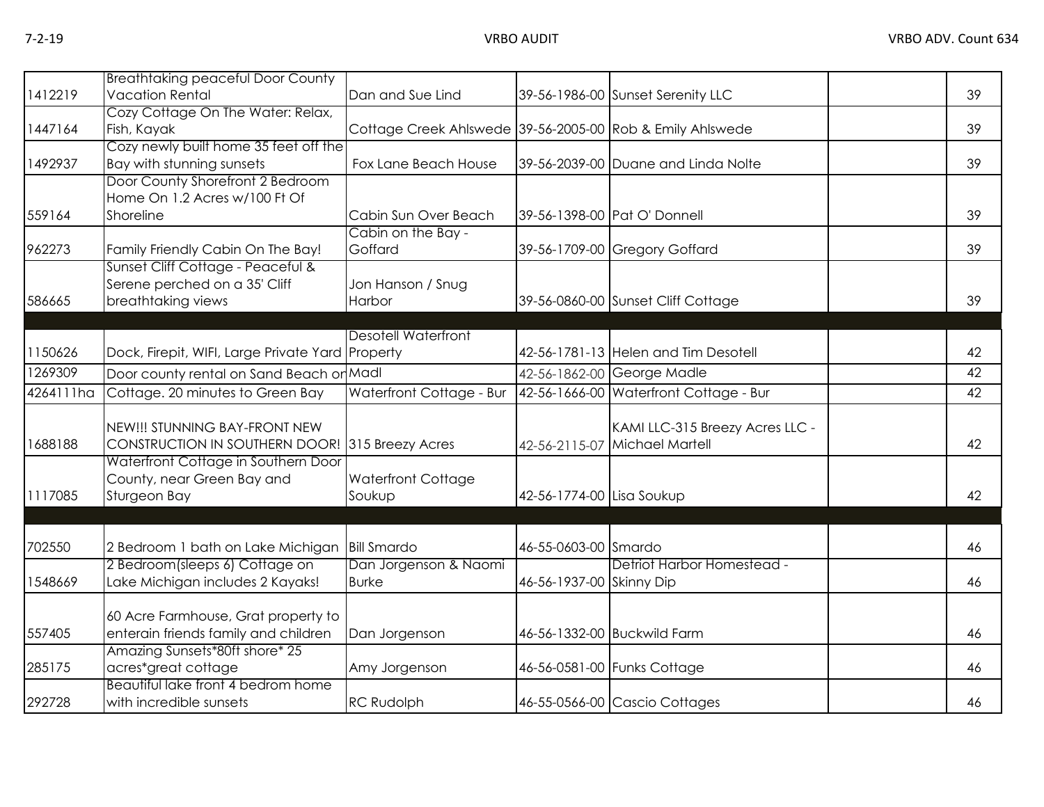| | | | | | | |
|---|---|---|---|---|---|---|
| 1412219 | Breathtaking peaceful Door County Vacation Rental | Dan and Sue Lind | 39-56-1986-00 | Sunset Serenity LLC | | 39 |
| 1447164 | Cozy Cottage On The Water: Relax, Fish, Kayak | Cottage Creek Ahlswede | 39-56-2005-00 | Rob & Emily Ahlswede | | 39 |
| 1492937 | Cozy newly built home 35 feet off the Bay with stunning sunsets | Fox Lane Beach House | 39-56-2039-00 | Duane and Linda Nolte | | 39 |
| 559164 | Door County Shorefront 2 Bedroom Home On 1.2 Acres w/100 Ft Of Shoreline | Cabin Sun Over Beach | 39-56-1398-00 | Pat O' Donnell | | 39 |
| 962273 | Family Friendly Cabin On The Bay! | Cabin on the Bay - Goffard | 39-56-1709-00 | Gregory Goffard | | 39 |
| 586665 | Sunset Cliff Cottage - Peaceful & Serene perched on a 35' Cliff breathtaking views | Jon Hanson / Snug Harbor | 39-56-0860-00 | Sunset Cliff Cottage | | 39 |
| | | | | | | |
| 1150626 | Dock, Firepit, WIFI, Large Private Yard | Desotell Waterfront Property | 42-56-1781-13 | Helen and Tim Desotell | | 42 |
| 1269309 | Door county rental on Sand Beach on | Madl | 42-56-1862-00 | George Madle | | 42 |
| 4264111ha | Cottage. 20 minutes to Green Bay | Waterfront Cottage - Bur | 42-56-1666-00 | Waterfront Cottage - Bur | | 42 |
| 1688188 | NEW!!! STUNNING BAY-FRONT NEW CONSTRUCTION IN SOUTHERN DOOR! | 315 Breezy Acres | 42-56-2115-07 | KAMI LLC-315 Breezy Acres LLC - Michael Martell | | 42 |
| 1117085 | Waterfront Cottage in Southern Door County, near Green Bay and Sturgeon Bay | Waterfront Cottage Soukup | 42-56-1774-00 | Lisa Soukup | | 42 |
| | | | | | | |
| 702550 | 2 Bedroom 1 bath on Lake Michigan | Bill Smardo | 46-55-0603-00 | Smardo | | 46 |
| 1548669 | 2 Bedroom(sleeps 6) Cottage on Lake Michigan includes 2 Kayaks! | Dan Jorgenson & Naomi Burke | 46-56-1937-00 | Detriot Harbor Homestead - Skinny Dip | | 46 |
| 557405 | 60 Acre Farmhouse, Grat property to enterain friends family and children | Dan Jorgenson | 46-56-1332-00 | Buckwild Farm | | 46 |
| 285175 | Amazing Sunsets*80ft shore* 25 acres*great cottage | Amy Jorgenson | 46-56-0581-00 | Funks Cottage | | 46 |
| 292728 | Beautiful lake front 4 bedrom home with incredible sunsets | RC Rudolph | 46-55-0566-00 | Cascio Cottages | | 46 |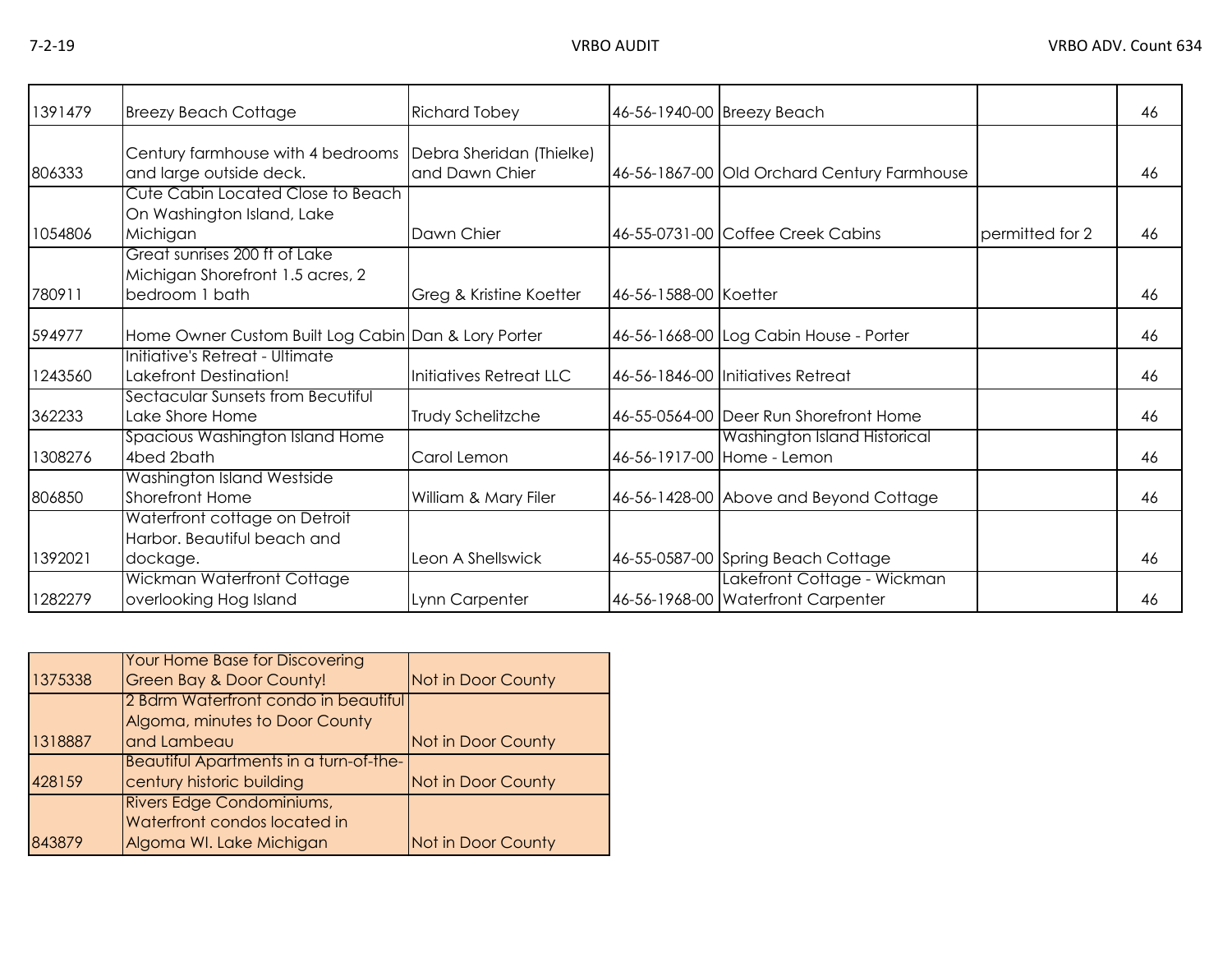| | | | | | | |
|---|---|---|---|---|---|---|
| 1391479 | Breezy Beach Cottage | Richard Tobey | 46-56-1940-00 | Breezy Beach | | 46 |
| 806333 | Century farmhouse with 4 bedrooms and large outside deck. | Debra Sheridan (Thielke) and Dawn Chier | 46-56-1867-00 | Old Orchard Century Farmhouse | | 46 |
| 1054806 | Cute Cabin Located Close to Beach On Washington Island, Lake Michigan | Dawn Chier | 46-55-0731-00 | Coffee Creek Cabins | permitted for 2 | 46 |
| 780911 | Great sunrises 200 ft of Lake Michigan Shorefront 1.5 acres, 2 bedroom 1 bath | Greg & Kristine Koetter | 46-56-1588-00 | Koetter | | 46 |
| 594977 | Home Owner Custom Built Log Cabin | Dan & Lory Porter | 46-56-1668-00 | Log Cabin House - Porter | | 46 |
| 1243560 | Initiative's Retreat - Ultimate Lakefront Destination! | Initiatives Retreat LLC | 46-56-1846-00 | Initiatives Retreat | | 46 |
| 362233 | Sectacular Sunsets from Becutiful Lake Shore Home | Trudy Schelitzche | 46-55-0564-00 | Deer Run Shorefront Home | | 46 |
| 1308276 | Spacious Washington Island Home 4bed 2bath | Carol Lemon | 46-56-1917-00 | Washington Island Historical Home - Lemon | | 46 |
| 806850 | Washington Island Westside Shorefront Home | William & Mary Filer | 46-56-1428-00 | Above and Beyond Cottage | | 46 |
| 1392021 | Waterfront cottage on Detroit Harbor. Beautiful beach and dockage. | Leon A Shellswick | 46-55-0587-00 | Spring Beach Cottage | | 46 |
| 1282279 | Wickman Waterfront Cottage overlooking Hog Island | Lynn Carpenter | 46-56-1968-00 | Lakefront Cottage - Wickman Waterfront Carpenter | | 46 |

| | | |
|---|---|---|
| 1375338 | Your Home Base for Discovering Green Bay & Door County! | Not in Door County |
| 1318887 | 2 Bdrm Waterfront condo in beautiful Algoma, minutes to Door County and Lambeau | Not in Door County |
| 428159 | Beautiful Apartments in a turn-of-the-century historic building | Not in Door County |
| 843879 | Rivers Edge Condominiums, Waterfront condos located in Algoma WI. Lake Michigan | Not in Door County |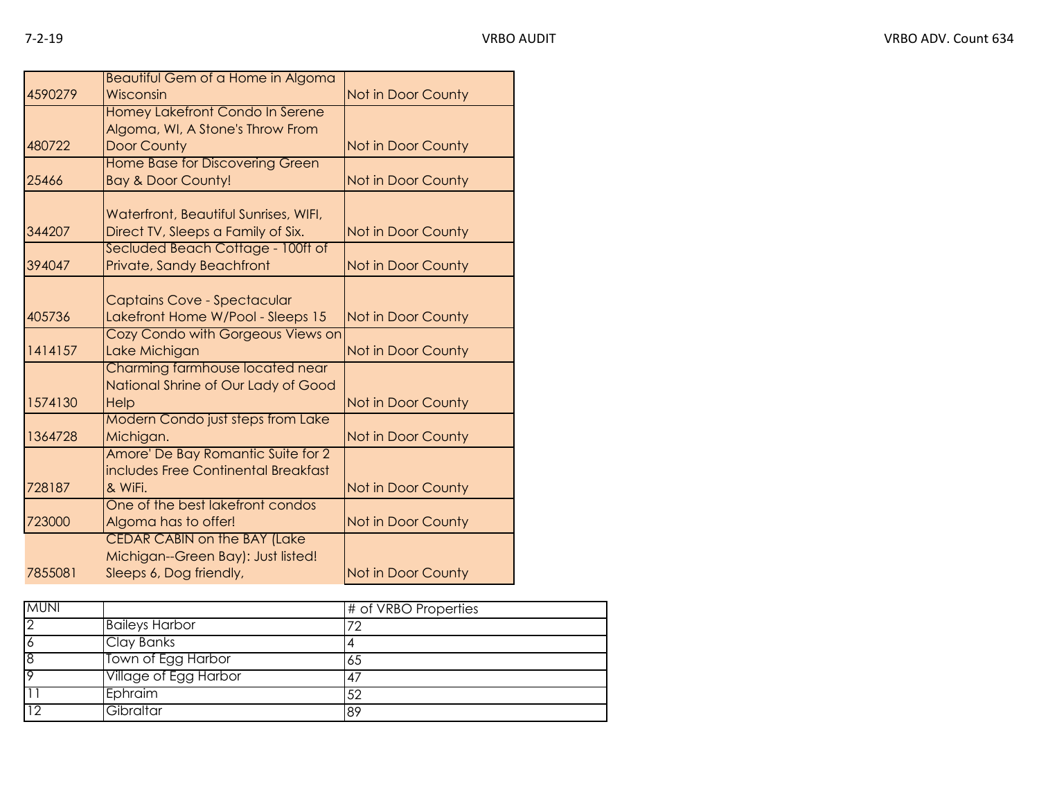| | | |
|---|---|---|
| 4590279 | Beautiful Gem of a Home in Algoma Wisconsin | Not in Door County |
| 480722 | Homey Lakefront Condo In Serene Algoma, WI, A Stone's Throw From Door County | Not in Door County |
| 25466 | Home Base for Discovering Green Bay & Door County! | Not in Door County |
| 344207 | Waterfront, Beautiful Sunrises, WIFI, Direct TV, Sleeps a Family of Six. | Not in Door County |
| 394047 | Secluded Beach Cottage - 100ft of Private, Sandy Beachfront | Not in Door County |
| 405736 | Captains Cove - Spectacular Lakefront Home W/Pool - Sleeps 15 | Not in Door County |
| 1414157 | Cozy Condo with Gorgeous Views on Lake Michigan | Not in Door County |
| 1574130 | Charming farmhouse located near National Shrine of Our Lady of Good Help | Not in Door County |
| 1364728 | Modern Condo just steps from Lake Michigan. | Not in Door County |
| 728187 | Amore' De Bay Romantic Suite for 2 includes Free Continental Breakfast & WiFi. | Not in Door County |
| 723000 | One of the best lakefront condos Algoma has to offer! | Not in Door County |
| 7855081 | CEDAR CABIN on the BAY (Lake Michigan--Green Bay): Just listed! Sleeps 6, Dog friendly, | Not in Door County |

| MUNI | | # of VRBO Properties |
|---|---|---|
| 2 | Baileys Harbor | 72 |
| 6 | Clay Banks | 4 |
| 8 | Town of Egg Harbor | 65 |
| 9 | Village of Egg Harbor | 47 |
| 11 | Ephraim | 52 |
| 12 | Gibraltar | 89 |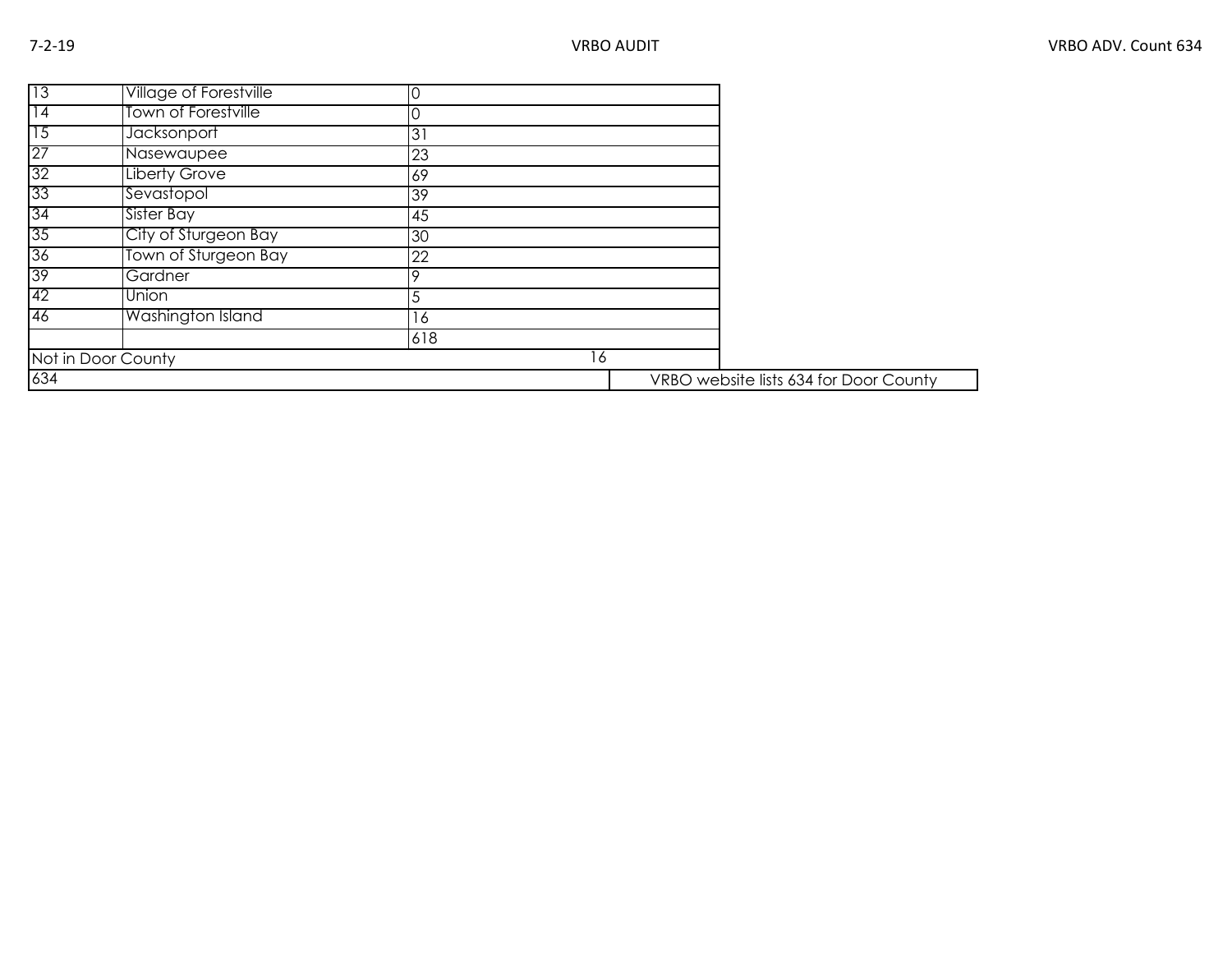7-2-19 VRBO AUDIT VRBO ADV. Count 634

| | | |
|---|---|---|
| 13 | Village of Forestville | 0 |
| 14 | Town of Forestville | 0 |
| 15 | Jacksonport | 31 |
| 27 | Nasewaupee | 23 |
| 32 | Liberty Grove | 69 |
| 33 | Sevastopol | 39 |
| 34 | Sister Bay | 45 |
| 35 | City of Sturgeon Bay | 30 |
| 36 | Town of Sturgeon Bay | 22 |
| 39 | Gardner | 9 |
| 42 | Union | 5 |
| 46 | Washington Island | 16 |
| | | 618 |
| Not in Door County | | 16 |
| 634 | | VRBO website lists 634 for Door County |